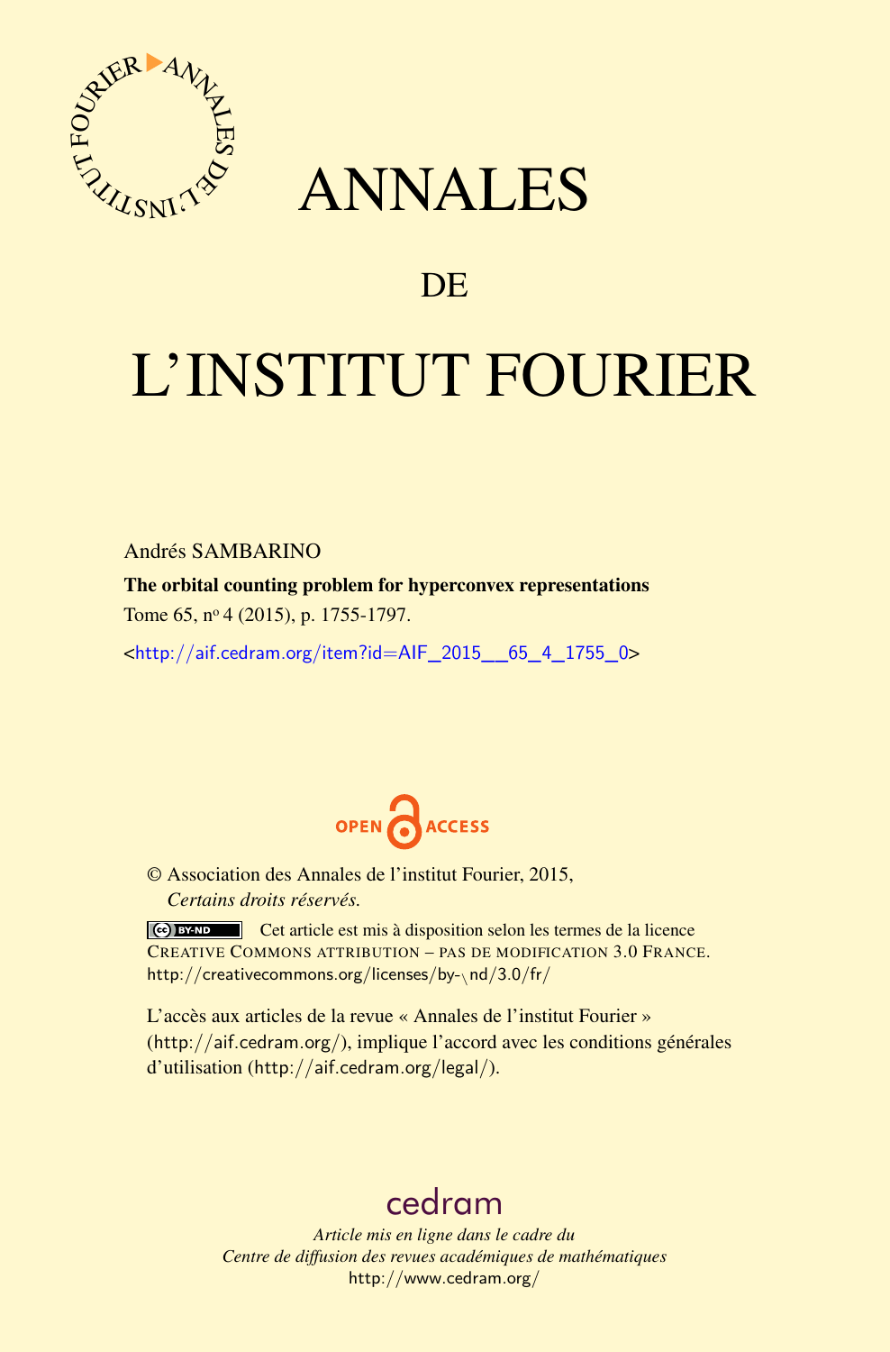# ANNALES

## DE

# L'INSTITUT FOURIER

Andrés SAMBARINO

**The orbital counting problem for hyperconvex representations**

Tome 65, n° 4 (2015), p. 1755-1797.

<http://aif.cedram.org/item?id=AIF_2015__65_4_1755_0>

OPEN ACCESS

© Association des Annales de l'institut Fourier, 2015,
*Certains droits réservés.*

Cet article est mis à disposition selon les termes de la licence CREATIVE COMMONS ATTRIBUTION – PAS DE MODIFICATION 3.0 FRANCE.
http://creativecommons.org/licenses/by-nd/3.0/fr/

L'accès aux articles de la revue « Annales de l'institut Fourier » (http://aif.cedram.org/), implique l'accord avec les conditions générales d'utilisation (http://aif.cedram.org/legal/).

cedram

*Article mis en ligne dans le cadre du*
*Centre de diffusion des revues académiques de mathématiques*
http://www.cedram.org/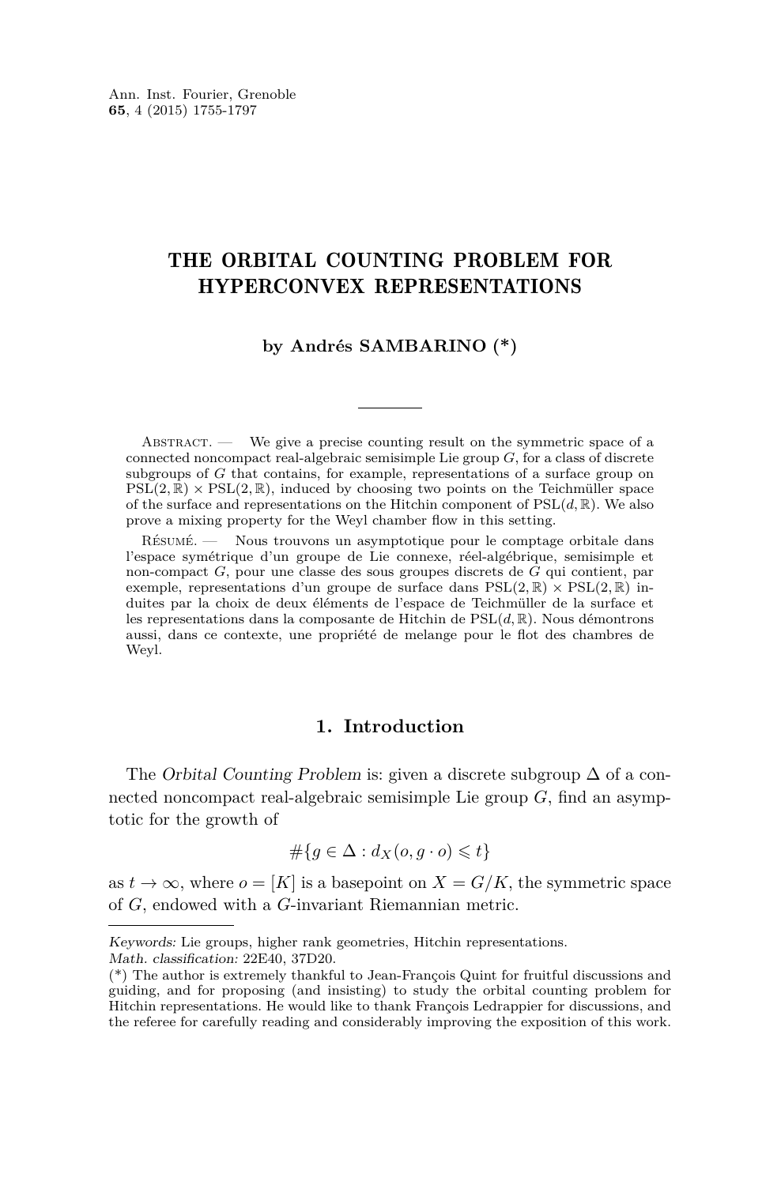Ann. Inst. Fourier, Grenoble
**65**, 4 (2015) 1755-1797

# THE ORBITAL COUNTING PROBLEM FOR HYPERCONVEX REPRESENTATIONS

**by Andrés SAMBARINO (\*)**

---

Abstract. — We give a precise counting result on the symmetric space of a connected noncompact real-algebraic semisimple Lie group $G$, for a class of discrete subgroups of $G$ that contains, for example, representations of a surface group on $\mathrm{PSL}(2,\mathbb{R}) \times \mathrm{PSL}(2,\mathbb{R})$, induced by choosing two points on the Teichmüller space of the surface and representations on the Hitchin component of $\mathrm{PSL}(d,\mathbb{R})$. We also prove a mixing property for the Weyl chamber flow in this setting.

Résumé. — Nous trouvons un asymptotique pour le comptage orbitale dans l'espace symétrique d'un groupe de Lie connexe, réel-algébrique, semisimple et non-compact $G$, pour une classe des sous groupes discrets de $G$ qui contient, par exemple, representations d'un groupe de surface dans $\mathrm{PSL}(2,\mathbb{R}) \times \mathrm{PSL}(2,\mathbb{R})$ induites par la choix de deux éléments de l'espace de Teichmüller de la surface et les representations dans la composante de Hitchin de $\mathrm{PSL}(d,\mathbb{R})$. Nous démontrons aussi, dans ce contexte, une propriété de melange pour le flot des chambres de Weyl.

## 1. Introduction

The *Orbital Counting Problem* is: given a discrete subgroup $\Delta$ of a connected noncompact real-algebraic semisimple Lie group $G$, find an asymptotic for the growth of

$$\#\{g \in \Delta : d_X(o, g \cdot o) \leqslant t\}$$

as $t \to \infty$, where $o = [K]$ is a basepoint on $X = G/K$, the symmetric space of $G$, endowed with a $G$-invariant Riemannian metric.

---

*Keywords:* Lie groups, higher rank geometries, Hitchin representations.
*Math. classification:* 22E40, 37D20.
(\*) The author is extremely thankful to Jean-François Quint for fruitful discussions and guiding, and for proposing (and insisting) to study the orbital counting problem for Hitchin representations. He would like to thank François Ledrappier for discussions, and the referee for carefully reading and considerably improving the exposition of this work.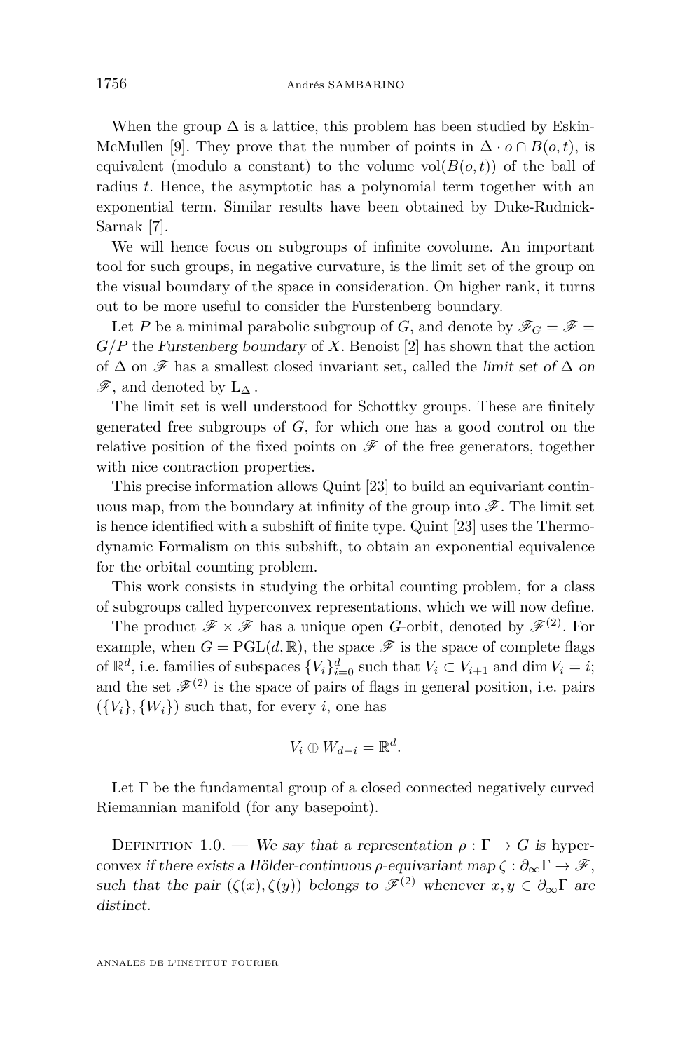When the group $\Delta$ is a lattice, this problem has been studied by Eskin-McMullen [9]. They prove that the number of points in $\Delta \cdot o \cap B(o,t)$, is equivalent (modulo a constant) to the volume $\mathrm{vol}(B(o,t))$ of the ball of radius $t$. Hence, the asymptotic has a polynomial term together with an exponential term. Similar results have been obtained by Duke-Rudnick-Sarnak [7].

We will hence focus on subgroups of infinite covolume. An important tool for such groups, in negative curvature, is the limit set of the group on the visual boundary of the space in consideration. On higher rank, it turns out to be more useful to consider the Furstenberg boundary.

Let $P$ be a minimal parabolic subgroup of $G$, and denote by $\mathscr{F}_G = \mathscr{F} = G/P$ the *Furstenberg boundary* of $X$. Benoist [2] has shown that the action of $\Delta$ on $\mathscr{F}$ has a smallest closed invariant set, called the *limit set of* $\Delta$ *on* $\mathscr{F}$, and denoted by $\mathrm{L}_\Delta$.

The limit set is well understood for Schottky groups. These are finitely generated free subgroups of $G$, for which one has a good control on the relative position of the fixed points on $\mathscr{F}$ of the free generators, together with nice contraction properties.

This precise information allows Quint [23] to build an equivariant continuous map, from the boundary at infinity of the group into $\mathscr{F}$. The limit set is hence identified with a subshift of finite type. Quint [23] uses the Thermodynamic Formalism on this subshift, to obtain an exponential equivalence for the orbital counting problem.

This work consists in studying the orbital counting problem, for a class of subgroups called hyperconvex representations, which we will now define.

The product $\mathscr{F} \times \mathscr{F}$ has a unique open $G$-orbit, denoted by $\mathscr{F}^{(2)}$. For example, when $G = \mathrm{PGL}(d,\mathbb{R})$, the space $\mathscr{F}$ is the space of complete flags of $\mathbb{R}^d$, i.e. families of subspaces $\{V_i\}_{i=0}^d$ such that $V_i \subset V_{i+1}$ and $\dim V_i = i$; and the set $\mathscr{F}^{(2)}$ is the space of pairs of flags in general position, i.e. pairs $(\{V_i\},\{W_i\})$ such that, for every $i$, one has

$$V_i \oplus W_{d-i} = \mathbb{R}^d.$$

Let $\Gamma$ be the fundamental group of a closed connected negatively curved Riemannian manifold (for any basepoint).

Definition 1.0. — *We say that a representation $\rho : \Gamma \to G$ is* hyperconvex *if there exists a Hölder-continuous $\rho$-equivariant map $\zeta : \partial_\infty \Gamma \to \mathscr{F}$, such that the pair $(\zeta(x), \zeta(y))$ belongs to $\mathscr{F}^{(2)}$ whenever $x, y \in \partial_\infty \Gamma$ are distinct.*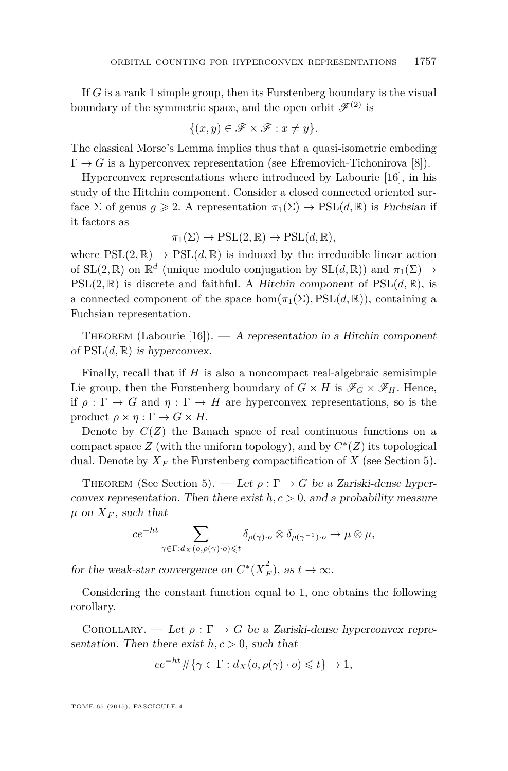If $G$ is a rank 1 simple group, then its Furstenberg boundary is the visual boundary of the symmetric space, and the open orbit $\mathscr{F}^{(2)}$ is

$$\{(x,y) \in \mathscr{F} \times \mathscr{F} : x \neq y\}.$$

The classical Morse's Lemma implies thus that a quasi-isometric embeding $\Gamma \to G$ is a hyperconvex representation (see Efremovich-Tichonirova [8]).

Hyperconvex representations where introduced by Labourie [16], in his study of the Hitchin component. Consider a closed connected oriented surface $\Sigma$ of genus $g \geqslant 2$. A representation $\pi_1(\Sigma) \to \mathrm{PSL}(d,\mathbb{R})$ is *Fuchsian* if it factors as

$$\pi_1(\Sigma) \to \mathrm{PSL}(2,\mathbb{R}) \to \mathrm{PSL}(d,\mathbb{R}),$$

where $\mathrm{PSL}(2,\mathbb{R}) \to \mathrm{PSL}(d,\mathbb{R})$ is induced by the irreducible linear action of $\mathrm{SL}(2,\mathbb{R})$ on $\mathbb{R}^d$ (unique modulo conjugation by $\mathrm{SL}(d,\mathbb{R})$) and $\pi_1(\Sigma) \to \mathrm{PSL}(2,\mathbb{R})$ is discrete and faithful. A *Hitchin component* of $\mathrm{PSL}(d,\mathbb{R})$, is a connected component of the space $\hom(\pi_1(\Sigma), \mathrm{PSL}(d,\mathbb{R}))$, containing a Fuchsian representation.

Theorem (Labourie [16]). — *A representation in a Hitchin component of $\mathrm{PSL}(d,\mathbb{R})$ is hyperconvex.*

Finally, recall that if $H$ is also a noncompact real-algebraic semisimple Lie group, then the Furstenberg boundary of $G \times H$ is $\mathscr{F}_G \times \mathscr{F}_H$. Hence, if $\rho : \Gamma \to G$ and $\eta : \Gamma \to H$ are hyperconvex representations, so is the product $\rho \times \eta : \Gamma \to G \times H$.

Denote by $C(Z)$ the Banach space of real continuous functions on a compact space $Z$ (with the uniform topology), and by $C^*(Z)$ its topological dual. Denote by $\overline{X}_F$ the Furstenberg compactification of $X$ (see Section 5).

Theorem (See Section 5). — *Let $\rho : \Gamma \to G$ be a Zariski-dense hyperconvex representation. Then there exist $h, c > 0$, and a probability measure $\mu$ on $\overline{X}_F$, such that*

$$ce^{-ht} \sum_{\gamma \in \Gamma : d_X(o, \rho(\gamma)\cdot o) \leqslant t} \delta_{\rho(\gamma)\cdot o} \otimes \delta_{\rho(\gamma^{-1})\cdot o} \to \mu \otimes \mu,$$

*for the weak-star convergence on $C^*(\overline{X}_F^2)$, as $t \to \infty$.*

Considering the constant function equal to 1, one obtains the following corollary.

Corollary. — *Let $\rho : \Gamma \to G$ be a Zariski-dense hyperconvex representation. Then there exist $h, c > 0$, such that*

$$ce^{-ht} \#\{\gamma \in \Gamma : d_X(o, \rho(\gamma)\cdot o) \leqslant t\} \to 1,$$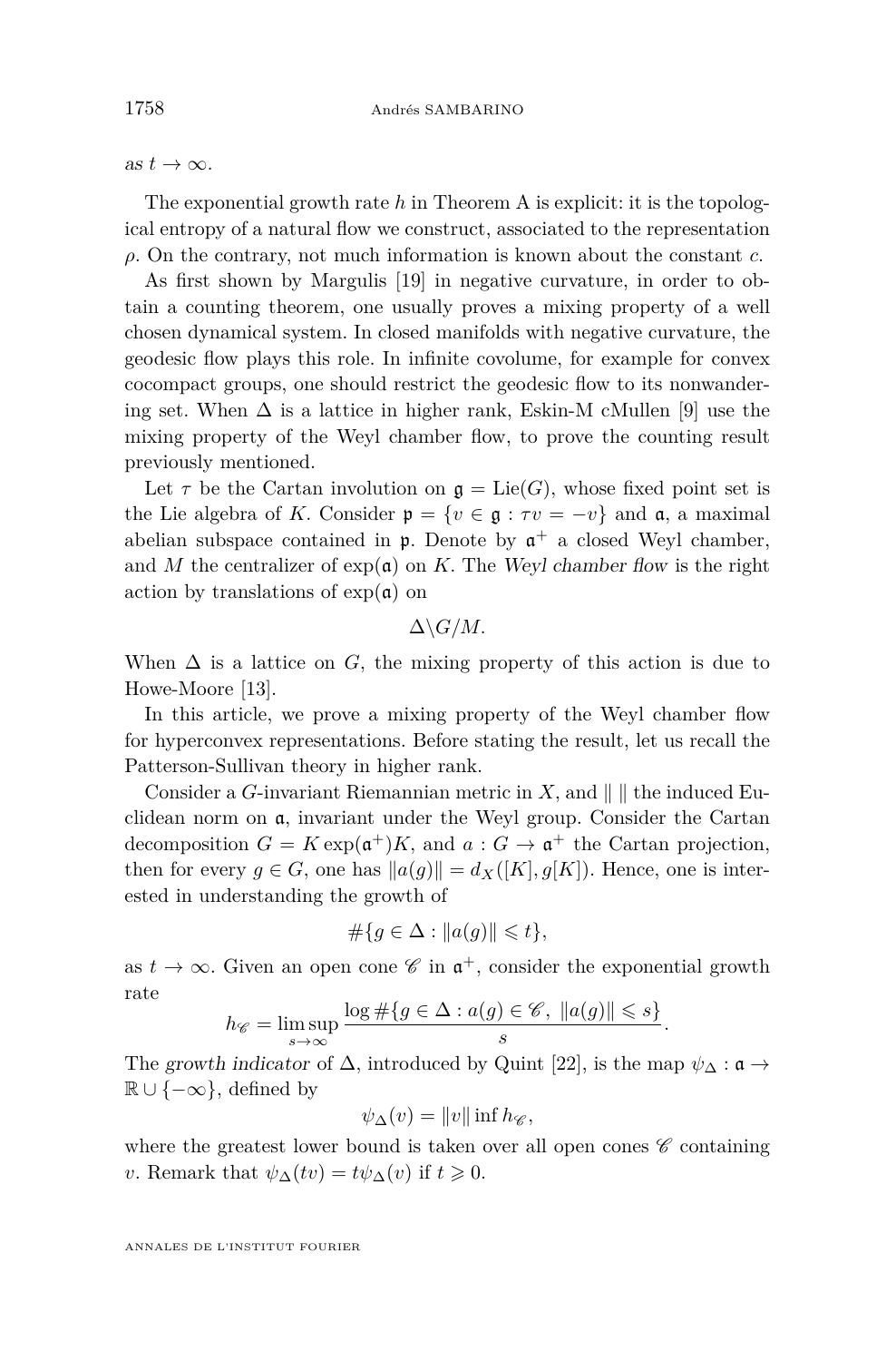as $t \to \infty$.

The exponential growth rate $h$ in Theorem A is explicit: it is the topological entropy of a natural flow we construct, associated to the representation $\rho$. On the contrary, not much information is known about the constant $c$.

As first shown by Margulis [19] in negative curvature, in order to obtain a counting theorem, one usually proves a mixing property of a well chosen dynamical system. In closed manifolds with negative curvature, the geodesic flow plays this role. In infinite covolume, for example for convex cocompact groups, one should restrict the geodesic flow to its nonwandering set. When $\Delta$ is a lattice in higher rank, Eskin-M cMullen [9] use the mixing property of the Weyl chamber flow, to prove the counting result previously mentioned.

Let $\tau$ be the Cartan involution on $\mathfrak{g} = \mathrm{Lie}(G)$, whose fixed point set is the Lie algebra of $K$. Consider $\mathfrak{p} = \{v \in \mathfrak{g} : \tau v = -v\}$ and $\mathfrak{a}$, a maximal abelian subspace contained in $\mathfrak{p}$. Denote by $\mathfrak{a}^+$ a closed Weyl chamber, and $M$ the centralizer of $\exp(\mathfrak{a})$ on $K$. The *Weyl chamber flow* is the right action by translations of $\exp(\mathfrak{a})$ on

$$\Delta \backslash G / M.$$

When $\Delta$ is a lattice on $G$, the mixing property of this action is due to Howe-Moore [13].

In this article, we prove a mixing property of the Weyl chamber flow for hyperconvex representations. Before stating the result, let us recall the Patterson-Sullivan theory in higher rank.

Consider a $G$-invariant Riemannian metric in $X$, and $\| \ \|$ the induced Euclidean norm on $\mathfrak{a}$, invariant under the Weyl group. Consider the Cartan decomposition $G = K \exp(\mathfrak{a}^+) K$, and $a : G \to \mathfrak{a}^+$ the Cartan projection, then for every $g \in G$, one has $\|a(g)\| = d_X([K], g[K])$. Hence, one is interested in understanding the growth of

$$\#\{g \in \Delta : \|a(g)\| \leqslant t\},$$

as $t \to \infty$. Given an open cone $\mathscr{C}$ in $\mathfrak{a}^+$, consider the exponential growth rate

$$h_{\mathscr{C}} = \limsup_{s \to \infty} \frac{\log \#\{g \in \Delta : a(g) \in \mathscr{C}, \ \|a(g)\| \leqslant s\}}{s}.$$

The *growth indicator* of $\Delta$, introduced by Quint [22], is the map $\psi_\Delta : \mathfrak{a} \to \mathbb{R} \cup \{-\infty\}$, defined by

$$\psi_\Delta(v) = \|v\| \inf h_{\mathscr{C}},$$

where the greatest lower bound is taken over all open cones $\mathscr{C}$ containing $v$. Remark that $\psi_\Delta(tv) = t\psi_\Delta(v)$ if $t \geqslant 0$.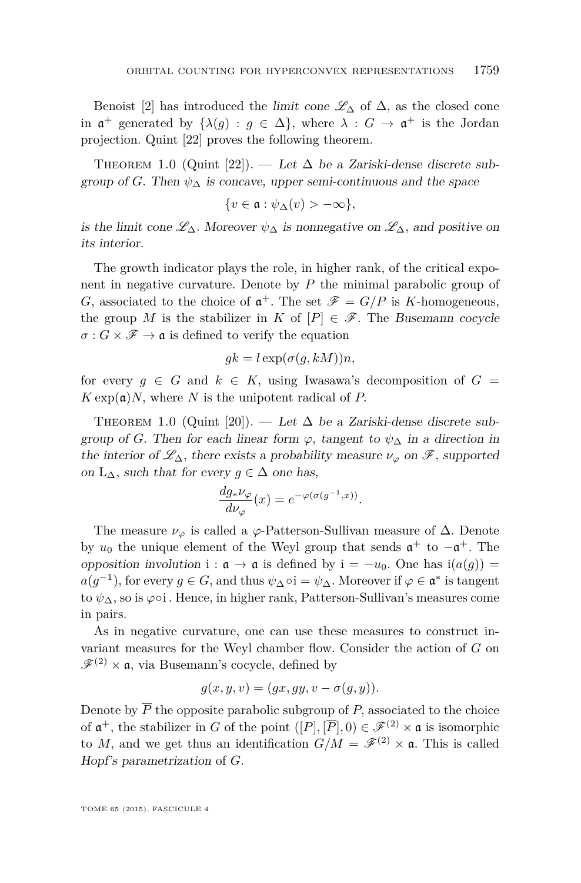Benoist [2] has introduced the *limit cone* $\mathscr{L}_\Delta$ of $\Delta$, as the closed cone in $\mathfrak{a}^+$ generated by $\{\lambda(g) : g \in \Delta\}$, where $\lambda : G \to \mathfrak{a}^+$ is the Jordan projection. Quint [22] proves the following theorem.

Theorem 1.0 (Quint [22]). — *Let $\Delta$ be a Zariski-dense discrete subgroup of $G$. Then $\psi_\Delta$ is concave, upper semi-continuous and the space*

$$\{v \in \mathfrak{a} : \psi_\Delta(v) > -\infty\},$$

*is the limit cone $\mathscr{L}_\Delta$. Moreover $\psi_\Delta$ is nonnegative on $\mathscr{L}_\Delta$, and positive on its interior.*

The growth indicator plays the role, in higher rank, of the critical exponent in negative curvature. Denote by $P$ the minimal parabolic group of $G$, associated to the choice of $\mathfrak{a}^+$. The set $\mathscr{F} = G/P$ is $K$-homogeneous, the group $M$ is the stabilizer in $K$ of $[P] \in \mathscr{F}$. The *Busemann cocycle* $\sigma : G \times \mathscr{F} \to \mathfrak{a}$ is defined to verify the equation

$$gk = l \exp(\sigma(g, kM))n,$$

for every $g \in G$ and $k \in K$, using Iwasawa's decomposition of $G = K \exp(\mathfrak{a})N$, where $N$ is the unipotent radical of $P$.

Theorem 1.0 (Quint [20]). — *Let $\Delta$ be a Zariski-dense discrete subgroup of $G$. Then for each linear form $\varphi$, tangent to $\psi_\Delta$ in a direction in the interior of $\mathscr{L}_\Delta$, there exists a probability measure $\nu_\varphi$ on $\mathscr{F}$, supported on $\mathrm{L}_\Delta$, such that for every $g \in \Delta$ one has,*

$$\frac{dg_*\nu_\varphi}{d\nu_\varphi}(x) = e^{-\varphi(\sigma(g^{-1}, x))}.$$

The measure $\nu_\varphi$ is called a $\varphi$-Patterson-Sullivan measure of $\Delta$. Denote by $u_0$ the unique element of the Weyl group that sends $\mathfrak{a}^+$ to $-\mathfrak{a}^+$. The *opposition involution* $\mathrm{i} : \mathfrak{a} \to \mathfrak{a}$ is defined by $\mathrm{i} = -u_0$. One has $\mathrm{i}(a(g)) = a(g^{-1})$, for every $g \in G$, and thus $\psi_\Delta \circ \mathrm{i} = \psi_\Delta$. Moreover if $\varphi \in \mathfrak{a}^*$ is tangent to $\psi_\Delta$, so is $\varphi \circ \mathrm{i}$. Hence, in higher rank, Patterson-Sullivan's measures come in pairs.

As in negative curvature, one can use these measures to construct invariant measures for the Weyl chamber flow. Consider the action of $G$ on $\mathscr{F}^{(2)} \times \mathfrak{a}$, via Busemann's cocycle, defined by

$$g(x, y, v) = (gx, gy, v - \sigma(g, y)).$$

Denote by $\overline{P}$ the opposite parabolic subgroup of $P$, associated to the choice of $\mathfrak{a}^+$, the stabilizer in $G$ of the point $([P], [\overline{P}], 0) \in \mathscr{F}^{(2)} \times \mathfrak{a}$ is isomorphic to $M$, and we get thus an identification $G/M = \mathscr{F}^{(2)} \times \mathfrak{a}$. This is called *Hopf's parametrization* of $G$.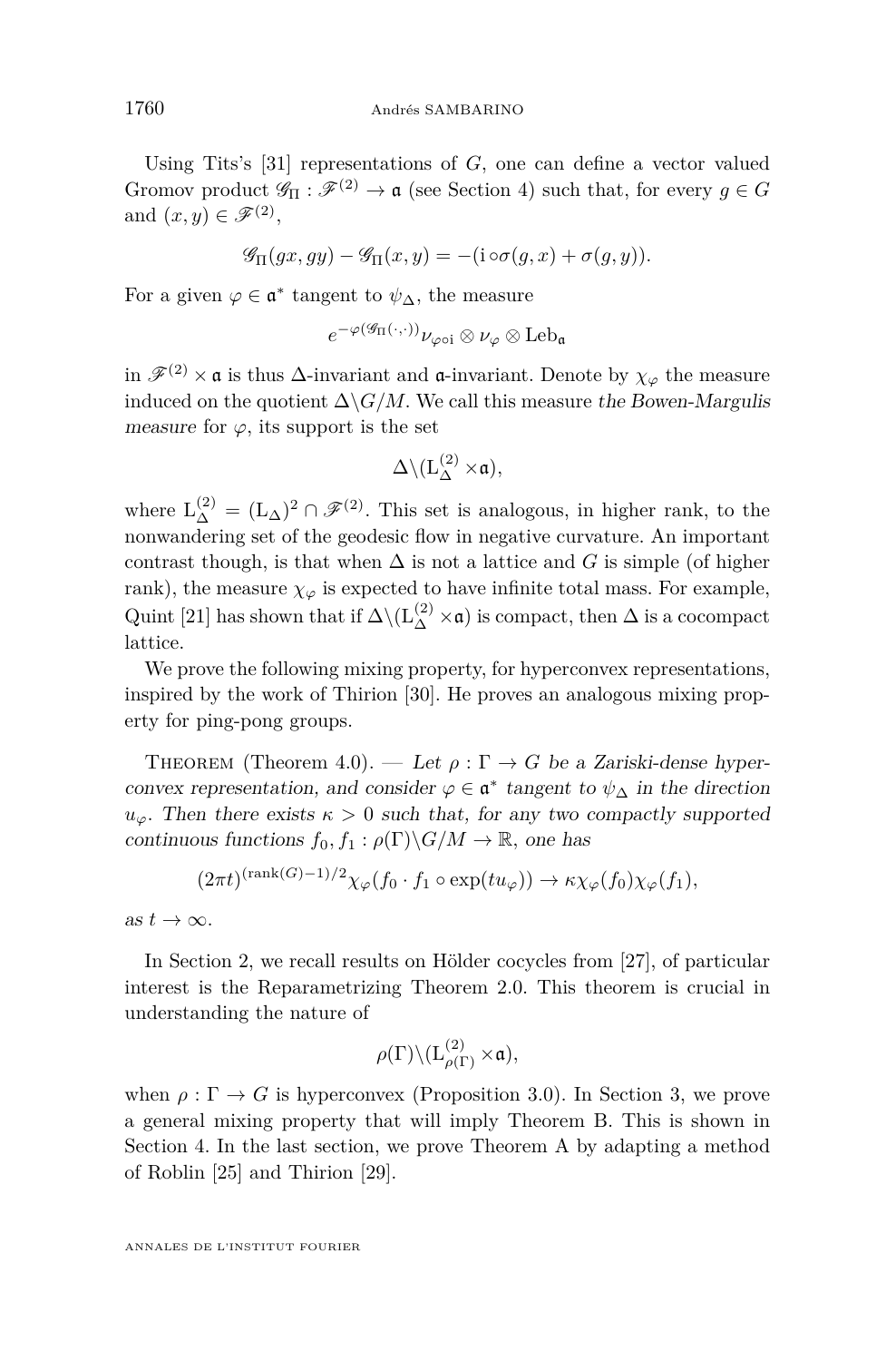Using Tits's [31] representations of $G$, one can define a vector valued Gromov product $\mathscr{G}_\Pi : \mathscr{F}^{(2)} \to \mathfrak{a}$ (see Section 4) such that, for every $g \in G$ and $(x,y) \in \mathscr{F}^{(2)}$,

$$\mathscr{G}_\Pi(gx, gy) - \mathscr{G}_\Pi(x,y) = -(\mathrm{i} \circ \sigma(g,x) + \sigma(g,y)).$$

For a given $\varphi \in \mathfrak{a}^*$ tangent to $\psi_\Delta$, the measure

$$e^{-\varphi(\mathscr{G}_\Pi(\cdot,\cdot))} \nu_{\varphi \circ \mathrm{i}} \otimes \nu_\varphi \otimes \mathrm{Leb}_{\mathfrak{a}}$$

in $\mathscr{F}^{(2)} \times \mathfrak{a}$ is thus $\Delta$-invariant and $\mathfrak{a}$-invariant. Denote by $\chi_\varphi$ the measure induced on the quotient $\Delta \backslash G/M$. We call this measure *the Bowen-Margulis measure* for $\varphi$, its support is the set

$$\Delta \backslash (\mathrm{L}_\Delta^{(2)} \times \mathfrak{a}),$$

where $\mathrm{L}_\Delta^{(2)} = (\mathrm{L}_\Delta)^2 \cap \mathscr{F}^{(2)}$. This set is analogous, in higher rank, to the nonwandering set of the geodesic flow in negative curvature. An important contrast though, is that when $\Delta$ is not a lattice and $G$ is simple (of higher rank), the measure $\chi_\varphi$ is expected to have infinite total mass. For example, Quint [21] has shown that if $\Delta \backslash (\mathrm{L}_\Delta^{(2)} \times \mathfrak{a})$ is compact, then $\Delta$ is a cocompact lattice.

We prove the following mixing property, for hyperconvex representations, inspired by the work of Thirion [30]. He proves an analogous mixing property for ping-pong groups.

Theorem (Theorem 4.0). — *Let $\rho : \Gamma \to G$ be a Zariski-dense hyperconvex representation, and consider $\varphi \in \mathfrak{a}^*$ tangent to $\psi_\Delta$ in the direction $u_\varphi$. Then there exists $\kappa > 0$ such that, for any two compactly supported continuous functions $f_0, f_1 : \rho(\Gamma) \backslash G/M \to \mathbb{R}$, one has*

$$(2\pi t)^{(\mathrm{rank}(G)-1)/2} \chi_\varphi(f_0 \cdot f_1 \circ \exp(t u_\varphi)) \to \kappa \chi_\varphi(f_0) \chi_\varphi(f_1),$$

*as $t \to \infty$.*

In Section 2, we recall results on Hölder cocycles from [27], of particular interest is the Reparametrizing Theorem 2.0. This theorem is crucial in understanding the nature of

$$\rho(\Gamma) \backslash (\mathrm{L}_{\rho(\Gamma)}^{(2)} \times \mathfrak{a}),$$

when $\rho : \Gamma \to G$ is hyperconvex (Proposition 3.0). In Section 3, we prove a general mixing property that will imply Theorem B. This is shown in Section 4. In the last section, we prove Theorem A by adapting a method of Roblin [25] and Thirion [29].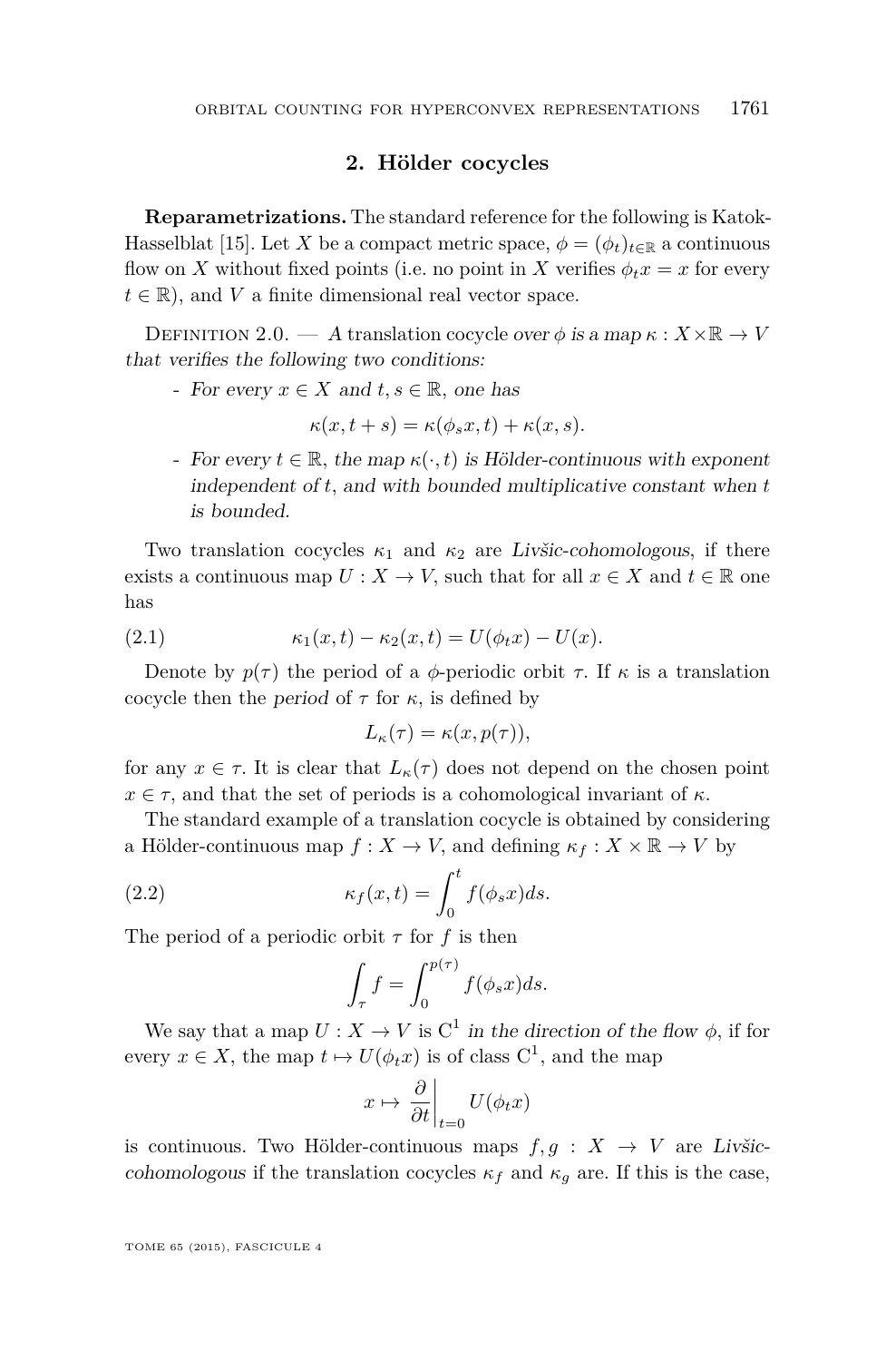## 2. Hölder cocycles

**Reparametrizations.** The standard reference for the following is Katok-Hasselblat [15]. Let $X$ be a compact metric space, $\phi = (\phi_t)_{t\in\mathbb{R}}$ a continuous flow on $X$ without fixed points (i.e. no point in $X$ verifies $\phi_t x = x$ for every $t \in \mathbb{R}$), and $V$ a finite dimensional real vector space.

Definition 2.0. — *A* translation cocycle *over $\phi$ is a map $\kappa : X \times \mathbb{R} \to V$ that verifies the following two conditions:*

- *For every $x \in X$ and $t, s \in \mathbb{R}$, one has*
$$\kappa(x, t+s) = \kappa(\phi_s x, t) + \kappa(x, s).$$
- *For every $t \in \mathbb{R}$, the map $\kappa(\cdot, t)$ is Hölder-continuous with exponent independent of $t$, and with bounded multiplicative constant when $t$ is bounded.*

Two translation cocycles $\kappa_1$ and $\kappa_2$ are *Livšic-cohomologous*, if there exists a continuous map $U : X \to V$, such that for all $x \in X$ and $t \in \mathbb{R}$ one has

$$\kappa_1(x, t) - \kappa_2(x, t) = U(\phi_t x) - U(x). \tag{2.1}$$

Denote by $p(\tau)$ the period of a $\phi$-periodic orbit $\tau$. If $\kappa$ is a translation cocycle then the *period* of $\tau$ for $\kappa$, is defined by

$$L_\kappa(\tau) = \kappa(x, p(\tau)),$$

for any $x \in \tau$. It is clear that $L_\kappa(\tau)$ does not depend on the chosen point $x \in \tau$, and that the set of periods is a cohomological invariant of $\kappa$.

The standard example of a translation cocycle is obtained by considering a Hölder-continuous map $f : X \to V$, and defining $\kappa_f : X \times \mathbb{R} \to V$ by

$$\kappa_f(x, t) = \int_0^t f(\phi_s x) ds. \tag{2.2}$$

The period of a periodic orbit $\tau$ for $f$ is then

$$\int_\tau f = \int_0^{p(\tau)} f(\phi_s x) ds.$$

We say that a map $U : X \to V$ is $\mathrm{C}^1$ *in the direction of the flow* $\phi$, if for every $x \in X$, the map $t \mapsto U(\phi_t x)$ is of class $\mathrm{C}^1$, and the map

$$x \mapsto \left.\frac{\partial}{\partial t}\right|_{t=0} U(\phi_t x)$$

is continuous. Two Hölder-continuous maps $f, g : X \to V$ are *Livšic-cohomologous* if the translation cocycles $\kappa_f$ and $\kappa_g$ are. If this is the case,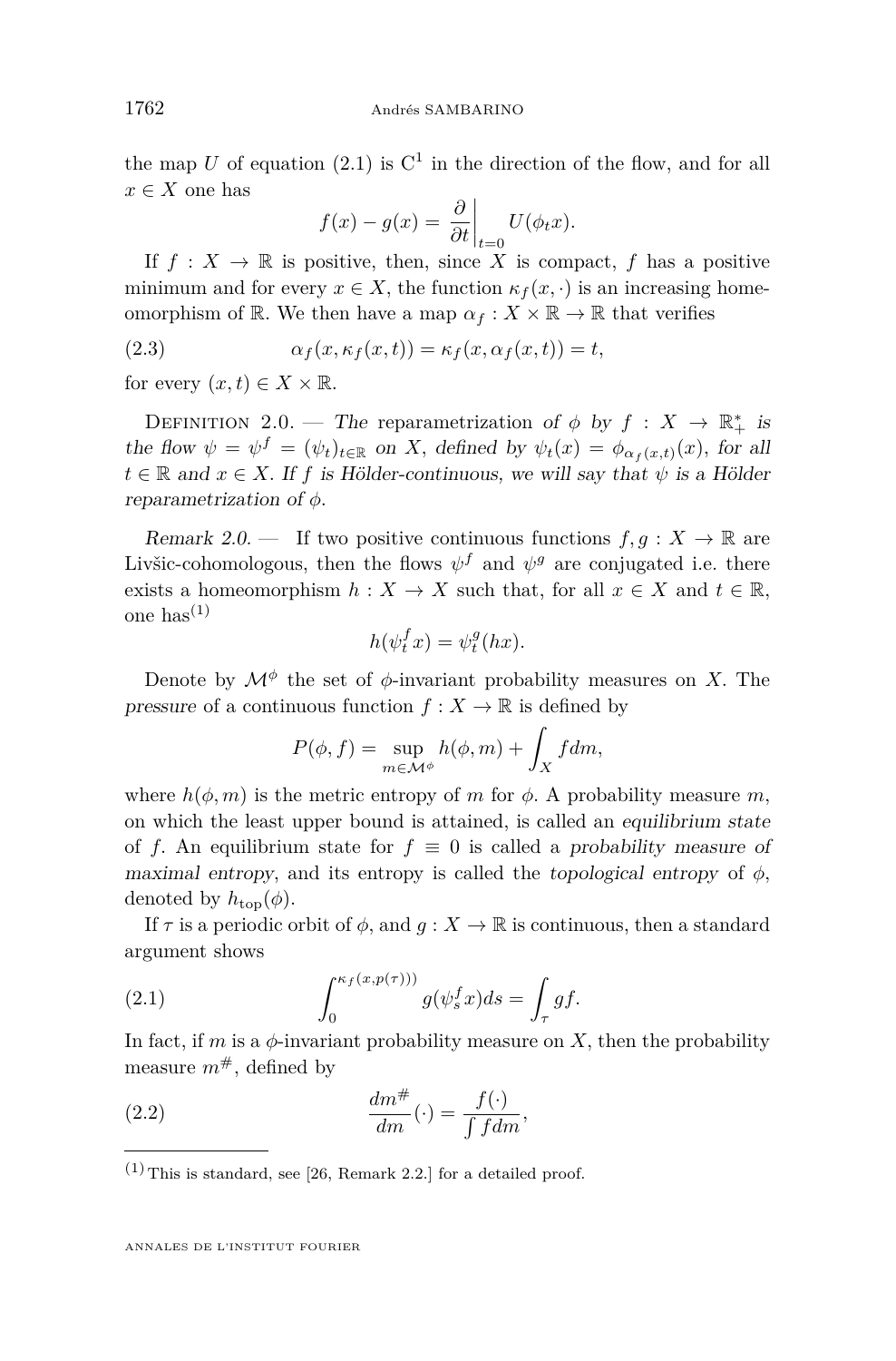the map $U$ of equation (2.1) is $C^1$ in the direction of the flow, and for all $x \in X$ one has

$$f(x) - g(x) = \left.\frac{\partial}{\partial t}\right|_{t=0} U(\phi_t x).$$

If $f : X \to \mathbb{R}$ is positive, then, since $X$ is compact, $f$ has a positive minimum and for every $x \in X$, the function $\kappa_f(x, \cdot)$ is an increasing homeomorphism of $\mathbb{R}$. We then have a map $\alpha_f : X \times \mathbb{R} \to \mathbb{R}$ that verifies

$$\alpha_f(x, \kappa_f(x,t)) = \kappa_f(x, \alpha_f(x,t)) = t, \tag{2.3}$$

for every $(x,t) \in X \times \mathbb{R}$.

Definition 2.0. — *The* reparametrization *of $\phi$ by $f : X \to \mathbb{R}_+^*$ is the flow $\psi = \psi^f = (\psi_t)_{t \in \mathbb{R}}$ on $X$, defined by $\psi_t(x) = \phi_{\alpha_f(x,t)}(x)$, for all $t \in \mathbb{R}$ and $x \in X$. If $f$ is Hölder-continuous, we will say that $\psi$ is a Hölder reparametrization of $\phi$.*

*Remark 2.0.* — If two positive continuous functions $f, g : X \to \mathbb{R}$ are Livšic-cohomologous, then the flows $\psi^f$ and $\psi^g$ are conjugated i.e. there exists a homeomorphism $h : X \to X$ such that, for all $x \in X$ and $t \in \mathbb{R}$, one has[(1)]

$$h(\psi_t^f x) = \psi_t^g(hx).$$

Denote by $\mathcal{M}^\phi$ the set of $\phi$-invariant probability measures on $X$. The *pressure* of a continuous function $f : X \to \mathbb{R}$ is defined by

$$P(\phi, f) = \sup_{m \in \mathcal{M}^\phi} h(\phi, m) + \int_X f dm,$$

where $h(\phi, m)$ is the metric entropy of $m$ for $\phi$. A probability measure $m$, on which the least upper bound is attained, is called an *equilibrium state* of $f$. An equilibrium state for $f \equiv 0$ is called a *probability measure of maximal entropy*, and its entropy is called the *topological entropy* of $\phi$, denoted by $h_{\text{top}}(\phi)$.

If $\tau$ is a periodic orbit of $\phi$, and $g : X \to \mathbb{R}$ is continuous, then a standard argument shows

$$\int_0^{\kappa_f(x, p(\tau)))} g(\psi_s^f x) ds = \int_\tau gf. \tag{2.1}$$

In fact, if $m$ is a $\phi$-invariant probability measure on $X$, then the probability measure $m^\#$, defined by

$$\frac{dm^\#}{dm}(\cdot) = \frac{f(\cdot)}{\int f dm}, \tag{2.2}$$

---

(1) This is standard, see [26, Remark 2.2.] for a detailed proof.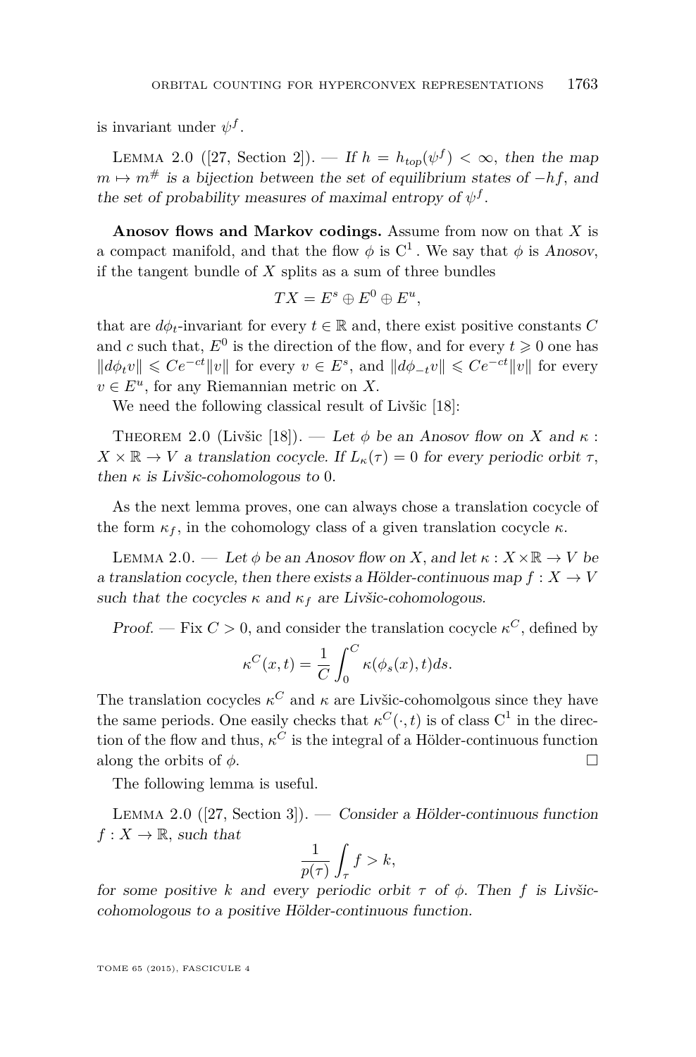is invariant under $\psi^f$.

Lemma 2.0 ([27, Section 2]). — *If $h = h_{top}(\psi^f) < \infty$, then the map $m \mapsto m^\#$ is a bijection between the set of equilibrium states of $-hf$, and the set of probability measures of maximal entropy of $\psi^f$.*

**Anosov flows and Markov codings.** Assume from now on that $X$ is a compact manifold, and that the flow $\phi$ is $C^1$. We say that $\phi$ is *Anosov*, if the tangent bundle of $X$ splits as a sum of three bundles

$$TX = E^s \oplus E^0 \oplus E^u,$$

that are $d\phi_t$-invariant for every $t \in \mathbb{R}$ and, there exist positive constants $C$ and $c$ such that, $E^0$ is the direction of the flow, and for every $t \geqslant 0$ one has $\|d\phi_t v\| \leqslant Ce^{-ct}\|v\|$ for every $v \in E^s$, and $\|d\phi_{-t} v\| \leqslant Ce^{-ct}\|v\|$ for every $v \in E^u$, for any Riemannian metric on $X$.

We need the following classical result of Livšic [18]:

Theorem 2.0 (Livšic [18]). — *Let $\phi$ be an Anosov flow on $X$ and $\kappa : X \times \mathbb{R} \to V$ a translation cocycle. If $L_\kappa(\tau) = 0$ for every periodic orbit $\tau$, then $\kappa$ is Livšic-cohomologous to $0$.*

As the next lemma proves, one can always chose a translation cocycle of the form $\kappa_f$, in the cohomology class of a given translation cocycle $\kappa$.

Lemma 2.0. — *Let $\phi$ be an Anosov flow on $X$, and let $\kappa : X \times \mathbb{R} \to V$ be a translation cocycle, then there exists a Hölder-continuous map $f : X \to V$ such that the cocycles $\kappa$ and $\kappa_f$ are Livšic-cohomologous.*

*Proof.* — Fix $C > 0$, and consider the translation cocycle $\kappa^C$, defined by

$$\kappa^C(x,t) = \frac{1}{C}\int_0^C \kappa(\phi_s(x), t)ds.$$

The translation cocycles $\kappa^C$ and $\kappa$ are Livšic-cohomolgous since they have the same periods. One easily checks that $\kappa^C(\cdot, t)$ is of class $C^1$ in the direction of the flow and thus, $\kappa^C$ is the integral of a Hölder-continuous function along the orbits of $\phi$. □

The following lemma is useful.

Lemma 2.0 ([27, Section 3]). — *Consider a Hölder-continuous function $f : X \to \mathbb{R}$, such that*

$$\frac{1}{p(\tau)}\int_\tau f > k,$$

*for some positive $k$ and every periodic orbit $\tau$ of $\phi$. Then $f$ is Livšic-cohomologous to a positive Hölder-continuous function.*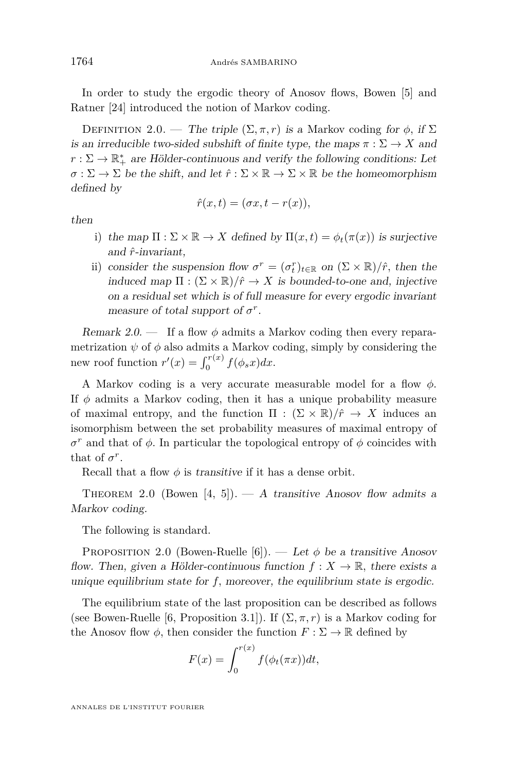In order to study the ergodic theory of Anosov flows, Bowen [5] and Ratner [24] introduced the notion of Markov coding.

Definition 2.0. — *The triple $(\Sigma, \pi, r)$ is a* Markov coding *for $\phi$, if $\Sigma$ is an irreducible two-sided subshift of finite type, the maps $\pi : \Sigma \to X$ and $r : \Sigma \to \mathbb{R}_+^*$ are Hölder-continuous and verify the following conditions: Let $\sigma : \Sigma \to \Sigma$ be the shift, and let $\hat{r} : \Sigma \times \mathbb{R} \to \Sigma \times \mathbb{R}$ be the homeomorphism defined by*

$$\hat{r}(x,t) = (\sigma x, t - r(x)),$$

*then*

i) *the map $\Pi : \Sigma \times \mathbb{R} \to X$ defined by $\Pi(x,t) = \phi_t(\pi(x))$ is surjective and $\hat{r}$-invariant,*
ii) *consider the suspension flow $\sigma^r = (\sigma^r_t)_{t \in \mathbb{R}}$ on $(\Sigma \times \mathbb{R})/\hat{r}$, then the induced map $\Pi : (\Sigma \times \mathbb{R})/\hat{r} \to X$ is bounded-to-one and, injective on a residual set which is of full measure for every ergodic invariant measure of total support of $\sigma^r$.*

*Remark 2.0.* — If a flow $\phi$ admits a Markov coding then every reparametrization $\psi$ of $\phi$ also admits a Markov coding, simply by considering the new roof function $r'(x) = \int_0^{r(x)} f(\phi_s x)dx$.

A Markov coding is a very accurate measurable model for a flow $\phi$. If $\phi$ admits a Markov coding, then it has a unique probability measure of maximal entropy, and the function $\Pi : (\Sigma \times \mathbb{R})/\hat{r} \to X$ induces an isomorphism between the set probability measures of maximal entropy of $\sigma^r$ and that of $\phi$. In particular the topological entropy of $\phi$ coincides with that of $\sigma^r$.

Recall that a flow $\phi$ is *transitive* if it has a dense orbit.

Theorem 2.0 (Bowen [4, 5]). — *A transitive Anosov flow admits a Markov coding.*

The following is standard.

Proposition 2.0 (Bowen-Ruelle [6]). — *Let $\phi$ be a transitive Anosov flow. Then, given a Hölder-continuous function $f : X \to \mathbb{R}$, there exists a unique equilibrium state for $f$, moreover, the equilibrium state is ergodic.*

The equilibrium state of the last proposition can be described as follows (see Bowen-Ruelle [6, Proposition 3.1]). If $(\Sigma, \pi, r)$ is a Markov coding for the Anosov flow $\phi$, then consider the function $F : \Sigma \to \mathbb{R}$ defined by

$$F(x) = \int_0^{r(x)} f(\phi_t(\pi x))dt,$$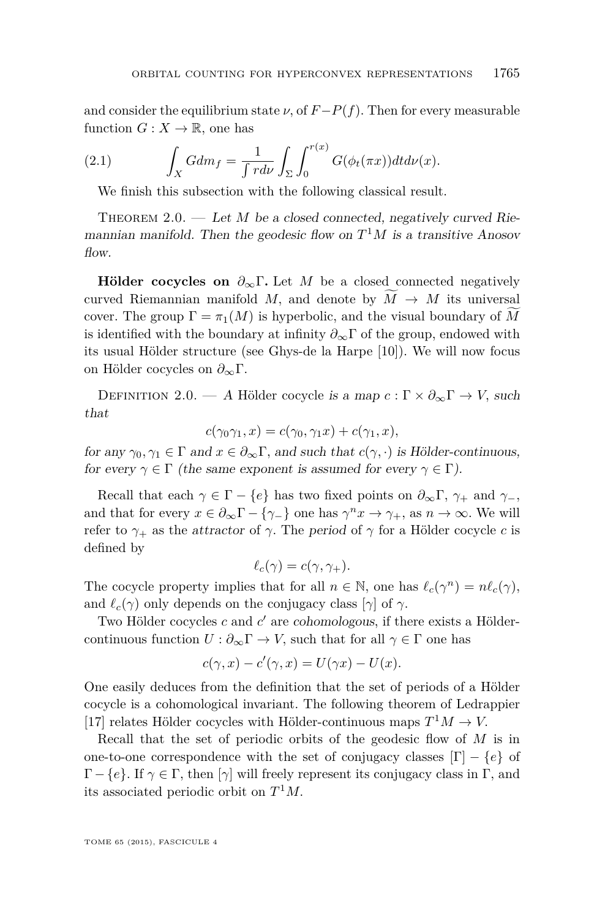and consider the equilibrium state $\nu$, of $F - P(f)$. Then for every measurable function $G : X \to \mathbb{R}$, one has

$$\int_X G dm_f = \frac{1}{\int r d\nu} \int_\Sigma \int_0^{r(x)} G(\phi_t(\pi x)) dt d\nu(x). \tag{2.1}$$

We finish this subsection with the following classical result.

Theorem 2.0. — *Let $M$ be a closed connected, negatively curved Riemannian manifold. Then the geodesic flow on $T^1M$ is a transitive Anosov flow.*

**Hölder cocycles on $\partial_\infty\Gamma$.** Let $M$ be a closed connected negatively curved Riemannian manifold $M$, and denote by $\widetilde{M} \to M$ its universal cover. The group $\Gamma = \pi_1(M)$ is hyperbolic, and the visual boundary of $\widetilde{M}$ is identified with the boundary at infinity $\partial_\infty\Gamma$ of the group, endowed with its usual Hölder structure (see Ghys-de la Harpe [10]). We will now focus on Hölder cocycles on $\partial_\infty\Gamma$.

Definition 2.0. — *A* Hölder cocycle *is a map $c : \Gamma \times \partial_\infty\Gamma \to V$, such that*

$$c(\gamma_0\gamma_1, x) = c(\gamma_0, \gamma_1 x) + c(\gamma_1, x),$$

*for any $\gamma_0, \gamma_1 \in \Gamma$ and $x \in \partial_\infty\Gamma$, and such that $c(\gamma, \cdot)$ is Hölder-continuous, for every $\gamma \in \Gamma$ (the same exponent is assumed for every $\gamma \in \Gamma$).*

Recall that each $\gamma \in \Gamma - \{e\}$ has two fixed points on $\partial_\infty\Gamma$, $\gamma_+$ and $\gamma_-$, and that for every $x \in \partial_\infty\Gamma - \{\gamma_-\}$ one has $\gamma^n x \to \gamma_+$, as $n \to \infty$. We will refer to $\gamma_+$ as the *attractor* of $\gamma$. The *period* of $\gamma$ for a Hölder cocycle $c$ is defined by

$$\ell_c(\gamma) = c(\gamma, \gamma_+).$$

The cocycle property implies that for all $n \in \mathbb{N}$, one has $\ell_c(\gamma^n) = n\ell_c(\gamma)$, and $\ell_c(\gamma)$ only depends on the conjugacy class $[\gamma]$ of $\gamma$.

Two Hölder cocycles $c$ and $c'$ are *cohomologous*, if there exists a Hölder-continuous function $U : \partial_\infty\Gamma \to V$, such that for all $\gamma \in \Gamma$ one has

$$c(\gamma, x) - c'(\gamma, x) = U(\gamma x) - U(x).$$

One easily deduces from the definition that the set of periods of a Hölder cocycle is a cohomological invariant. The following theorem of Ledrappier [17] relates Hölder cocycles with Hölder-continuous maps $T^1M \to V$.

Recall that the set of periodic orbits of the geodesic flow of $M$ is in one-to-one correspondence with the set of conjugacy classes $[\Gamma] - \{e\}$ of $\Gamma - \{e\}$. If $\gamma \in \Gamma$, then $[\gamma]$ will freely represent its conjugacy class in $\Gamma$, and its associated periodic orbit on $T^1M$.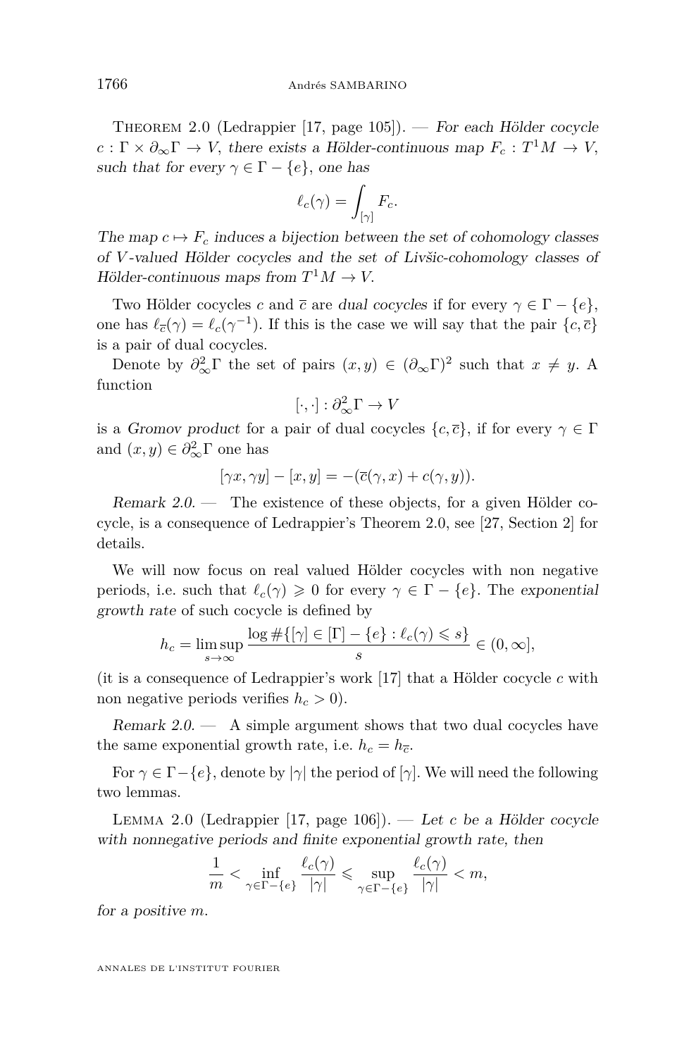Theorem 2.0 (Ledrappier [17, page 105]). — *For each Hölder cocycle $c : \Gamma \times \partial_\infty\Gamma \to V$, there exists a Hölder-continuous map $F_c : T^1M \to V$, such that for every $\gamma \in \Gamma - \{e\}$, one has*

$$\ell_c(\gamma) = \int_{[\gamma]} F_c.$$

*The map $c \mapsto F_c$ induces a bijection between the set of cohomology classes of $V$-valued Hölder cocycles and the set of Livšic-cohomology classes of Hölder-continuous maps from $T^1M \to V$.*

Two Hölder cocycles $c$ and $\overline{c}$ are *dual cocycles* if for every $\gamma \in \Gamma - \{e\}$, one has $\ell_{\overline{c}}(\gamma) = \ell_c(\gamma^{-1})$. If this is the case we will say that the pair $\{c, \overline{c}\}$ is a pair of dual cocycles.

Denote by $\partial^2_\infty\Gamma$ the set of pairs $(x, y) \in (\partial_\infty\Gamma)^2$ such that $x \neq y$. A function

$$[\cdot, \cdot] : \partial^2_\infty\Gamma \to V$$

is a *Gromov product* for a pair of dual cocycles $\{c, \overline{c}\}$, if for every $\gamma \in \Gamma$ and $(x, y) \in \partial^2_\infty\Gamma$ one has

$$[\gamma x, \gamma y] - [x, y] = -(\overline{c}(\gamma, x) + c(\gamma, y)).$$

*Remark 2.0.* — The existence of these objects, for a given Hölder cocycle, is a consequence of Ledrappier's Theorem 2.0, see [27, Section 2] for details.

We will now focus on real valued Hölder cocycles with non negative periods, i.e. such that $\ell_c(\gamma) \geqslant 0$ for every $\gamma \in \Gamma - \{e\}$. The *exponential growth rate* of such cocycle is defined by

$$h_c = \limsup_{s \to \infty} \frac{\log \#\{[\gamma] \in [\Gamma] - \{e\} : \ell_c(\gamma) \leqslant s\}}{s} \in (0, \infty],$$

(it is a consequence of Ledrappier's work [17] that a Hölder cocycle $c$ with non negative periods verifies $h_c > 0$).

*Remark 2.0.* — A simple argument shows that two dual cocycles have the same exponential growth rate, i.e. $h_c = h_{\overline{c}}$.

For $\gamma \in \Gamma - \{e\}$, denote by $|\gamma|$ the period of $[\gamma]$. We will need the following two lemmas.

Lemma 2.0 (Ledrappier [17, page 106]). — *Let $c$ be a Hölder cocycle with nonnegative periods and finite exponential growth rate, then*

$$\frac{1}{m} < \inf_{\gamma \in \Gamma - \{e\}} \frac{\ell_c(\gamma)}{|\gamma|} \leqslant \sup_{\gamma \in \Gamma - \{e\}} \frac{\ell_c(\gamma)}{|\gamma|} < m,$$

*for a positive $m$.*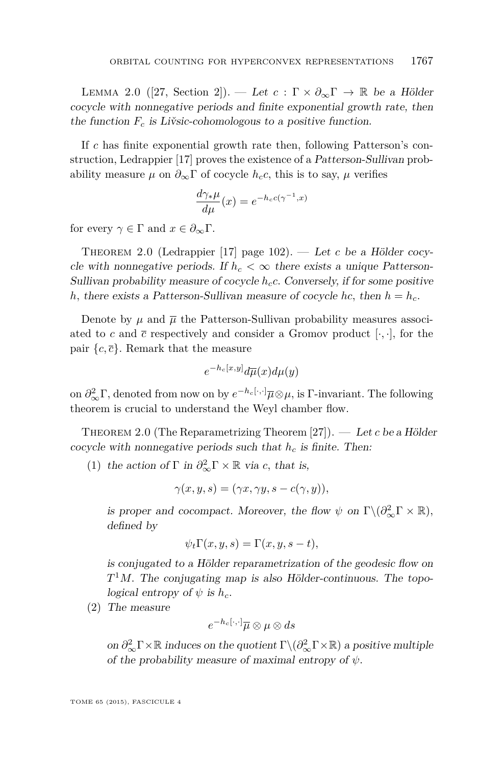Lemma 2.0 ([27, Section 2]). — *Let $c : \Gamma \times \partial_\infty \Gamma \to \mathbb{R}$ be a Hölder cocycle with nonnegative periods and finite exponential growth rate, then the function $F_c$ is Livšic-cohomologous to a positive function.*

If $c$ has finite exponential growth rate then, following Patterson's construction, Ledrappier [17] proves the existence of a *Patterson-Sullivan* probability measure $\mu$ on $\partial_\infty \Gamma$ of cocycle $h_c c$, this is to say, $\mu$ verifies

$$\frac{d\gamma_* \mu}{d\mu}(x) = e^{-h_c c(\gamma^{-1}, x)}$$

for every $\gamma \in \Gamma$ and $x \in \partial_\infty \Gamma$.

Theorem 2.0 (Ledrappier [17] page 102). — *Let $c$ be a Hölder cocycle with nonnegative periods. If $h_c < \infty$ there exists a unique Patterson-Sullivan probability measure of cocycle $h_c c$. Conversely, if for some positive $h$, there exists a Patterson-Sullivan measure of cocycle $hc$, then $h = h_c$.*

Denote by $\mu$ and $\overline{\mu}$ the Patterson-Sullivan probability measures associated to $c$ and $\overline{c}$ respectively and consider a Gromov product $[\cdot, \cdot]$, for the pair $\{c, \overline{c}\}$. Remark that the measure

$$e^{-h_c [x,y]} d\overline{\mu}(x) d\mu(y)$$

on $\partial^2_\infty \Gamma$, denoted from now on by $e^{-h_c[\cdot,\cdot]}\overline{\mu} \otimes \mu$, is $\Gamma$-invariant. The following theorem is crucial to understand the Weyl chamber flow.

Theorem 2.0 (The Reparametrizing Theorem [27]). — *Let $c$ be a Hölder cocycle with nonnegative periods such that $h_c$ is finite. Then:*

1. *the action of $\Gamma$ in $\partial^2_\infty \Gamma \times \mathbb{R}$ via $c$, that is,*

   $$\gamma(x, y, s) = (\gamma x, \gamma y, s - c(\gamma, y)),$$

   *is proper and cocompact. Moreover, the flow $\psi$ on $\Gamma \backslash (\partial^2_\infty \Gamma \times \mathbb{R})$, defined by*

   $$\psi_t \Gamma(x, y, s) = \Gamma(x, y, s - t),$$

   *is conjugated to a Hölder reparametrization of the geodesic flow on $T^1 M$. The conjugating map is also Hölder-continuous. The topological entropy of $\psi$ is $h_c$.*
2. *The measure*

   $$e^{-h_c[\cdot,\cdot]} \overline{\mu} \otimes \mu \otimes ds$$

   *on $\partial^2_\infty \Gamma \times \mathbb{R}$ induces on the quotient $\Gamma \backslash (\partial^2_\infty \Gamma \times \mathbb{R})$ a positive multiple of the probability measure of maximal entropy of $\psi$.*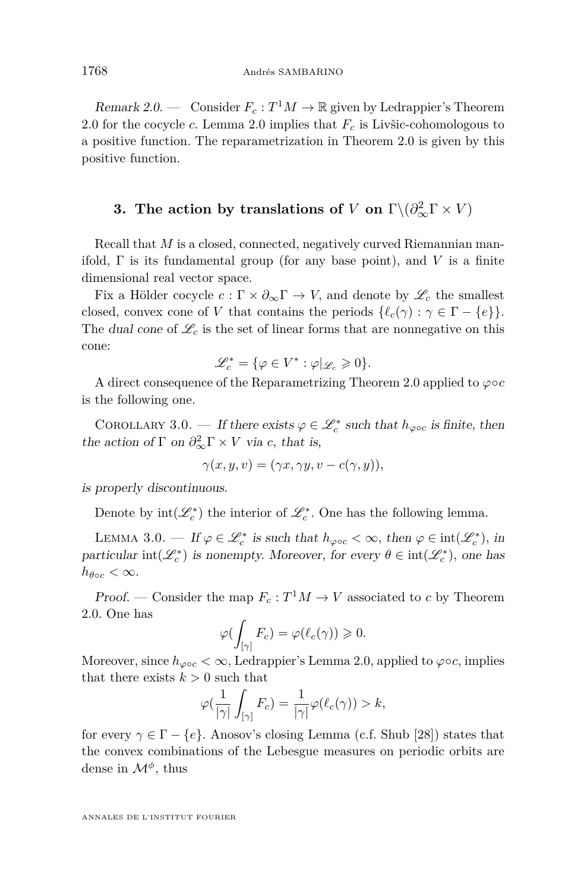*Remark 2.0.* — Consider $F_c : T^1M \to \mathbb{R}$ given by Ledrappier's Theorem 2.0 for the cocycle $c$. Lemma 2.0 implies that $F_c$ is Livšic-cohomologous to a positive function. The reparametrization in Theorem 2.0 is given by this positive function.

## 3. The action by translations of $V$ on $\Gamma\backslash(\partial_\infty^2\Gamma \times V)$

Recall that $M$ is a closed, connected, negatively curved Riemannian manifold, $\Gamma$ is its fundamental group (for any base point), and $V$ is a finite dimensional real vector space.

Fix a Hölder cocycle $c : \Gamma \times \partial_\infty\Gamma \to V$, and denote by $\mathscr{L}_c$ the smallest closed, convex cone of $V$ that contains the periods $\{\ell_c(\gamma) : \gamma \in \Gamma - \{e\}\}$. The *dual cone* of $\mathscr{L}_c$ is the set of linear forms that are nonnegative on this cone:

$$\mathscr{L}_c^* = \{\varphi \in V^* : \varphi|_{\mathscr{L}_c} \geqslant 0\}.$$

A direct consequence of the Reparametrizing Theorem 2.0 applied to $\varphi\circ c$ is the following one.

Corollary 3.0. — *If there exists $\varphi \in \mathscr{L}_c^*$ such that $h_{\varphi\circ c}$ is finite, then the action of $\Gamma$ on $\partial_\infty^2\Gamma \times V$ via $c$, that is,*

$$\gamma(x, y, v) = (\gamma x, \gamma y, v - c(\gamma, y)),$$

*is properly discontinuous.*

Denote by $\operatorname{int}(\mathscr{L}_c^*)$ the interior of $\mathscr{L}_c^*$. One has the following lemma.

Lemma 3.0. — *If $\varphi \in \mathscr{L}_c^*$ is such that $h_{\varphi\circ c} < \infty$, then $\varphi \in \operatorname{int}(\mathscr{L}_c^*)$, in particular $\operatorname{int}(\mathscr{L}_c^*)$ is nonempty. Moreover, for every $\theta \in \operatorname{int}(\mathscr{L}_c^*)$, one has $h_{\theta\circ c} < \infty$.*

*Proof.* — Consider the map $F_c : T^1M \to V$ associated to $c$ by Theorem 2.0. One has

$$\varphi\Big(\int_{[\gamma]} F_c\Big) = \varphi(\ell_c(\gamma)) \geqslant 0.$$

Moreover, since $h_{\varphi\circ c} < \infty$, Ledrappier's Lemma 2.0, applied to $\varphi\circ c$, implies that there exists $k > 0$ such that

$$\varphi\Big(\frac{1}{|\gamma|}\int_{[\gamma]} F_c\Big) = \frac{1}{|\gamma|}\varphi(\ell_c(\gamma)) > k,$$

for every $\gamma \in \Gamma - \{e\}$. Anosov's closing Lemma (c.f. Shub [28]) states that the convex combinations of the Lebesgue measures on periodic orbits are dense in $\mathcal{M}^\phi$, thus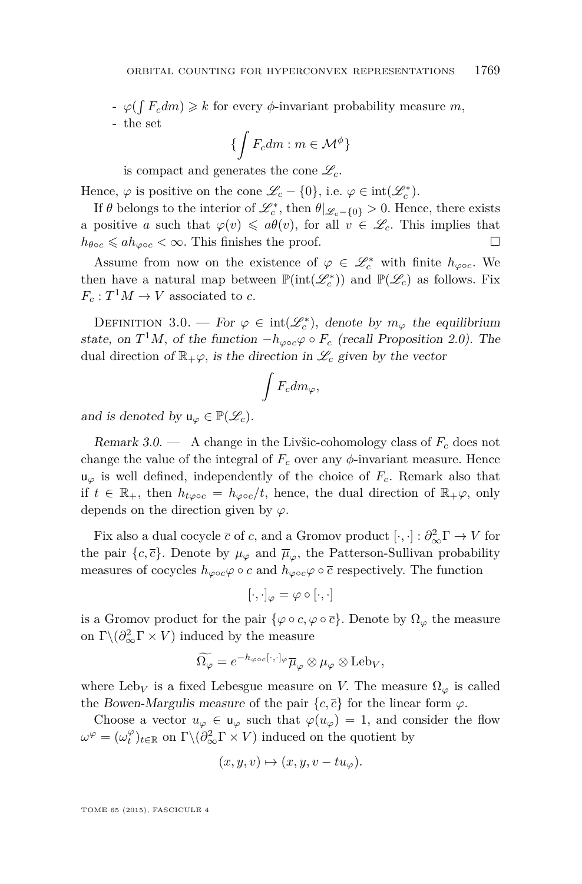- $\varphi(\int F_c dm) \geqslant k$ for every $\phi$-invariant probability measure $m$,
- the set

$$\{\int F_c dm : m \in \mathcal{M}^\phi\}$$

is compact and generates the cone $\mathscr{L}_c$.

Hence, $\varphi$ is positive on the cone $\mathscr{L}_c - \{0\}$, i.e. $\varphi \in \operatorname{int}(\mathscr{L}_c^*)$.

If $\theta$ belongs to the interior of $\mathscr{L}_c^*$, then $\theta|_{\mathscr{L}_c - \{0\}} > 0$. Hence, there exists a positive $a$ such that $\varphi(v) \leqslant a\theta(v)$, for all $v \in \mathscr{L}_c$. This implies that $h_{\theta \circ c} \leqslant a h_{\varphi \circ c} < \infty$. This finishes the proof. □

Assume from now on the existence of $\varphi \in \mathscr{L}_c^*$ with finite $h_{\varphi \circ c}$. We then have a natural map between $\mathbb{P}(\operatorname{int}(\mathscr{L}_c^*))$ and $\mathbb{P}(\mathscr{L}_c)$ as follows. Fix $F_c : T^1 M \to V$ associated to $c$.

Definition 3.0. — *For $\varphi \in \operatorname{int}(\mathscr{L}_c^*)$, denote by $m_\varphi$ the equilibrium state, on $T^1M$, of the function $-h_{\varphi \circ c}\varphi \circ F_c$ (recall Proposition 2.0). The* dual direction *of $\mathbb{R}_+\varphi$, is the direction in $\mathscr{L}_c$ given by the vector*

$$\int F_c dm_\varphi,$$

*and is denoted by $\mathsf{u}_\varphi \in \mathbb{P}(\mathscr{L}_c)$.*

*Remark 3.0.* — A change in the Livšic-cohomology class of $F_c$ does not change the value of the integral of $F_c$ over any $\phi$-invariant measure. Hence $\mathsf{u}_\varphi$ is well defined, independently of the choice of $F_c$. Remark also that if $t \in \mathbb{R}_+$, then $h_{t\varphi \circ c} = h_{\varphi \circ c}/t$, hence, the dual direction of $\mathbb{R}_+\varphi$, only depends on the direction given by $\varphi$.

Fix also a dual cocycle $\overline{c}$ of $c$, and a Gromov product $[\cdot,\cdot] : \partial_\infty^2 \Gamma \to V$ for the pair $\{c, \overline{c}\}$. Denote by $\mu_\varphi$ and $\overline{\mu}_\varphi$, the Patterson-Sullivan probability measures of cocycles $h_{\varphi \circ c}\varphi \circ c$ and $h_{\varphi \circ c}\varphi \circ \overline{c}$ respectively. The function

$$[\cdot,\cdot]_\varphi = \varphi \circ [\cdot,\cdot]$$

is a Gromov product for the pair $\{\varphi \circ c, \varphi \circ \overline{c}\}$. Denote by $\Omega_\varphi$ the measure on $\Gamma \backslash (\partial_\infty^2 \Gamma \times V)$ induced by the measure

$$\widetilde{\Omega_\varphi} = e^{-h_{\varphi \circ c}[\cdot,\cdot]_\varphi} \overline{\mu}_\varphi \otimes \mu_\varphi \otimes \operatorname{Leb}_V,$$

where $\operatorname{Leb}_V$ is a fixed Lebesgue measure on $V$. The measure $\Omega_\varphi$ is called the *Bowen-Margulis measure* of the pair $\{c, \overline{c}\}$ for the linear form $\varphi$.

Choose a vector $u_\varphi \in \mathsf{u}_\varphi$ such that $\varphi(u_\varphi) = 1$, and consider the flow $\omega^\varphi = (\omega_t^\varphi)_{t \in \mathbb{R}}$ on $\Gamma \backslash (\partial_\infty^2 \Gamma \times V)$ induced on the quotient by

$$(x, y, v) \mapsto (x, y, v - t u_\varphi).$$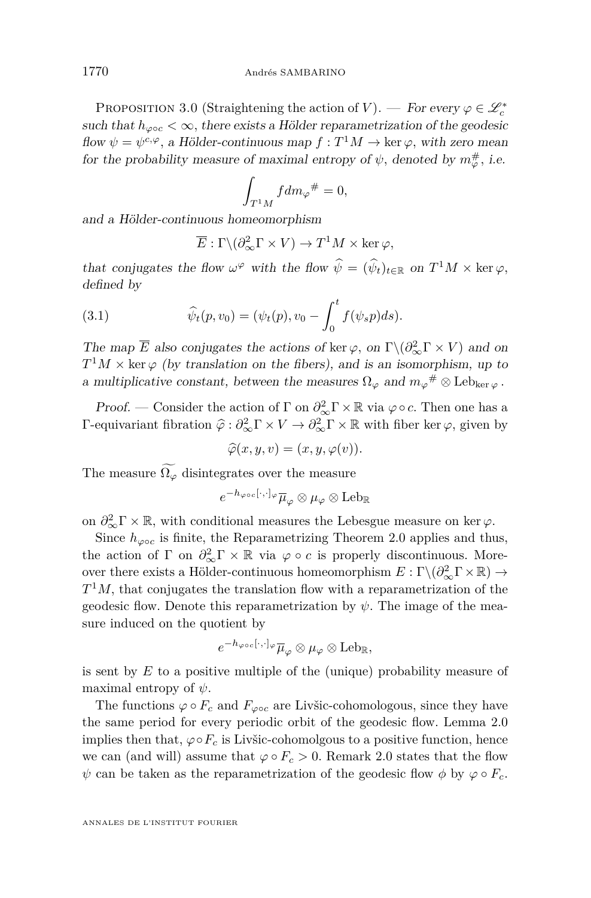Proposition 3.0 (Straightening the action of $V$). — *For every $\varphi \in \mathscr{L}_c^*$ such that $h_{\varphi\circ c} < \infty$, there exists a Hölder reparametrization of the geodesic flow $\psi = \psi^{c,\varphi}$, a Hölder-continuous map $f : T^1M \to \ker\varphi$, with zero mean for the probability measure of maximal entropy of $\psi$, denoted by $m_\varphi^\#$, i.e.*

$$\int_{T^1M} f dm_\varphi{}^\# = 0,$$

*and a Hölder-continuous homeomorphism*

$$\overline{E} : \Gamma\backslash(\partial_\infty^2\Gamma \times V) \to T^1M \times \ker\varphi,$$

*that conjugates the flow $\omega^\varphi$ with the flow $\widehat{\psi} = (\widehat{\psi}_t)_{t\in\mathbb{R}}$ on $T^1M \times \ker\varphi$, defined by*

$$\widehat{\psi}_t(p, v_0) = (\psi_t(p), v_0 - \int_0^t f(\psi_s p)ds). \tag{3.1}$$

*The map $\overline{E}$ also conjugates the actions of $\ker\varphi$, on $\Gamma\backslash(\partial_\infty^2\Gamma \times V)$ and on $T^1M \times \ker\varphi$ (by translation on the fibers), and is an isomorphism, up to a multiplicative constant, between the measures $\Omega_\varphi$ and $m_\varphi{}^\# \otimes \mathrm{Leb}_{\ker\varphi}$.*

*Proof.* — Consider the action of $\Gamma$ on $\partial_\infty^2\Gamma \times \mathbb{R}$ via $\varphi\circ c$. Then one has a $\Gamma$-equivariant fibration $\widehat{\varphi} : \partial_\infty^2\Gamma \times V \to \partial_\infty^2\Gamma \times \mathbb{R}$ with fiber $\ker\varphi$, given by

$$\widehat{\varphi}(x, y, v) = (x, y, \varphi(v)).$$

The measure $\widetilde{\Omega_\varphi}$ disintegrates over the measure

$$e^{-h_{\varphi\circ c}[\cdot,\cdot]_\varphi}\overline{\mu}_\varphi \otimes \mu_\varphi \otimes \mathrm{Leb}_\mathbb{R}$$

on $\partial_\infty^2\Gamma \times \mathbb{R}$, with conditional measures the Lebesgue measure on $\ker\varphi$.

Since $h_{\varphi\circ c}$ is finite, the Reparametrizing Theorem 2.0 applies and thus, the action of $\Gamma$ on $\partial_\infty^2\Gamma \times \mathbb{R}$ via $\varphi\circ c$ is properly discontinuous. Moreover there exists a Hölder-continuous homeomorphism $E : \Gamma\backslash(\partial_\infty^2\Gamma \times \mathbb{R}) \to T^1M$, that conjugates the translation flow with a reparametrization of the geodesic flow. Denote this reparametrization by $\psi$. The image of the measure induced on the quotient by

$$e^{-h_{\varphi\circ c}[\cdot,\cdot]_\varphi}\overline{\mu}_\varphi \otimes \mu_\varphi \otimes \mathrm{Leb}_\mathbb{R},$$

is sent by $E$ to a positive multiple of the (unique) probability measure of maximal entropy of $\psi$.

The functions $\varphi\circ F_c$ and $F_{\varphi\circ c}$ are Livšic-cohomologous, since they have the same period for every periodic orbit of the geodesic flow. Lemma 2.0 implies then that, $\varphi\circ F_c$ is Livšic-cohomolgous to a positive function, hence we can (and will) assume that $\varphi\circ F_c > 0$. Remark 2.0 states that the flow $\psi$ can be taken as the reparametrization of the geodesic flow $\phi$ by $\varphi\circ F_c$.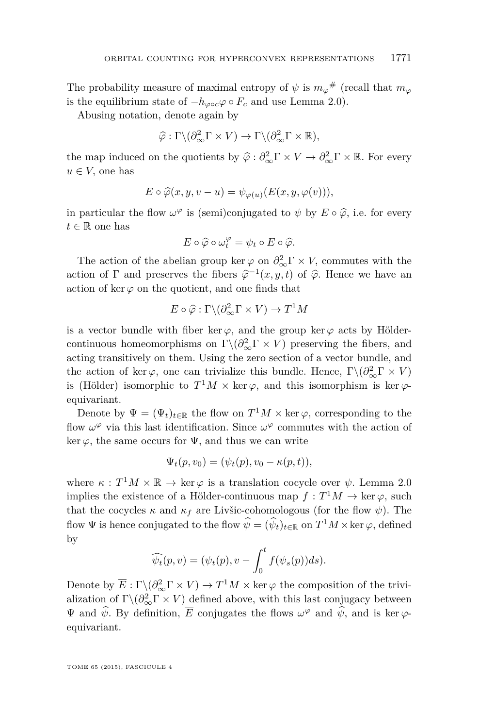The probability measure of maximal entropy of $\psi$ is ${m_\varphi}^\#$ (recall that $m_\varphi$ is the equilibrium state of $-h_{\varphi\circ c}\varphi \circ F_c$ and use Lemma 2.0).

Abusing notation, denote again by

$$\widehat{\varphi} : \Gamma\backslash(\partial^2_\infty\Gamma \times V) \to \Gamma\backslash(\partial^2_\infty\Gamma \times \mathbb{R}),$$

the map induced on the quotients by $\widehat{\varphi} : \partial^2_\infty\Gamma \times V \to \partial^2_\infty\Gamma \times \mathbb{R}$. For every $u \in V$, one has

$$E \circ \widehat{\varphi}(x, y, v - u) = \psi_{\varphi(u)}(E(x, y, \varphi(v))),$$

in particular the flow $\omega^\varphi$ is (semi)conjugated to $\psi$ by $E \circ \widehat{\varphi}$, i.e. for every $t \in \mathbb{R}$ one has

$$E \circ \widehat{\varphi} \circ \omega^\varphi_t = \psi_t \circ E \circ \widehat{\varphi}.$$

The action of the abelian group $\ker\varphi$ on $\partial^2_\infty\Gamma \times V$, commutes with the action of $\Gamma$ and preserves the fibers $\widehat{\varphi}^{-1}(x, y, t)$ of $\widehat{\varphi}$. Hence we have an action of $\ker\varphi$ on the quotient, and one finds that

$$E \circ \widehat{\varphi} : \Gamma\backslash(\partial^2_\infty\Gamma \times V) \to T^1M$$

is a vector bundle with fiber $\ker\varphi$, and the group $\ker\varphi$ acts by Hölder-continuous homeomorphisms on $\Gamma\backslash(\partial^2_\infty\Gamma \times V)$ preserving the fibers, and acting transitively on them. Using the zero section of a vector bundle, and the action of $\ker\varphi$, one can trivialize this bundle. Hence, $\Gamma\backslash(\partial^2_\infty\Gamma \times V)$ is (Hölder) isomorphic to $T^1M \times \ker\varphi$, and this isomorphism is $\ker\varphi$-equivariant.

Denote by $\Psi = (\Psi_t)_{t\in\mathbb{R}}$ the flow on $T^1M \times \ker\varphi$, corresponding to the flow $\omega^\varphi$ via this last identification. Since $\omega^\varphi$ commutes with the action of $\ker\varphi$, the same occurs for $\Psi$, and thus we can write

$$\Psi_t(p, v_0) = (\psi_t(p), v_0 - \kappa(p, t)),$$

where $\kappa : T^1M \times \mathbb{R} \to \ker\varphi$ is a translation cocycle over $\psi$. Lemma 2.0 implies the existence of a Hölder-continuous map $f : T^1M \to \ker\varphi$, such that the cocycles $\kappa$ and $\kappa_f$ are Livšic-cohomologous (for the flow $\psi$). The flow $\Psi$ is hence conjugated to the flow $\widehat{\psi} = (\widehat{\psi}_t)_{t\in\mathbb{R}}$ on $T^1M \times \ker\varphi$, defined by

$$\widehat{\psi_t}(p, v) = (\psi_t(p), v - \int_0^t f(\psi_s(p))ds).$$

Denote by $\overline{E} : \Gamma\backslash(\partial^2_\infty\Gamma \times V) \to T^1M \times \ker\varphi$ the composition of the trivialization of $\Gamma\backslash(\partial^2_\infty\Gamma \times V)$ defined above, with this last conjugacy between $\Psi$ and $\widehat{\psi}$. By definition, $\overline{E}$ conjugates the flows $\omega^\varphi$ and $\widehat{\psi}$, and is $\ker\varphi$-equivariant.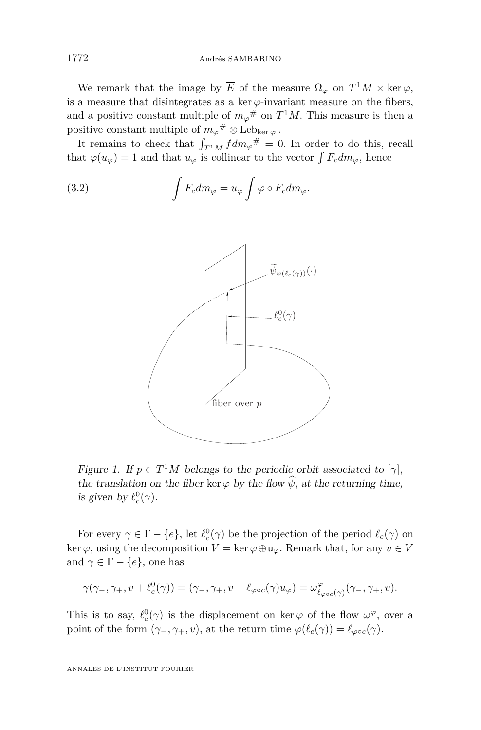We remark that the image by $\overline{E}$ of the measure $\Omega_\varphi$ on $T^1M \times \ker\varphi$, is a measure that disintegrates as a $\ker\varphi$-invariant measure on the fibers, and a positive constant multiple of $m_\varphi{}^\#$ on $T^1M$. This measure is then a positive constant multiple of $m_\varphi{}^\# \otimes \mathrm{Leb}_{\ker\varphi}$.

It remains to check that $\int_{T^1M} f dm_\varphi{}^\# = 0$. In order to do this, recall that $\varphi(u_\varphi) = 1$ and that $u_\varphi$ is collinear to the vector $\int F_c dm_\varphi$, hence

$$\int F_c dm_\varphi = u_\varphi \int \varphi \circ F_c dm_\varphi. \tag{3.2}$$

*Figure 1. If $p \in T^1M$ belongs to the periodic orbit associated to $[\gamma]$, the translation on the fiber $\ker\varphi$ by the flow $\widehat{\psi}$, at the returning time, is given by $\ell_c^0(\gamma)$.*

For every $\gamma \in \Gamma - \{e\}$, let $\ell_c^0(\gamma)$ be the projection of the period $\ell_c(\gamma)$ on $\ker\varphi$, using the decomposition $V = \ker\varphi \oplus \mathsf{u}_\varphi$. Remark that, for any $v \in V$ and $\gamma \in \Gamma - \{e\}$, one has

$$\gamma(\gamma_-, \gamma_+, v + \ell_c^0(\gamma)) = (\gamma_-, \gamma_+, v - \ell_{\varphi\circ c}(\gamma) u_\varphi) = \omega^\varphi_{\ell_{\varphi\circ c}(\gamma)}(\gamma_-, \gamma_+, v).$$

This is to say, $\ell_c^0(\gamma)$ is the displacement on $\ker\varphi$ of the flow $\omega^\varphi$, over a point of the form $(\gamma_-, \gamma_+, v)$, at the return time $\varphi(\ell_c(\gamma)) = \ell_{\varphi\circ c}(\gamma)$.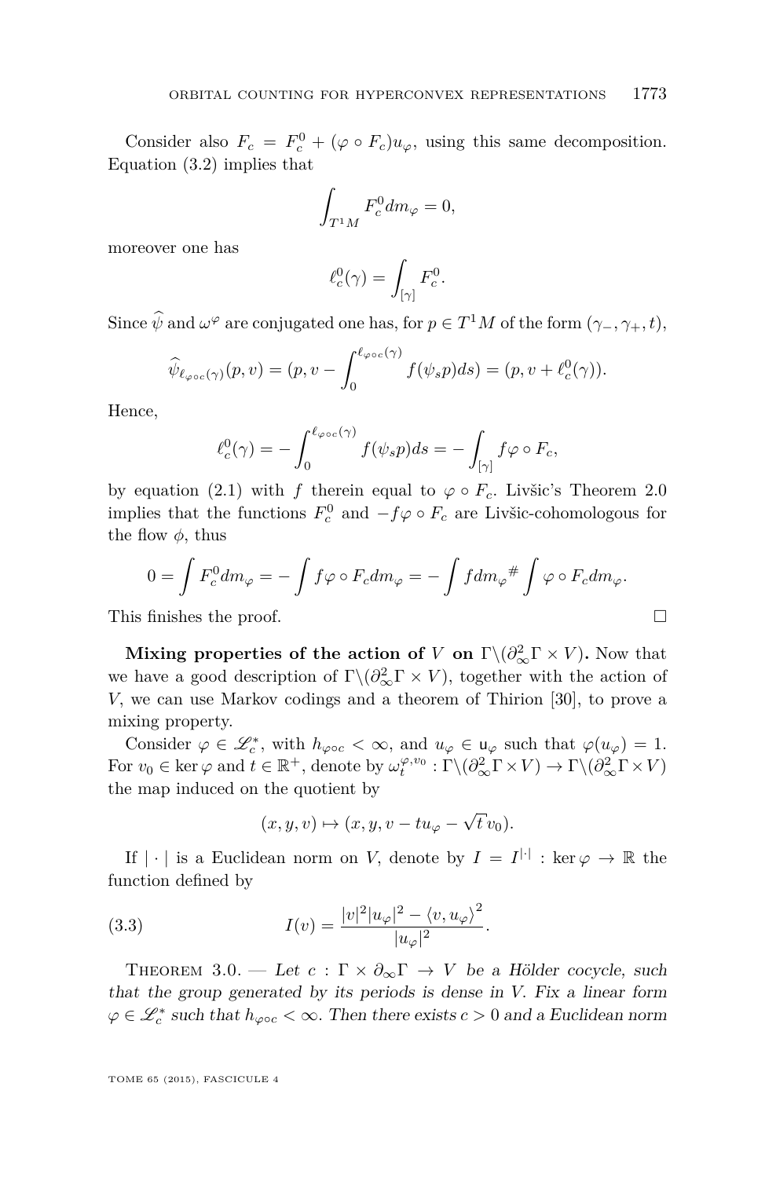Consider also $F_c = F_c^0 + (\varphi \circ F_c)u_\varphi$, using this same decomposition. Equation (3.2) implies that

$$\int_{T^1M} F_c^0 dm_\varphi = 0,$$

moreover one has

$$\ell_c^0(\gamma) = \int_{[\gamma]} F_c^0.$$

Since $\widehat{\psi}$ and $\omega^\varphi$ are conjugated one has, for $p \in T^1M$ of the form $(\gamma_-, \gamma_+, t)$,

$$\widehat{\psi}_{\ell_{\varphi\circ c}(\gamma)}(p, v) = (p, v - \int_0^{\ell_{\varphi\circ c}(\gamma)} f(\psi_s p) ds) = (p, v + \ell_c^0(\gamma)).$$

Hence,

$$\ell_c^0(\gamma) = -\int_0^{\ell_{\varphi\circ c}(\gamma)} f(\psi_s p) ds = -\int_{[\gamma]} f\varphi \circ F_c,$$

by equation (2.1) with $f$ therein equal to $\varphi \circ F_c$. Livšic's Theorem 2.0 implies that the functions $F_c^0$ and $-f\varphi \circ F_c$ are Livšic-cohomologous for the flow $\phi$, thus

$$0 = \int F_c^0 dm_\varphi = -\int f\varphi \circ F_c dm_\varphi = -\int f dm_\varphi{}^\# \int \varphi \circ F_c dm_\varphi.$$

This finishes the proof. $\square$

**Mixing properties of the action of $V$ on $\Gamma\backslash(\partial_\infty^2\Gamma \times V)$.** Now that we have a good description of $\Gamma\backslash(\partial_\infty^2\Gamma \times V)$, together with the action of $V$, we can use Markov codings and a theorem of Thirion [30], to prove a mixing property.

Consider $\varphi \in \mathscr{L}_c^*$, with $h_{\varphi\circ c} < \infty$, and $u_\varphi \in \mathsf{u}_\varphi$ such that $\varphi(u_\varphi) = 1$. For $v_0 \in \ker\varphi$ and $t \in \mathbb{R}^+$, denote by $\omega_t^{\varphi, v_0} : \Gamma\backslash(\partial_\infty^2\Gamma \times V) \to \Gamma\backslash(\partial_\infty^2\Gamma \times V)$ the map induced on the quotient by

$$(x, y, v) \mapsto (x, y, v - tu_\varphi - \sqrt{t}\, v_0).$$

If $|\cdot|$ is a Euclidean norm on $V$, denote by $I = I^{|\cdot|} : \ker\varphi \to \mathbb{R}$ the function defined by

$$I(v) = \frac{|v|^2|u_\varphi|^2 - \langle v, u_\varphi\rangle^2}{|u_\varphi|^2}. \tag{3.3}$$

Theorem 3.0. — *Let $c : \Gamma \times \partial_\infty\Gamma \to V$ be a Hölder cocycle, such that the group generated by its periods is dense in $V$. Fix a linear form $\varphi \in \mathscr{L}_c^*$ such that $h_{\varphi\circ c} < \infty$. Then there exists $c > 0$ and a Euclidean norm*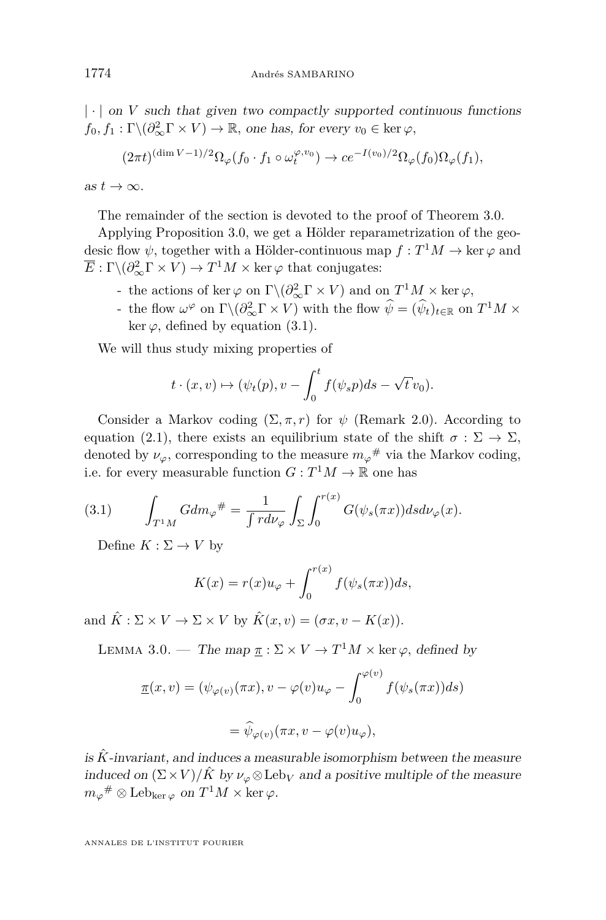$|\cdot|$ *on* $V$ *such that given two compactly supported continuous functions* $f_0, f_1 : \Gamma\backslash(\partial^2_\infty\Gamma \times V) \to \mathbb{R}$*, one has, for every* $v_0 \in \ker\varphi$*,*

$$(2\pi t)^{(\dim V-1)/2}\Omega_\varphi(f_0 \cdot f_1 \circ \omega_t^{\varphi,v_0}) \to ce^{-I(v_0)/2}\Omega_\varphi(f_0)\Omega_\varphi(f_1),$$

*as* $t \to \infty$*.*

The remainder of the section is devoted to the proof of Theorem 3.0.

Applying Proposition 3.0, we get a Hölder reparametrization of the geodesic flow $\psi$, together with a Hölder-continuous map $f : T^1M \to \ker\varphi$ and $\overline{E} : \Gamma\backslash(\partial^2_\infty\Gamma \times V) \to T^1M \times \ker\varphi$ that conjugates:

- the actions of $\ker\varphi$ on $\Gamma\backslash(\partial^2_\infty\Gamma \times V)$ and on $T^1M \times \ker\varphi$,
- the flow $\omega^\varphi$ on $\Gamma\backslash(\partial^2_\infty\Gamma \times V)$ with the flow $\widehat{\psi} = (\widehat{\psi}_t)_{t\in\mathbb{R}}$ on $T^1M \times \ker\varphi$, defined by equation (3.1).

We will thus study mixing properties of

$$t \cdot (x, v) \mapsto (\psi_t(p), v - \int_0^t f(\psi_s p)ds - \sqrt{t}\,v_0).$$

Consider a Markov coding $(\Sigma, \pi, r)$ for $\psi$ (Remark 2.0). According to equation (2.1), there exists an equilibrium state of the shift $\sigma : \Sigma \to \Sigma$, denoted by $\nu_\varphi$, corresponding to the measure $m_\varphi{}^\#$ via the Markov coding, i.e. for every measurable function $G : T^1M \to \mathbb{R}$ one has

$$\int_{T^1M} G dm_\varphi{}^\# = \frac{1}{\int r d\nu_\varphi}\int_\Sigma \int_0^{r(x)} G(\psi_s(\pi x))ds d\nu_\varphi(x). \tag{3.1}$$

Define $K : \Sigma \to V$ by

$$K(x) = r(x)u_\varphi + \int_0^{r(x)} f(\psi_s(\pi x))ds,$$

and $\hat{K} : \Sigma \times V \to \Sigma \times V$ by $\hat{K}(x, v) = (\sigma x, v - K(x))$.

Lemma 3.0. — *The map* $\underline{\pi} : \Sigma \times V \to T^1M \times \ker\varphi$*, defined by*

$$\underline{\pi}(x, v) = (\psi_{\varphi(v)}(\pi x), v - \varphi(v)u_\varphi - \int_0^{\varphi(v)} f(\psi_s(\pi x))ds)$$

$$= \widehat{\psi}_{\varphi(v)}(\pi x, v - \varphi(v)u_\varphi),$$

*is* $\hat{K}$*-invariant, and induces a measurable isomorphism between the measure induced on* $(\Sigma\times V)/\hat{K}$ *by* $\nu_\varphi \otimes \mathrm{Leb}_V$ *and a positive multiple of the measure* $m_\varphi{}^\# \otimes \mathrm{Leb}_{\ker\varphi}$ *on* $T^1M \times \ker\varphi$*.*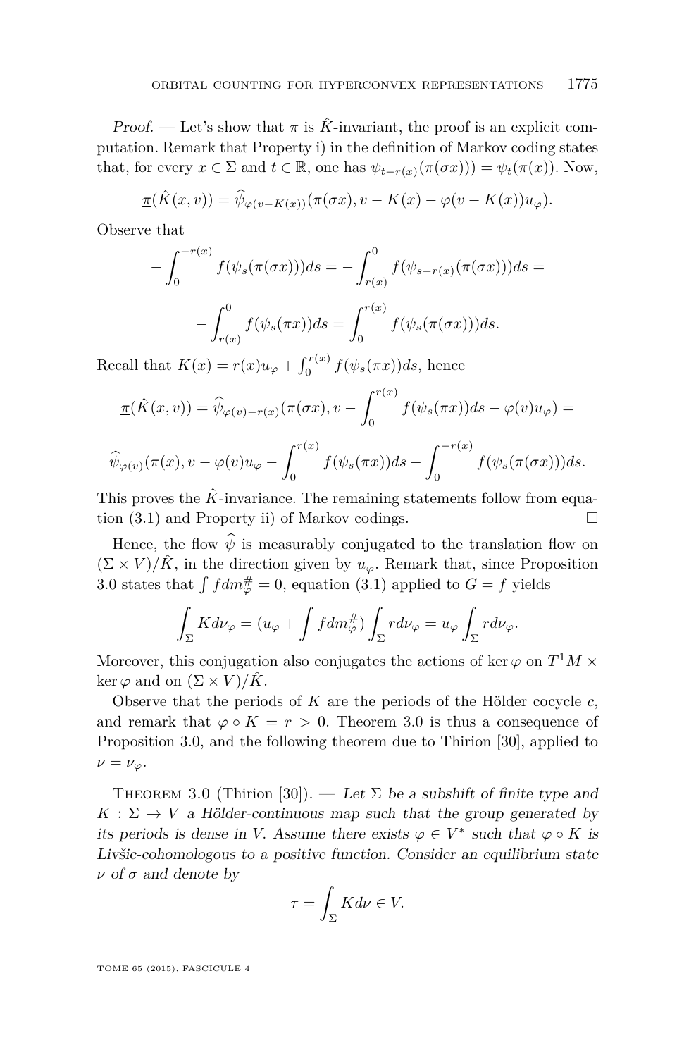*Proof.* — Let's show that $\underline{\pi}$ is $\hat{K}$-invariant, the proof is an explicit computation. Remark that Property i) in the definition of Markov coding states that, for every $x \in \Sigma$ and $t \in \mathbb{R}$, one has $\psi_{t-r(x)}(\pi(\sigma x))) = \psi_t(\pi(x))$. Now,

$$\underline{\pi}(\hat{K}(x,v)) = \widehat{\psi}_{\varphi(v-K(x))}(\pi(\sigma x), v - K(x) - \varphi(v - K(x))u_\varphi).$$

Observe that

$$-\int_0^{-r(x)} f(\psi_s(\pi(\sigma x)))ds = -\int_{r(x)}^0 f(\psi_{s-r(x)}(\pi(\sigma x)))ds =$$

$$-\int_{r(x)}^0 f(\psi_s(\pi x))ds = \int_0^{r(x)} f(\psi_s(\pi(\sigma x)))ds.$$

Recall that $K(x) = r(x)u_\varphi + \int_0^{r(x)} f(\psi_s(\pi x))ds$, hence

$$\underline{\pi}(\hat{K}(x,v)) = \widehat{\psi}_{\varphi(v)-r(x)}(\pi(\sigma x), v - \int_0^{r(x)} f(\psi_s(\pi x))ds - \varphi(v)u_\varphi) =$$

$$\widehat{\psi}_{\varphi(v)}(\pi(x), v - \varphi(v)u_\varphi - \int_0^{r(x)} f(\psi_s(\pi x))ds - \int_0^{-r(x)} f(\psi_s(\pi(\sigma x)))ds.$$

This proves the $\hat{K}$-invariance. The remaining statements follow from equation (3.1) and Property ii) of Markov codings. $\square$

Hence, the flow $\widehat{\psi}$ is measurably conjugated to the translation flow on $(\Sigma \times V)/\hat{K}$, in the direction given by $u_\varphi$. Remark that, since Proposition 3.0 states that $\int f dm_\varphi^\# = 0$, equation (3.1) applied to $G = f$ yields

$$\int_\Sigma K d\nu_\varphi = (u_\varphi + \int f dm_\varphi^\#) \int_\Sigma r d\nu_\varphi = u_\varphi \int_\Sigma r d\nu_\varphi.$$

Moreover, this conjugation also conjugates the actions of $\ker\varphi$ on $T^1M \times \ker\varphi$ and on $(\Sigma \times V)/\hat{K}$.

Observe that the periods of $K$ are the periods of the Hölder cocycle $c$, and remark that $\varphi \circ K = r > 0$. Theorem 3.0 is thus a consequence of Proposition 3.0, and the following theorem due to Thirion [30], applied to $\nu = \nu_\varphi$.

Theorem 3.0 (Thirion [30]). — *Let $\Sigma$ be a subshift of finite type and $K : \Sigma \to V$ a Hölder-continuous map such that the group generated by its periods is dense in $V$. Assume there exists $\varphi \in V^*$ such that $\varphi \circ K$ is Livšic-cohomologous to a positive function. Consider an equilibrium state $\nu$ of $\sigma$ and denote by*

$$\tau = \int_\Sigma K d\nu \in V.$$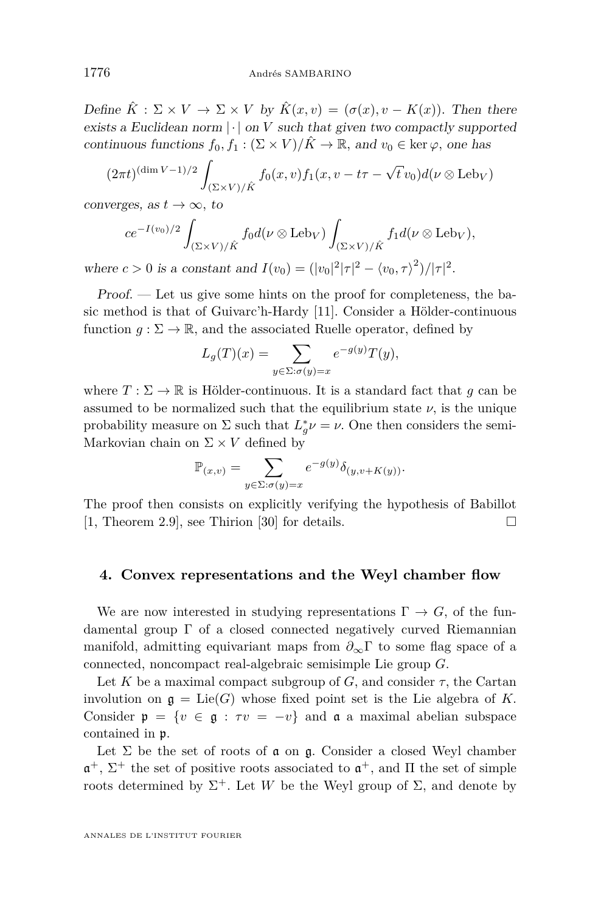*Define $\hat{K} : \Sigma \times V \to \Sigma \times V$ by $\hat{K}(x, v) = (\sigma(x), v - K(x))$. Then there exists a Euclidean norm $|\cdot|$ on $V$ such that given two compactly supported continuous functions $f_0, f_1 : (\Sigma \times V)/\hat{K} \to \mathbb{R}$, and $v_0 \in \ker\varphi$, one has*

$$(2\pi t)^{(\dim V-1)/2} \int_{(\Sigma\times V)/\hat{K}} f_0(x, v) f_1(x, v - t\tau - \sqrt{t}\, v_0) d(\nu \otimes \mathrm{Leb}_V)$$

*converges, as $t \to \infty$, to*

$$c e^{-I(v_0)/2} \int_{(\Sigma\times V)/\hat{K}} f_0 d(\nu \otimes \mathrm{Leb}_V) \int_{(\Sigma\times V)/\hat{K}} f_1 d(\nu \otimes \mathrm{Leb}_V),$$

*where $c > 0$ is a constant and $I(v_0) = (|v_0|^2|\tau|^2 - \langle v_0, \tau\rangle^2)/|\tau|^2$.*

*Proof.* — Let us give some hints on the proof for completeness, the basic method is that of Guivarc'h-Hardy [11]. Consider a Hölder-continuous function $g : \Sigma \to \mathbb{R}$, and the associated Ruelle operator, defined by

$$L_g(T)(x) = \sum_{y\in\Sigma:\sigma(y)=x} e^{-g(y)} T(y),$$

where $T : \Sigma \to \mathbb{R}$ is Hölder-continuous. It is a standard fact that $g$ can be assumed to be normalized such that the equilibrium state $\nu$, is the unique probability measure on $\Sigma$ such that $L_g^*\nu = \nu$. One then considers the semi-Markovian chain on $\Sigma \times V$ defined by

$$\mathbb{P}_{(x,v)} = \sum_{y\in\Sigma:\sigma(y)=x} e^{-g(y)} \delta_{(y,v+K(y))}.$$

The proof then consists on explicitly verifying the hypothesis of Babillot [1, Theorem 2.9], see Thirion [30] for details. □

## 4. Convex representations and the Weyl chamber flow

We are now interested in studying representations $\Gamma \to G$, of the fundamental group $\Gamma$ of a closed connected negatively curved Riemannian manifold, admitting equivariant maps from $\partial_\infty\Gamma$ to some flag space of a connected, noncompact real-algebraic semisimple Lie group $G$.

Let $K$ be a maximal compact subgroup of $G$, and consider $\tau$, the Cartan involution on $\mathfrak{g} = \mathrm{Lie}(G)$ whose fixed point set is the Lie algebra of $K$. Consider $\mathfrak{p} = \{v \in \mathfrak{g} : \tau v = -v\}$ and $\mathfrak{a}$ a maximal abelian subspace contained in $\mathfrak{p}$.

Let $\Sigma$ be the set of roots of $\mathfrak{a}$ on $\mathfrak{g}$. Consider a closed Weyl chamber $\mathfrak{a}^+$, $\Sigma^+$ the set of positive roots associated to $\mathfrak{a}^+$, and $\Pi$ the set of simple roots determined by $\Sigma^+$. Let $W$ be the Weyl group of $\Sigma$, and denote by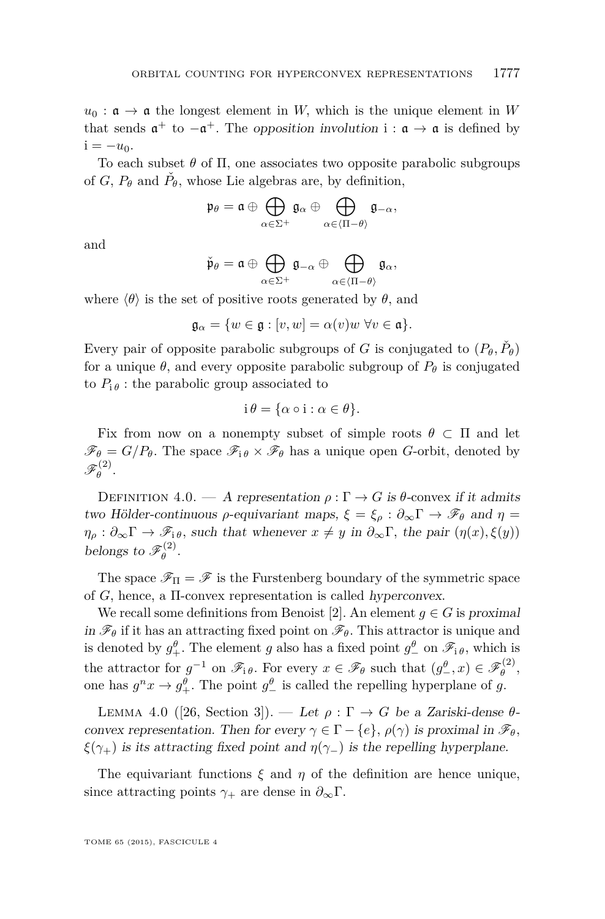$u_0 : \mathfrak{a} \to \mathfrak{a}$ the longest element in $W$, which is the unique element in $W$ that sends $\mathfrak{a}^+$ to $-\mathfrak{a}^+$. The *opposition involution* $\mathrm{i} : \mathfrak{a} \to \mathfrak{a}$ is defined by $\mathrm{i} = -u_0$.

To each subset $\theta$ of $\Pi$, one associates two opposite parabolic subgroups of $G$, $P_\theta$ and $\check{P}_\theta$, whose Lie algebras are, by definition,

$$\mathfrak{p}_\theta = \mathfrak{a} \oplus \bigoplus_{\alpha \in \Sigma^+} \mathfrak{g}_\alpha \oplus \bigoplus_{\alpha \in \langle \Pi - \theta \rangle} \mathfrak{g}_{-\alpha},$$

and

$$\check{\mathfrak{p}}_\theta = \mathfrak{a} \oplus \bigoplus_{\alpha \in \Sigma^+} \mathfrak{g}_{-\alpha} \oplus \bigoplus_{\alpha \in \langle \Pi - \theta \rangle} \mathfrak{g}_{\alpha},$$

where $\langle \theta \rangle$ is the set of positive roots generated by $\theta$, and

$$\mathfrak{g}_\alpha = \{w \in \mathfrak{g} : [v, w] = \alpha(v) w \ \forall v \in \mathfrak{a}\}.$$

Every pair of opposite parabolic subgroups of $G$ is conjugated to $(P_\theta, \check{P}_\theta)$ for a unique $\theta$, and every opposite parabolic subgroup of $P_\theta$ is conjugated to $P_{\mathrm{i}\,\theta}$ : the parabolic group associated to

$$\mathrm{i}\,\theta = \{\alpha \circ \mathrm{i} : \alpha \in \theta\}.$$

Fix from now on a nonempty subset of simple roots $\theta \subset \Pi$ and let $\mathscr{F}_\theta = G/P_\theta$. The space $\mathscr{F}_{\mathrm{i}\,\theta} \times \mathscr{F}_\theta$ has a unique open $G$-orbit, denoted by $\mathscr{F}_\theta^{(2)}$.

Definition 4.0. — *A representation $\rho : \Gamma \to G$ is* $\theta$-convex *if it admits two Hölder-continuous $\rho$-equivariant maps, $\xi = \xi_\rho : \partial_\infty \Gamma \to \mathscr{F}_\theta$ and $\eta = \eta_\rho : \partial_\infty \Gamma \to \mathscr{F}_{\mathrm{i}\,\theta}$, such that whenever $x \neq y$ in $\partial_\infty \Gamma$, the pair $(\eta(x), \xi(y))$ belongs to $\mathscr{F}_\theta^{(2)}$.*

The space $\mathscr{F}_\Pi = \mathscr{F}$ is the Furstenberg boundary of the symmetric space of $G$, hence, a $\Pi$-convex representation is called *hyperconvex*.

We recall some definitions from Benoist [2]. An element $g \in G$ is *proximal in $\mathscr{F}_\theta$* if it has an attracting fixed point on $\mathscr{F}_\theta$. This attractor is unique and is denoted by $g_+^\theta$. The element $g$ also has a fixed point $g_-^\theta$ on $\mathscr{F}_{\mathrm{i}\,\theta}$, which is the attractor for $g^{-1}$ on $\mathscr{F}_{\mathrm{i}\,\theta}$. For every $x \in \mathscr{F}_\theta$ such that $(g_-^\theta, x) \in \mathscr{F}_\theta^{(2)}$, one has $g^n x \to g_+^\theta$. The point $g_-^\theta$ is called the repelling hyperplane of $g$.

Lemma 4.0 ([26, Section 3]). — *Let $\rho : \Gamma \to G$ be a Zariski-dense $\theta$-convex representation. Then for every $\gamma \in \Gamma - \{e\}$, $\rho(\gamma)$ is proximal in $\mathscr{F}_\theta$, $\xi(\gamma_+)$ is its attracting fixed point and $\eta(\gamma_-)$ is the repelling hyperplane.*

The equivariant functions $\xi$ and $\eta$ of the definition are hence unique, since attracting points $\gamma_+$ are dense in $\partial_\infty \Gamma$.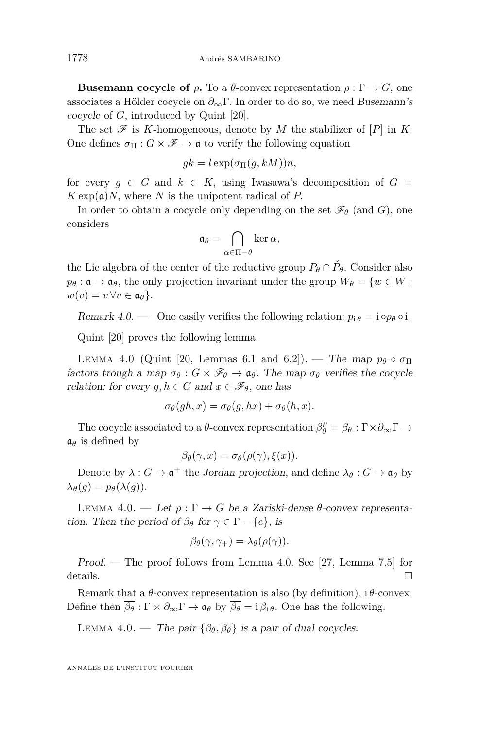**Busemann cocycle of $\rho$.** To a $\theta$-convex representation $\rho : \Gamma \to G$, one associates a Hölder cocycle on $\partial_\infty \Gamma$. In order to do so, we need *Busemann's cocycle* of $G$, introduced by Quint [20].

The set $\mathscr{F}$ is $K$-homogeneous, denote by $M$ the stabilizer of $[P]$ in $K$. One defines $\sigma_\Pi : G \times \mathscr{F} \to \mathfrak{a}$ to verify the following equation

$$gk = l \exp(\sigma_\Pi(g, kM))n,$$

for every $g \in G$ and $k \in K$, using Iwasawa's decomposition of $G = K \exp(\mathfrak{a}) N$, where $N$ is the unipotent radical of $P$.

In order to obtain a cocycle only depending on the set $\mathscr{F}_\theta$ (and $G$), one considers

$$\mathfrak{a}_\theta = \bigcap_{\alpha \in \Pi - \theta} \ker \alpha,$$

the Lie algebra of the center of the reductive group $P_\theta \cap \check{P}_\theta$. Consider also $p_\theta : \mathfrak{a} \to \mathfrak{a}_\theta$, the only projection invariant under the group $W_\theta = \{w \in W : w(v) = v \, \forall v \in \mathfrak{a}_\theta\}$.

*Remark 4.0.* — One easily verifies the following relation: $p_{\mathrm{i}\,\theta} = \mathrm{i} \circ p_\theta \circ \mathrm{i}$.

Quint [20] proves the following lemma.

Lemma 4.0 (Quint [20, Lemmas 6.1 and 6.2]). — *The map $p_\theta \circ \sigma_\Pi$ factors trough a map $\sigma_\theta : G \times \mathscr{F}_\theta \to \mathfrak{a}_\theta$. The map $\sigma_\theta$ verifies the cocycle relation: for every $g, h \in G$ and $x \in \mathscr{F}_\theta$, one has*

$$\sigma_\theta(gh, x) = \sigma_\theta(g, hx) + \sigma_\theta(h, x).$$

The cocycle associated to a $\theta$-convex representation $\beta_\theta^\rho = \beta_\theta : \Gamma \times \partial_\infty \Gamma \to \mathfrak{a}_\theta$ is defined by

$$\beta_\theta(\gamma, x) = \sigma_\theta(\rho(\gamma), \xi(x)).$$

Denote by $\lambda : G \to \mathfrak{a}^+$ the *Jordan projection*, and define $\lambda_\theta : G \to \mathfrak{a}_\theta$ by $\lambda_\theta(g) = p_\theta(\lambda(g))$.

Lemma 4.0. — *Let $\rho : \Gamma \to G$ be a Zariski-dense $\theta$-convex representation. Then the period of $\beta_\theta$ for $\gamma \in \Gamma - \{e\}$, is*

$$\beta_\theta(\gamma, \gamma_+) = \lambda_\theta(\rho(\gamma)).$$

*Proof.* — The proof follows from Lemma 4.0. See [27, Lemma 7.5] for details. □

Remark that a $\theta$-convex representation is also (by definition), $\mathrm{i}\,\theta$-convex. Define then $\overline{\beta_\theta} : \Gamma \times \partial_\infty \Gamma \to \mathfrak{a}_\theta$ by $\overline{\beta_\theta} = \mathrm{i}\,\beta_{\mathrm{i}\,\theta}$. One has the following.

Lemma 4.0. — *The pair $\{\beta_\theta, \overline{\beta_\theta}\}$ is a pair of dual cocycles.*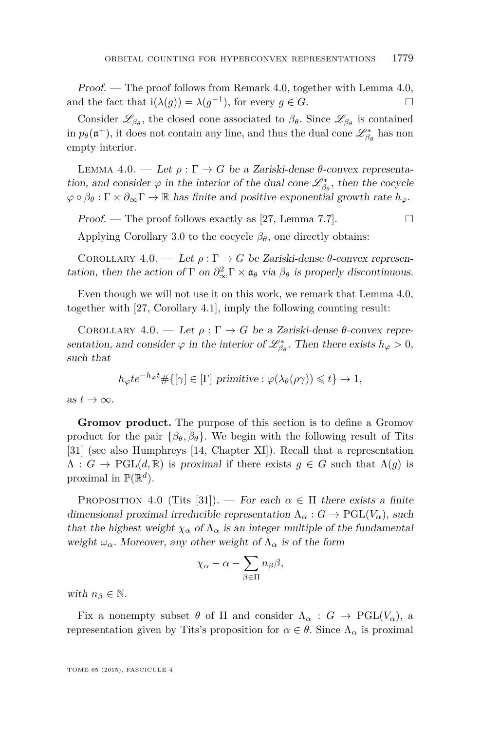*Proof.* — The proof follows from Remark 4.0, together with Lemma 4.0, and the fact that $\mathrm{i}(\lambda(g)) = \lambda(g^{-1})$, for every $g \in G$. $\square$

Consider $\mathscr{L}_{\beta_\theta}$, the closed cone associated to $\beta_\theta$. Since $\mathscr{L}_{\beta_\theta}$ is contained in $p_\theta(\mathfrak{a}^+)$, it does not contain any line, and thus the dual cone $\mathscr{L}^*_{\beta_\theta}$ has non empty interior.

Lemma 4.0. — *Let $\rho : \Gamma \to G$ be a Zariski-dense $\theta$-convex representation, and consider $\varphi$ in the interior of the dual cone $\mathscr{L}^*_{\beta_\theta}$, then the cocycle $\varphi \circ \beta_\theta : \Gamma \times \partial_\infty \Gamma \to \mathbb{R}$ has finite and positive exponential growth rate $h_\varphi$.*

*Proof.* — The proof follows exactly as [27, Lemma 7.7]. $\square$

Applying Corollary 3.0 to the cocycle $\beta_\theta$, one directly obtains:

Corollary 4.0. — *Let $\rho : \Gamma \to G$ be Zariski-dense $\theta$-convex representation, then the action of $\Gamma$ on $\partial^2_\infty \Gamma \times \mathfrak{a}_\theta$ via $\beta_\theta$ is properly discontinuous.*

Even though we will not use it on this work, we remark that Lemma 4.0, together with [27, Corollary 4.1], imply the following counting result:

Corollary 4.0. — *Let $\rho : \Gamma \to G$ be a Zariski-dense $\theta$-convex representation, and consider $\varphi$ in the interior of $\mathscr{L}^*_{\beta_\theta}$. Then there exists $h_\varphi > 0$, such that*

$$h_\varphi t e^{-h_\varphi t} \# \{[\gamma] \in [\Gamma] \text{ primitive} : \varphi(\lambda_\theta(\rho\gamma)) \leqslant t\} \to 1,$$

*as $t \to \infty$.*

**Gromov product.** The purpose of this section is to define a Gromov product for the pair $\{\beta_\theta, \overline{\beta_\theta}\}$. We begin with the following result of Tits [31] (see also Humphreys [14, Chapter XI]). Recall that a representation $\Lambda : G \to \mathrm{PGL}(d, \mathbb{R})$ is *proximal* if there exists $g \in G$ such that $\Lambda(g)$ is proximal in $\mathbb{P}(\mathbb{R}^d)$.

Proposition 4.0 (Tits [31]). — *For each $\alpha \in \Pi$ there exists a finite dimensional proximal irreducible representation $\Lambda_\alpha : G \to \mathrm{PGL}(V_\alpha)$, such that the highest weight $\chi_\alpha$ of $\Lambda_\alpha$ is an integer multiple of the fundamental weight $\omega_\alpha$. Moreover, any other weight of $\Lambda_\alpha$ is of the form*

$$\chi_\alpha - \alpha - \sum_{\beta \in \Pi} n_\beta \beta,$$

*with $n_\beta \in \mathbb{N}$.*

Fix a nonempty subset $\theta$ of $\Pi$ and consider $\Lambda_\alpha : G \to \mathrm{PGL}(V_\alpha)$, a representation given by Tits's proposition for $\alpha \in \theta$. Since $\Lambda_\alpha$ is proximal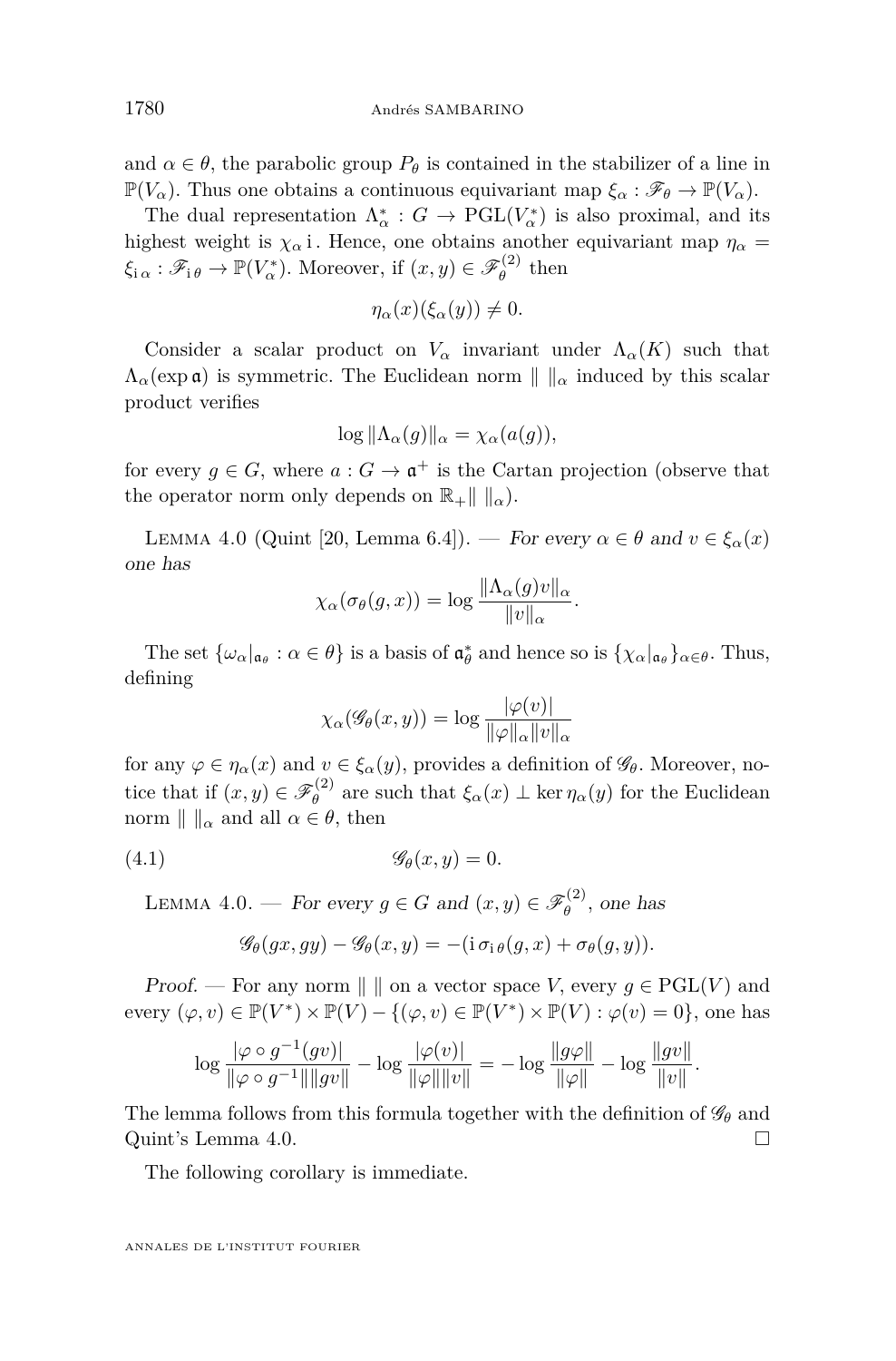and $\alpha \in \theta$, the parabolic group $P_\theta$ is contained in the stabilizer of a line in $\mathbb{P}(V_\alpha)$. Thus one obtains a continuous equivariant map $\xi_\alpha : \mathscr{F}_\theta \to \mathbb{P}(V_\alpha)$.

The dual representation $\Lambda_\alpha^* : G \to \mathrm{PGL}(V_\alpha^*)$ is also proximal, and its highest weight is $\chi_\alpha \mathrm{i}$. Hence, one obtains another equivariant map $\eta_\alpha = \xi_{\mathrm{i}\,\alpha} : \mathscr{F}_{\mathrm{i}\,\theta} \to \mathbb{P}(V_\alpha^*)$. Moreover, if $(x,y) \in \mathscr{F}_\theta^{(2)}$ then

$$\eta_\alpha(x)(\xi_\alpha(y)) \neq 0.$$

Consider a scalar product on $V_\alpha$ invariant under $\Lambda_\alpha(K)$ such that $\Lambda_\alpha(\exp \mathfrak{a})$ is symmetric. The Euclidean norm $\| \; \|_\alpha$ induced by this scalar product verifies

$$\log \|\Lambda_\alpha(g)\|_\alpha = \chi_\alpha(a(g)),$$

for every $g \in G$, where $a : G \to \mathfrak{a}^+$ is the Cartan projection (observe that the operator norm only depends on $\mathbb{R}_+\| \; \|_\alpha$).

Lemma 4.0 (Quint [20, Lemma 6.4]). — *For every $\alpha \in \theta$ and $v \in \xi_\alpha(x)$ one has*

$$\chi_\alpha(\sigma_\theta(g,x)) = \log \frac{\|\Lambda_\alpha(g)v\|_\alpha}{\|v\|_\alpha}.$$

The set $\{\omega_\alpha|_{\mathfrak{a}_\theta} : \alpha \in \theta\}$ is a basis of $\mathfrak{a}_\theta^*$ and hence so is $\{\chi_\alpha|_{\mathfrak{a}_\theta}\}_{\alpha\in\theta}$. Thus, defining

$$\chi_\alpha(\mathscr{G}_\theta(x,y)) = \log \frac{|\varphi(v)|}{\|\varphi\|_\alpha \|v\|_\alpha}$$

for any $\varphi \in \eta_\alpha(x)$ and $v \in \xi_\alpha(y)$, provides a definition of $\mathscr{G}_\theta$. Moreover, notice that if $(x,y) \in \mathscr{F}_\theta^{(2)}$ are such that $\xi_\alpha(x) \perp \ker \eta_\alpha(y)$ for the Euclidean norm $\| \; \|_\alpha$ and all $\alpha \in \theta$, then

$$\mathscr{G}_\theta(x,y) = 0. \tag{4.1}$$

Lemma 4.0. — *For every $g \in G$ and $(x,y) \in \mathscr{F}_\theta^{(2)}$, one has*

$$\mathscr{G}_\theta(gx,gy) - \mathscr{G}_\theta(x,y) = -(\mathrm{i}\,\sigma_{\mathrm{i}\,\theta}(g,x) + \sigma_\theta(g,y)).$$

*Proof.* — For any norm $\| \; \|$ on a vector space $V$, every $g \in \mathrm{PGL}(V)$ and every $(\varphi, v) \in \mathbb{P}(V^*) \times \mathbb{P}(V) - \{(\varphi,v) \in \mathbb{P}(V^*) \times \mathbb{P}(V) : \varphi(v) = 0\}$, one has

$$\log \frac{|\varphi \circ g^{-1}(gv)|}{\|\varphi \circ g^{-1}\|\|gv\|} - \log \frac{|\varphi(v)|}{\|\varphi\|\|v\|} = -\log \frac{\|g\varphi\|}{\|\varphi\|} - \log \frac{\|gv\|}{\|v\|}.$$

The lemma follows from this formula together with the definition of $\mathscr{G}_\theta$ and Quint's Lemma 4.0. $\square$

The following corollary is immediate.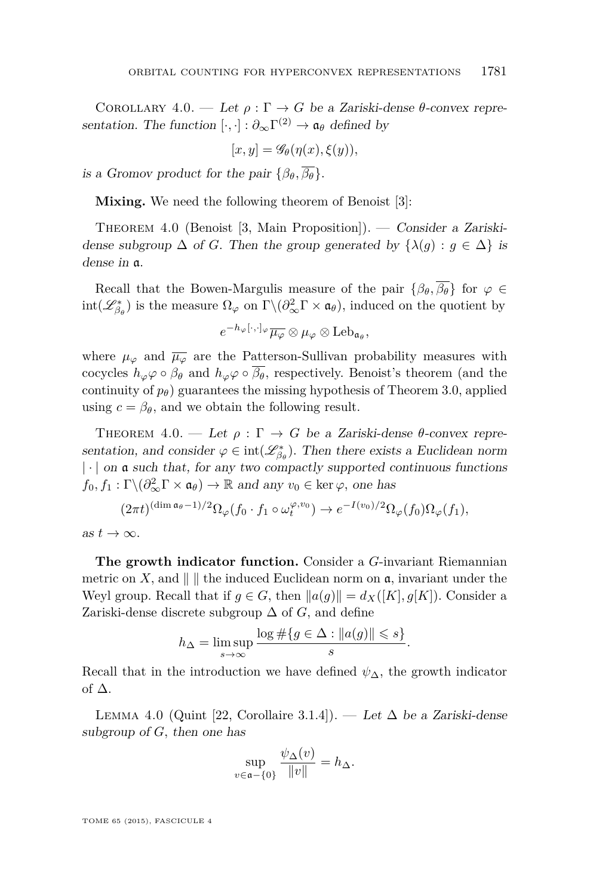Corollary 4.0. — *Let $\rho : \Gamma \to G$ be a Zariski-dense $\theta$-convex representation. The function $[\cdot,\cdot] : \partial_\infty \Gamma^{(2)} \to \mathfrak{a}_\theta$ defined by*

$$[x, y] = \mathscr{G}_\theta(\eta(x), \xi(y)),$$

*is a Gromov product for the pair $\{\beta_\theta, \overline{\beta_\theta}\}$.*

**Mixing.** We need the following theorem of Benoist [3]:

Theorem 4.0 (Benoist [3, Main Proposition]). — *Consider a Zariski-dense subgroup $\Delta$ of $G$. Then the group generated by $\{\lambda(g) : g \in \Delta\}$ is dense in $\mathfrak{a}$.*

Recall that the Bowen-Margulis measure of the pair $\{\beta_\theta, \overline{\beta_\theta}\}$ for $\varphi \in \operatorname{int}(\mathscr{L}^*_{\beta_\theta})$ is the measure $\Omega_\varphi$ on $\Gamma \backslash (\partial^2_\infty \Gamma \times \mathfrak{a}_\theta)$, induced on the quotient by

$$e^{-h_\varphi [\cdot,\cdot]_\varphi} \overline{\mu_\varphi} \otimes \mu_\varphi \otimes \mathrm{Leb}_{\mathfrak{a}_\theta},$$

where $\mu_\varphi$ and $\overline{\mu_\varphi}$ are the Patterson-Sullivan probability measures with cocycles $h_\varphi \varphi \circ \beta_\theta$ and $h_\varphi \varphi \circ \overline{\beta_\theta}$, respectively. Benoist's theorem (and the continuity of $p_\theta$) guarantees the missing hypothesis of Theorem 3.0, applied using $c = \beta_\theta$, and we obtain the following result.

Theorem 4.0. — *Let $\rho : \Gamma \to G$ be a Zariski-dense $\theta$-convex representation, and consider $\varphi \in \operatorname{int}(\mathscr{L}^*_{\beta_\theta})$. Then there exists a Euclidean norm $|\cdot|$ on $\mathfrak{a}$ such that, for any two compactly supported continuous functions $f_0, f_1 : \Gamma \backslash (\partial^2_\infty \Gamma \times \mathfrak{a}_\theta) \to \mathbb{R}$ and any $v_0 \in \ker \varphi$, one has*

$$(2\pi t)^{(\dim \mathfrak{a}_\theta - 1)/2} \Omega_\varphi (f_0 \cdot f_1 \circ \omega^{\varphi, v_0}_t) \to e^{-I(v_0)/2} \Omega_\varphi(f_0) \Omega_\varphi(f_1),$$

*as $t \to \infty$.*

**The growth indicator function.** Consider a $G$-invariant Riemannian metric on $X$, and $\| \ \|$ the induced Euclidean norm on $\mathfrak{a}$, invariant under the Weyl group. Recall that if $g \in G$, then $\|a(g)\| = d_X([K], g[K])$. Consider a Zariski-dense discrete subgroup $\Delta$ of $G$, and define

$$h_\Delta = \limsup_{s \to \infty} \frac{\log \#\{g \in \Delta : \|a(g)\| \leqslant s\}}{s}.$$

Recall that in the introduction we have defined $\psi_\Delta$, the growth indicator of $\Delta$.

Lemma 4.0 (Quint [22, Corollaire 3.1.4]). — *Let $\Delta$ be a Zariski-dense subgroup of $G$, then one has*

$$\sup_{v \in \mathfrak{a} - \{0\}} \frac{\psi_\Delta(v)}{\|v\|} = h_\Delta.$$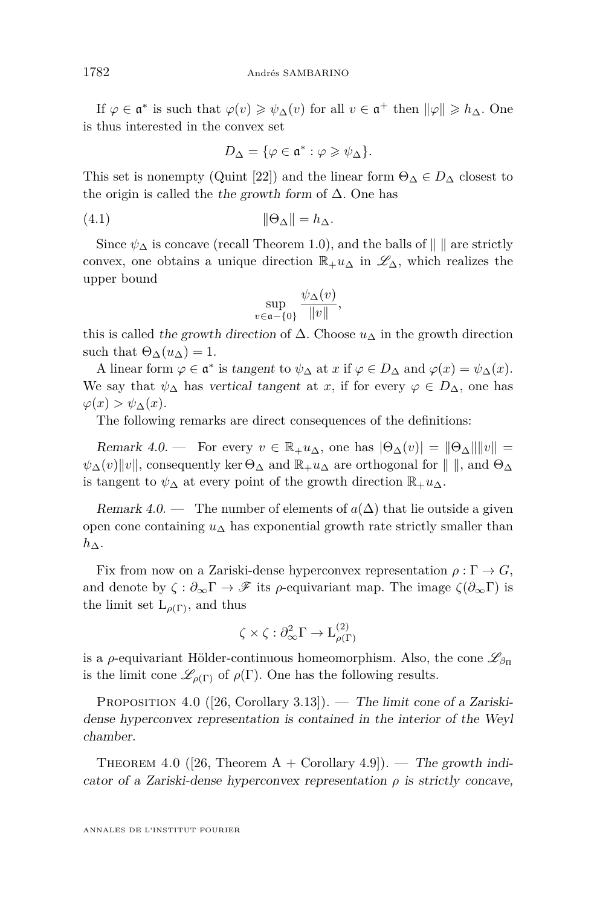If $\varphi \in \mathfrak{a}^*$ is such that $\varphi(v) \geqslant \psi_\Delta(v)$ for all $v \in \mathfrak{a}^+$ then $\|\varphi\| \geqslant h_\Delta$. One is thus interested in the convex set

$$D_\Delta = \{\varphi \in \mathfrak{a}^* : \varphi \geqslant \psi_\Delta\}.$$

This set is nonempty (Quint [22]) and the linear form $\Theta_\Delta \in D_\Delta$ closest to the origin is called the *the growth form* of $\Delta$. One has

$$\|\Theta_\Delta\| = h_\Delta. \tag{4.1}$$

Since $\psi_\Delta$ is concave (recall Theorem 1.0), and the balls of $\| \ \|$ are strictly convex, one obtains a unique direction $\mathbb{R}_+ u_\Delta$ in $\mathscr{L}_\Delta$, which realizes the upper bound

$$\sup_{v \in \mathfrak{a} - \{0\}} \frac{\psi_\Delta(v)}{\|v\|},$$

this is called *the growth direction* of $\Delta$. Choose $u_\Delta$ in the growth direction such that $\Theta_\Delta(u_\Delta) = 1$.

A linear form $\varphi \in \mathfrak{a}^*$ is *tangent* to $\psi_\Delta$ at $x$ if $\varphi \in D_\Delta$ and $\varphi(x) = \psi_\Delta(x)$. We say that $\psi_\Delta$ has *vertical tangent* at $x$, if for every $\varphi \in D_\Delta$, one has $\varphi(x) > \psi_\Delta(x)$.

The following remarks are direct consequences of the definitions:

*Remark 4.0.* — For every $v \in \mathbb{R}_+ u_\Delta$, one has $|\Theta_\Delta(v)| = \|\Theta_\Delta\|\|v\| = \psi_\Delta(v)\|v\|$, consequently $\ker \Theta_\Delta$ and $\mathbb{R}_+ u_\Delta$ are orthogonal for $\| \ \|$, and $\Theta_\Delta$ is tangent to $\psi_\Delta$ at every point of the growth direction $\mathbb{R}_+ u_\Delta$.

*Remark 4.0.* — The number of elements of $a(\Delta)$ that lie outside a given open cone containing $u_\Delta$ has exponential growth rate strictly smaller than $h_\Delta$.

Fix from now on a Zariski-dense hyperconvex representation $\rho : \Gamma \to G$, and denote by $\zeta : \partial_\infty \Gamma \to \mathscr{F}$ its $\rho$-equivariant map. The image $\zeta(\partial_\infty \Gamma)$ is the limit set $\mathrm{L}_{\rho(\Gamma)}$, and thus

$$\zeta \times \zeta : \partial^2_\infty \Gamma \to \mathrm{L}^{(2)}_{\rho(\Gamma)}$$

is a $\rho$-equivariant Hölder-continuous homeomorphism. Also, the cone $\mathscr{L}_{\beta_\Pi}$ is the limit cone $\mathscr{L}_{\rho(\Gamma)}$ of $\rho(\Gamma)$. One has the following results.

Proposition 4.0 ([26, Corollary 3.13]). — *The limit cone of a Zariski-dense hyperconvex representation is contained in the interior of the Weyl chamber.*

Theorem 4.0 ([26, Theorem A + Corollary 4.9]). — *The growth indicator of a Zariski-dense hyperconvex representation $\rho$ is strictly concave,*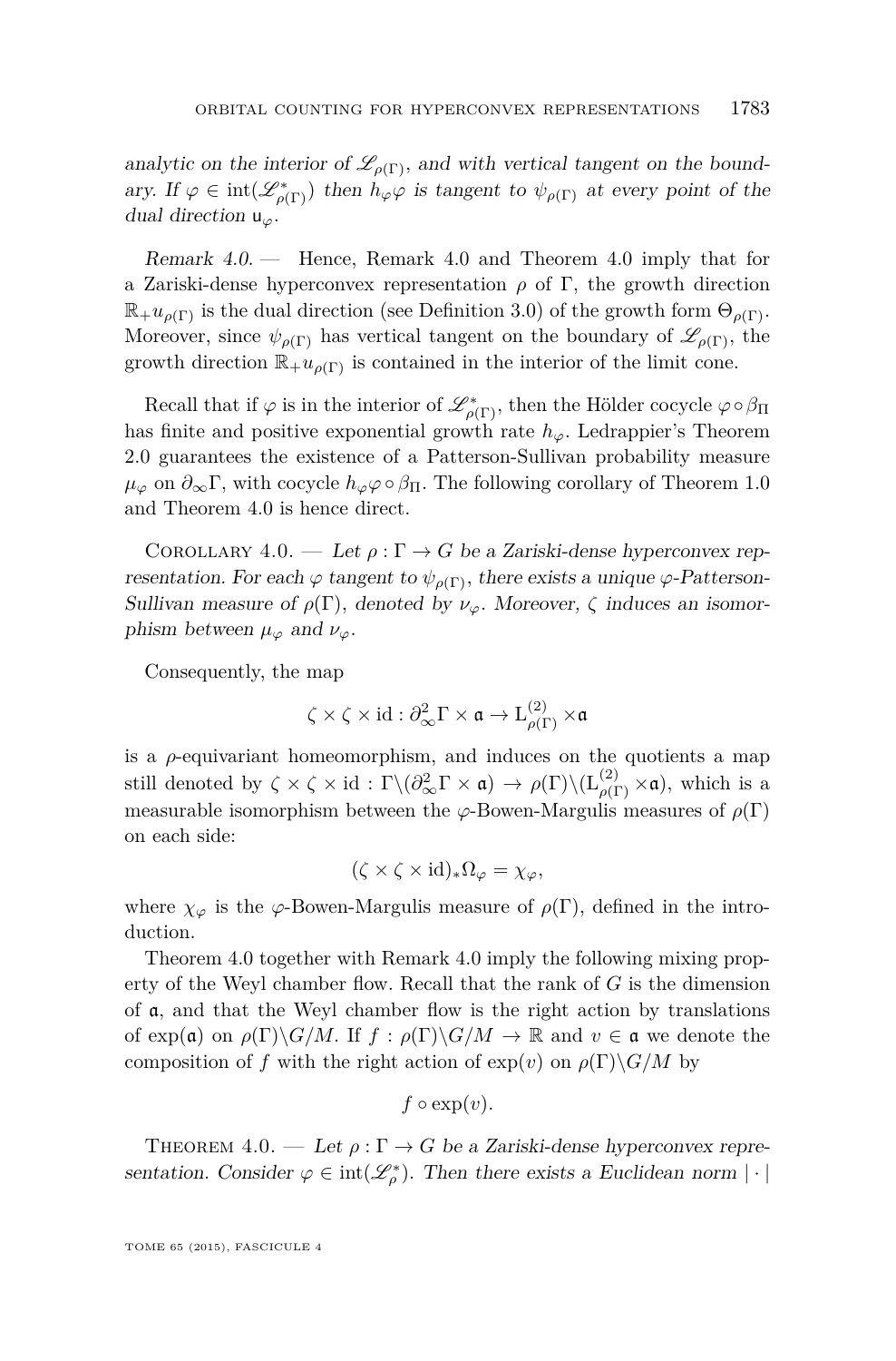*analytic on the interior of $\mathscr{L}_{\rho(\Gamma)}$, and with vertical tangent on the boundary. If $\varphi \in \operatorname{int}(\mathscr{L}^*_{\rho(\Gamma)})$ then $h_\varphi\varphi$ is tangent to $\psi_{\rho(\Gamma)}$ at every point of the dual direction $\mathsf{u}_\varphi$.*

*Remark 4.0.* — Hence, Remark 4.0 and Theorem 4.0 imply that for a Zariski-dense hyperconvex representation $\rho$ of $\Gamma$, the growth direction $\mathbb{R}_+u_{\rho(\Gamma)}$ is the dual direction (see Definition 3.0) of the growth form $\Theta_{\rho(\Gamma)}$. Moreover, since $\psi_{\rho(\Gamma)}$ has vertical tangent on the boundary of $\mathscr{L}_{\rho(\Gamma)}$, the growth direction $\mathbb{R}_+u_{\rho(\Gamma)}$ is contained in the interior of the limit cone.

Recall that if $\varphi$ is in the interior of $\mathscr{L}^*_{\rho(\Gamma)}$, then the Hölder cocycle $\varphi\circ\beta_\Pi$ has finite and positive exponential growth rate $h_\varphi$. Ledrappier's Theorem 2.0 guarantees the existence of a Patterson-Sullivan probability measure $\mu_\varphi$ on $\partial_\infty\Gamma$, with cocycle $h_\varphi\varphi\circ\beta_\Pi$. The following corollary of Theorem 1.0 and Theorem 4.0 is hence direct.

Corollary 4.0. — *Let $\rho:\Gamma\to G$ be a Zariski-dense hyperconvex representation. For each $\varphi$ tangent to $\psi_{\rho(\Gamma)}$, there exists a unique $\varphi$-Patterson-Sullivan measure of $\rho(\Gamma)$, denoted by $\nu_\varphi$. Moreover, $\zeta$ induces an isomorphism between $\mu_\varphi$ and $\nu_\varphi$.*

Consequently, the map

$$\zeta\times\zeta\times\mathrm{id}:\partial^2_\infty\Gamma\times\mathfrak{a}\to \mathrm{L}^{(2)}_{\rho(\Gamma)}\times\mathfrak{a}$$

is a $\rho$-equivariant homeomorphism, and induces on the quotients a map still denoted by $\zeta\times\zeta\times\mathrm{id}:\Gamma\backslash(\partial^2_\infty\Gamma\times\mathfrak{a})\to\rho(\Gamma)\backslash(\mathrm{L}^{(2)}_{\rho(\Gamma)}\times\mathfrak{a})$, which is a measurable isomorphism between the $\varphi$-Bowen-Margulis measures of $\rho(\Gamma)$ on each side:

$$(\zeta\times\zeta\times\mathrm{id})_*\Omega_\varphi=\chi_\varphi,$$

where $\chi_\varphi$ is the $\varphi$-Bowen-Margulis measure of $\rho(\Gamma)$, defined in the introduction.

Theorem 4.0 together with Remark 4.0 imply the following mixing property of the Weyl chamber flow. Recall that the rank of $G$ is the dimension of $\mathfrak{a}$, and that the Weyl chamber flow is the right action by translations of $\exp(\mathfrak{a})$ on $\rho(\Gamma)\backslash G/M$. If $f:\rho(\Gamma)\backslash G/M\to\mathbb{R}$ and $v\in\mathfrak{a}$ we denote the composition of $f$ with the right action of $\exp(v)$ on $\rho(\Gamma)\backslash G/M$ by

$$f\circ\exp(v).$$

Theorem 4.0. — *Let $\rho:\Gamma\to G$ be a Zariski-dense hyperconvex representation. Consider $\varphi\in\operatorname{int}(\mathscr{L}^*_\rho)$. Then there exists a Euclidean norm $|\cdot|$*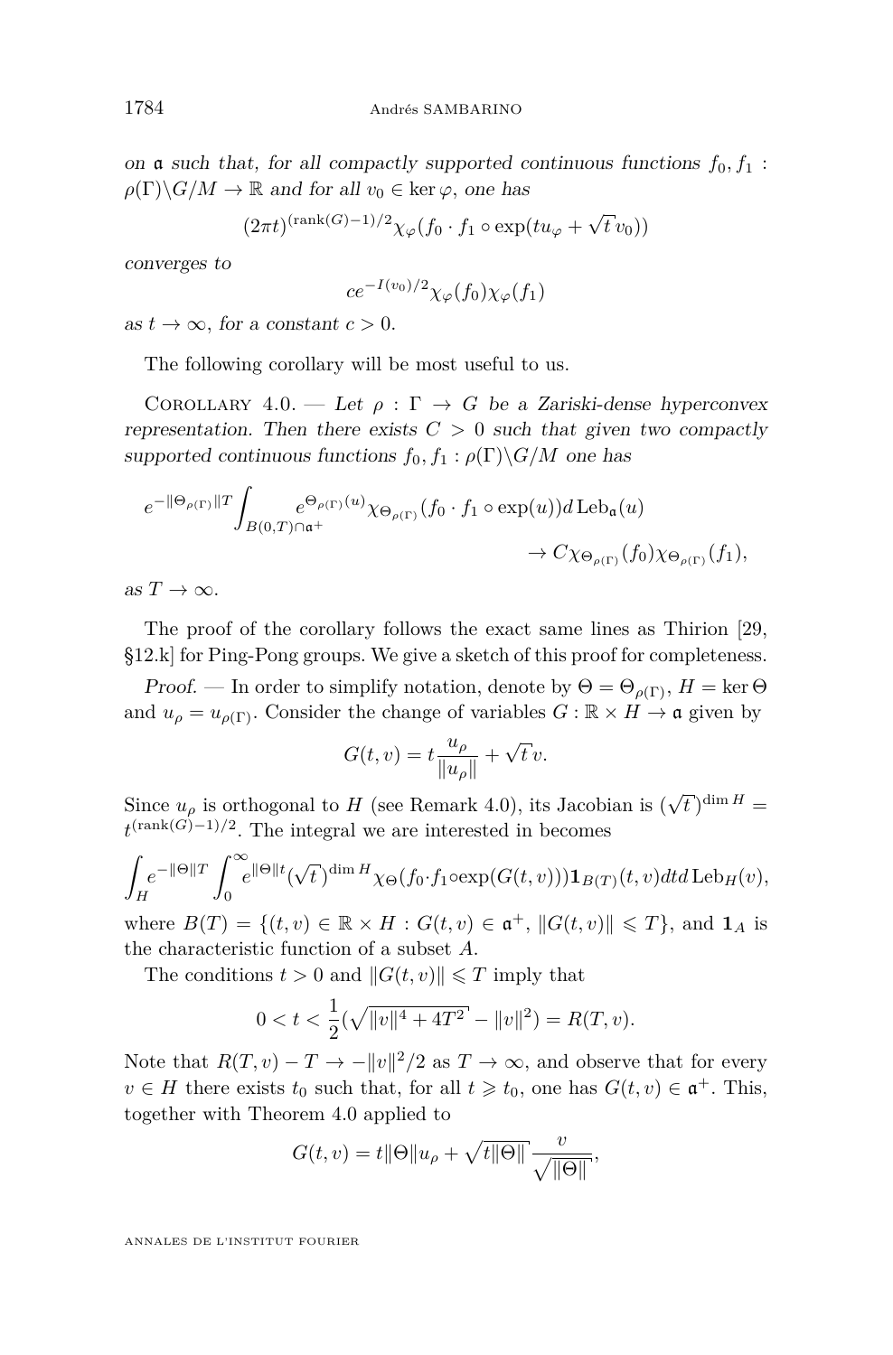*on $\mathfrak{a}$ such that, for all compactly supported continuous functions $f_0, f_1 : \rho(\Gamma)\backslash G/M \to \mathbb{R}$ and for all $v_0 \in \ker\varphi$, one has*

$$(2\pi t)^{(\operatorname{rank}(G)-1)/2}\chi_\varphi(f_0 \cdot f_1 \circ \exp(tu_\varphi + \sqrt{t}\,v_0))$$

*converges to*

$$ce^{-I(v_0)/2}\chi_\varphi(f_0)\chi_\varphi(f_1)$$

*as $t \to \infty$, for a constant $c > 0$.*

The following corollary will be most useful to us.

Corollary 4.0. — *Let $\rho : \Gamma \to G$ be a Zariski-dense hyperconvex representation. Then there exists $C > 0$ such that given two compactly supported continuous functions $f_0, f_1 : \rho(\Gamma)\backslash G/M$ one has*

$$e^{-\|\Theta_{\rho(\Gamma)}\|T}\int_{B(0,T)\cap\mathfrak{a}^+} e^{\Theta_{\rho(\Gamma)}(u)}\chi_{\Theta_{\rho(\Gamma)}}(f_0 \cdot f_1 \circ \exp(u))d\operatorname{Leb}_{\mathfrak{a}}(u) \to C\chi_{\Theta_{\rho(\Gamma)}}(f_0)\chi_{\Theta_{\rho(\Gamma)}}(f_1),$$

*as $T \to \infty$.*

The proof of the corollary follows the exact same lines as Thirion [29, §12.k] for Ping-Pong groups. We give a sketch of this proof for completeness.

*Proof.* — In order to simplify notation, denote by $\Theta = \Theta_{\rho(\Gamma)}$, $H = \ker\Theta$ and $u_\rho = u_{\rho(\Gamma)}$. Consider the change of variables $G : \mathbb{R}\times H \to \mathfrak{a}$ given by

$$G(t,v) = t\frac{u_\rho}{\|u_\rho\|} + \sqrt{t}\,v.$$

Since $u_\rho$ is orthogonal to $H$ (see Remark 4.0), its Jacobian is $(\sqrt{t})^{\dim H} = t^{(\operatorname{rank}(G)-1)/2}$. The integral we are interested in becomes

$$\int_H e^{-\|\Theta\|T}\int_0^\infty e^{\|\Theta\|t}(\sqrt{t})^{\dim H}\chi_\Theta(f_0 \cdot f_1 \circ \exp(G(t,v)))\mathbf{1}_{B(T)}(t,v)dt d\operatorname{Leb}_H(v),$$

where $B(T) = \{(t,v) \in \mathbb{R}\times H : G(t,v) \in \mathfrak{a}^+,\ \|G(t,v)\| \leqslant T\}$, and $\mathbf{1}_A$ is the characteristic function of a subset $A$.

The conditions $t > 0$ and $\|G(t,v)\| \leqslant T$ imply that

$$0 < t < \frac{1}{2}(\sqrt{\|v\|^4 + 4T^2} - \|v\|^2) = R(T,v).$$

Note that $R(T,v) - T \to -\|v\|^2/2$ as $T \to \infty$, and observe that for every $v \in H$ there exists $t_0$ such that, for all $t \geqslant t_0$, one has $G(t,v) \in \mathfrak{a}^+$. This, together with Theorem 4.0 applied to

$$G(t,v) = t\|\Theta\|u_\rho + \sqrt{t\|\Theta\|}\frac{v}{\sqrt{\|\Theta\|}},$$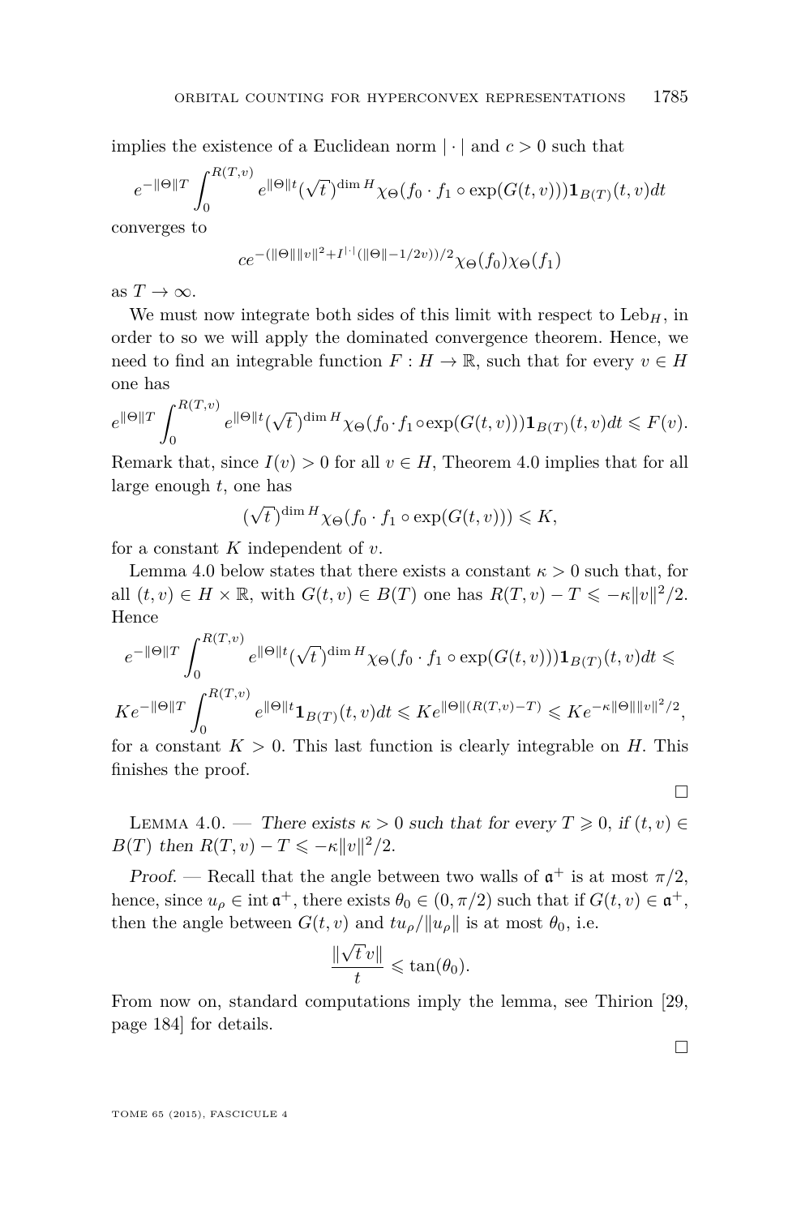implies the existence of a Euclidean norm $|\cdot|$ and $c>0$ such that

$$e^{-\|\Theta\|T}\int_0^{R(T,v)} e^{\|\Theta\|t}(\sqrt{t})^{\dim H}\chi_\Theta(f_0\cdot f_1\circ\exp(G(t,v)))\mathbf{1}_{B(T)}(t,v)dt$$

converges to

$$ce^{-(\|\Theta\|\|v\|^2+I^{|\cdot|}(\|\Theta\|-1/2v))/2}\chi_\Theta(f_0)\chi_\Theta(f_1)$$

as $T\to\infty$.

We must now integrate both sides of this limit with respect to $\mathrm{Leb}_H$, in order to so we will apply the dominated convergence theorem. Hence, we need to find an integrable function $F:H\to\mathbb{R}$, such that for every $v\in H$ one has

$$e^{\|\Theta\|T}\int_0^{R(T,v)} e^{\|\Theta\|t}(\sqrt{t})^{\dim H}\chi_\Theta(f_0\cdot f_1\circ\exp(G(t,v)))\mathbf{1}_{B(T)}(t,v)dt\leqslant F(v).$$

Remark that, since $I(v)>0$ for all $v\in H$, Theorem 4.0 implies that for all large enough $t$, one has

$$(\sqrt{t})^{\dim H}\chi_\Theta(f_0\cdot f_1\circ\exp(G(t,v)))\leqslant K,$$

for a constant $K$ independent of $v$.

Lemma 4.0 below states that there exists a constant $\kappa>0$ such that, for all $(t,v)\in H\times\mathbb{R}$, with $G(t,v)\in B(T)$ one has $R(T,v)-T\leqslant-\kappa\|v\|^2/2$. Hence

$$e^{-\|\Theta\|T}\int_0^{R(T,v)} e^{\|\Theta\|t}(\sqrt{t})^{\dim H}\chi_\Theta(f_0\cdot f_1\circ\exp(G(t,v)))\mathbf{1}_{B(T)}(t,v)dt\leqslant$$

$$Ke^{-\|\Theta\|T}\int_0^{R(T,v)} e^{\|\Theta\|t}\mathbf{1}_{B(T)}(t,v)dt\leqslant Ke^{\|\Theta\|(R(T,v)-T)}\leqslant Ke^{-\kappa\|\Theta\|\|v\|^2/2},$$

for a constant $K>0$. This last function is clearly integrable on $H$. This finishes the proof. $\square$

Lemma 4.0. — *There exists $\kappa>0$ such that for every $T\geqslant 0$, if $(t,v)\in B(T)$ then $R(T,v)-T\leqslant-\kappa\|v\|^2/2$.*

*Proof.* — Recall that the angle between two walls of $\mathfrak{a}^+$ is at most $\pi/2$, hence, since $u_\rho\in\operatorname{int}\mathfrak{a}^+$, there exists $\theta_0\in(0,\pi/2)$ such that if $G(t,v)\in\mathfrak{a}^+$, then the angle between $G(t,v)$ and $tu_\rho/\|u_\rho\|$ is at most $\theta_0$, i.e.

$$\frac{\|\sqrt{t}v\|}{t}\leqslant\tan(\theta_0).$$

From now on, standard computations imply the lemma, see Thirion [29, page 184] for details. $\square$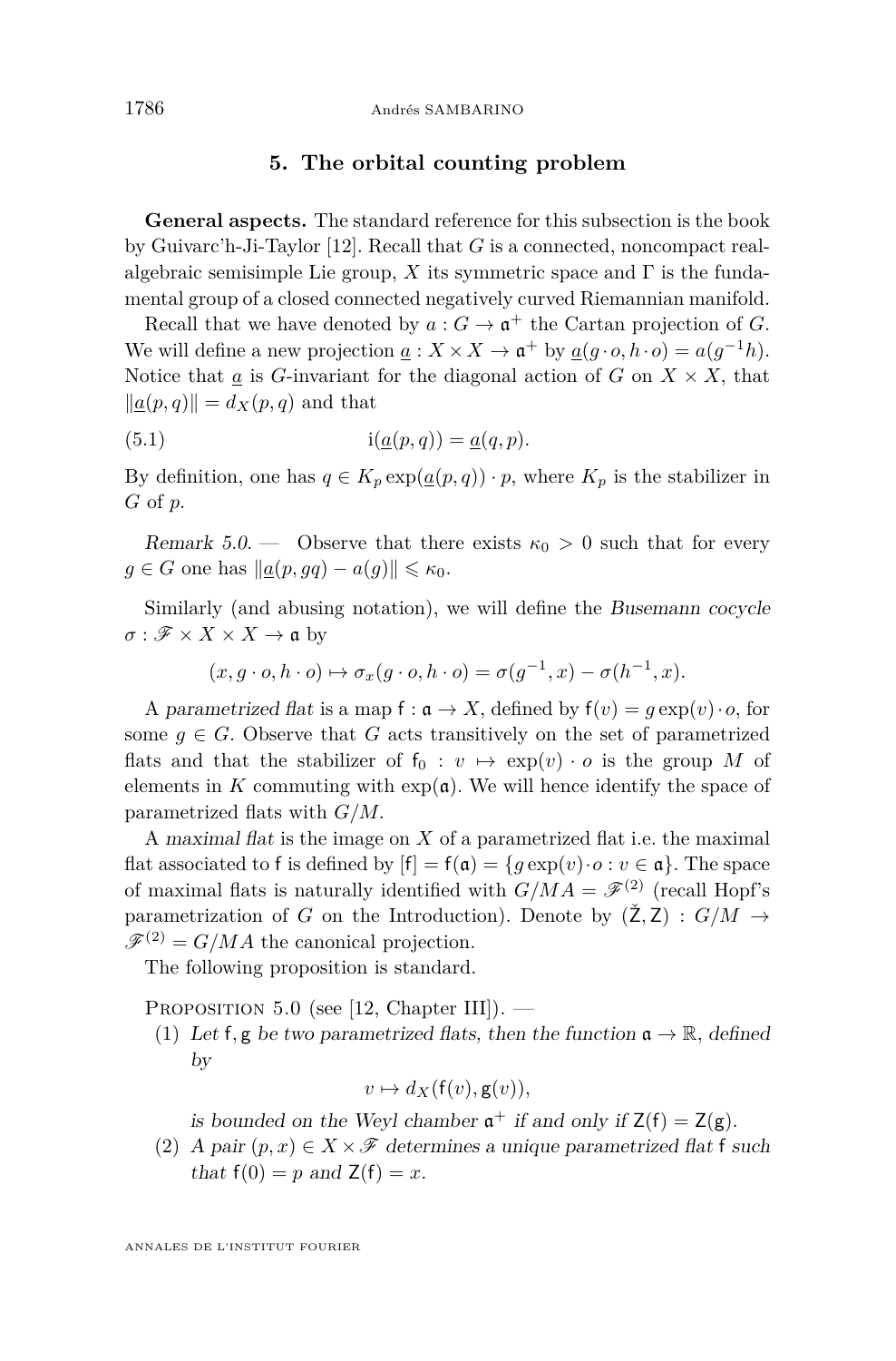## 5. The orbital counting problem

**General aspects.** The standard reference for this subsection is the book by Guivarc'h-Ji-Taylor [12]. Recall that $G$ is a connected, noncompact real-algebraic semisimple Lie group, $X$ its symmetric space and $\Gamma$ is the fundamental group of a closed connected negatively curved Riemannian manifold.

Recall that we have denoted by $a : G \to \mathfrak{a}^+$ the Cartan projection of $G$. We will define a new projection $\underline{a} : X \times X \to \mathfrak{a}^+$ by $\underline{a}(g \cdot o, h \cdot o) = a(g^{-1}h)$. Notice that $\underline{a}$ is $G$-invariant for the diagonal action of $G$ on $X \times X$, that $\|\underline{a}(p,q)\| = d_X(p,q)$ and that

$$\mathrm{i}(\underline{a}(p,q)) = \underline{a}(q,p). \tag{5.1}$$

By definition, one has $q \in K_p \exp(\underline{a}(p,q)) \cdot p$, where $K_p$ is the stabilizer in $G$ of $p$.

*Remark 5.0.* — Observe that there exists $\kappa_0 > 0$ such that for every $g \in G$ one has $\|\underline{a}(p, gq) - a(g)\| \leqslant \kappa_0$.

Similarly (and abusing notation), we will define the *Busemann cocycle* $\sigma : \mathscr{F} \times X \times X \to \mathfrak{a}$ by

$$(x, g \cdot o, h \cdot o) \mapsto \sigma_x(g \cdot o, h \cdot o) = \sigma(g^{-1}, x) - \sigma(h^{-1}, x).$$

A *parametrized flat* is a map $\mathsf{f} : \mathfrak{a} \to X$, defined by $\mathsf{f}(v) = g \exp(v) \cdot o$, for some $g \in G$. Observe that $G$ acts transitively on the set of parametrized flats and that the stabilizer of $\mathsf{f}_0 : v \mapsto \exp(v) \cdot o$ is the group $M$ of elements in $K$ commuting with $\exp(\mathfrak{a})$. We will hence identify the space of parametrized flats with $G/M$.

A *maximal flat* is the image on $X$ of a parametrized flat i.e. the maximal flat associated to $\mathsf{f}$ is defined by $[\mathsf{f}] = \mathsf{f}(\mathfrak{a}) = \{g \exp(v) \cdot o : v \in \mathfrak{a}\}$. The space of maximal flats is naturally identified with $G/MA = \mathscr{F}^{(2)}$ (recall Hopf's parametrization of $G$ on the Introduction). Denote by $(\check{\mathsf{Z}}, \mathsf{Z}) : G/M \to \mathscr{F}^{(2)} = G/MA$ the canonical projection.

The following proposition is standard.

Proposition 5.0 (see [12, Chapter III]). —

1. *Let $\mathsf{f}, \mathsf{g}$ be two parametrized flats, then the function $\mathfrak{a} \to \mathbb{R}$, defined by*
$$v \mapsto d_X(\mathsf{f}(v), \mathsf{g}(v)),$$
*is bounded on the Weyl chamber $\mathfrak{a}^+$ if and only if $\mathsf{Z}(\mathsf{f}) = \mathsf{Z}(\mathsf{g})$.*
2. *A pair $(p, x) \in X \times \mathscr{F}$ determines a unique parametrized flat $\mathsf{f}$ such that $\mathsf{f}(0) = p$ and $\mathsf{Z}(\mathsf{f}) = x$.*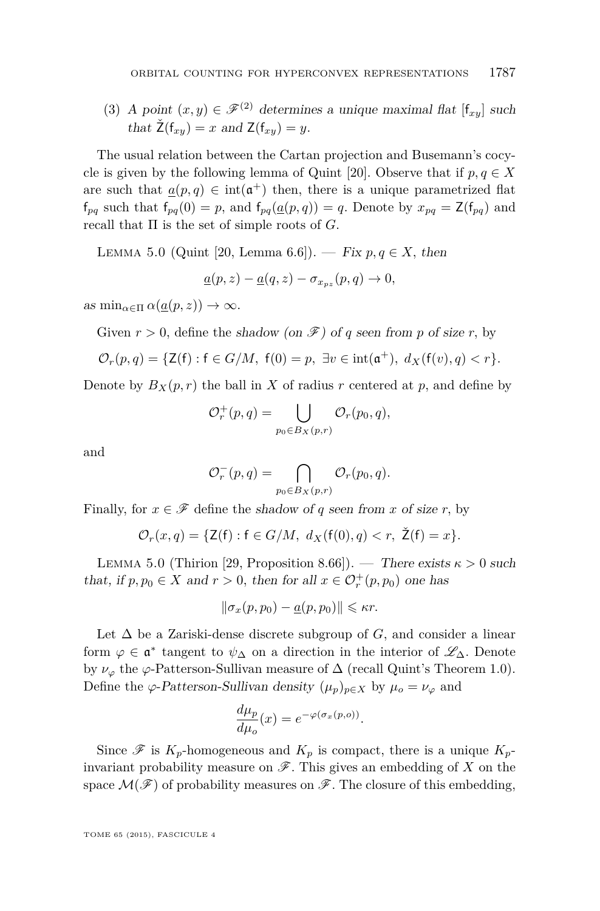(3) *A point $(x,y) \in \mathscr{F}^{(2)}$ determines a unique maximal flat $[\mathsf{f}_{xy}]$ such that $\check{\mathsf{Z}}(\mathsf{f}_{xy}) = x$ and $\mathsf{Z}(\mathsf{f}_{xy}) = y$.*

The usual relation between the Cartan projection and Busemann's cocycle is given by the following lemma of Quint [20]. Observe that if $p,q \in X$ are such that $\underline{a}(p,q) \in \operatorname{int}(\mathfrak{a}^+)$ then, there is a unique parametrized flat $\mathsf{f}_{pq}$ such that $\mathsf{f}_{pq}(0) = p$, and $\mathsf{f}_{pq}(\underline{a}(p,q)) = q$. Denote by $x_{pq} = \mathsf{Z}(\mathsf{f}_{pq})$ and recall that $\Pi$ is the set of simple roots of $G$.

Lemma 5.0 (Quint [20, Lemma 6.6]). — *Fix $p,q \in X$, then*

$$\underline{a}(p,z) - \underline{a}(q,z) - \sigma_{x_{pz}}(p,q) \to 0,$$

*as $\min_{\alpha \in \Pi} \alpha(\underline{a}(p,z)) \to \infty$.*

Given $r > 0$, define the *shadow (on $\mathscr{F}$) of $q$ seen from $p$ of size $r$*, by

$$\mathcal{O}_r(p,q) = \{\mathsf{Z}(\mathsf{f}) : \mathsf{f} \in G/M,\ \mathsf{f}(0) = p,\ \exists v \in \operatorname{int}(\mathfrak{a}^+),\ d_X(\mathsf{f}(v), q) < r\}.$$

Denote by $B_X(p,r)$ the ball in $X$ of radius $r$ centered at $p$, and define by

$$\mathcal{O}_r^+(p,q) = \bigcup_{p_0 \in B_X(p,r)} \mathcal{O}_r(p_0,q),$$

and

$$\mathcal{O}_r^-(p,q) = \bigcap_{p_0 \in B_X(p,r)} \mathcal{O}_r(p_0,q).$$

Finally, for $x \in \mathscr{F}$ define the *shadow of $q$ seen from $x$ of size $r$*, by

$$\mathcal{O}_r(x,q) = \{\mathsf{Z}(\mathsf{f}) : \mathsf{f} \in G/M,\ d_X(\mathsf{f}(0), q) < r,\ \check{\mathsf{Z}}(\mathsf{f}) = x\}.$$

Lemma 5.0 (Thirion [29, Proposition 8.66]). — *There exists $\kappa > 0$ such that, if $p, p_0 \in X$ and $r > 0$, then for all $x \in \mathcal{O}_r^+(p,p_0)$ one has*

$$\|\sigma_x(p,p_0) - \underline{a}(p,p_0)\| \leqslant \kappa r.$$

Let $\Delta$ be a Zariski-dense discrete subgroup of $G$, and consider a linear form $\varphi \in \mathfrak{a}^*$ tangent to $\psi_\Delta$ on a direction in the interior of $\mathscr{L}_\Delta$. Denote by $\nu_\varphi$ the $\varphi$-Patterson-Sullivan measure of $\Delta$ (recall Quint's Theorem 1.0). Define the *$\varphi$-Patterson-Sullivan density* $(\mu_p)_{p \in X}$ by $\mu_o = \nu_\varphi$ and

$$\frac{d\mu_p}{d\mu_o}(x) = e^{-\varphi(\sigma_x(p,o))}.$$

Since $\mathscr{F}$ is $K_p$-homogeneous and $K_p$ is compact, there is a unique $K_p$-invariant probability measure on $\mathscr{F}$. This gives an embedding of $X$ on the space $\mathcal{M}(\mathscr{F})$ of probability measures on $\mathscr{F}$. The closure of this embedding,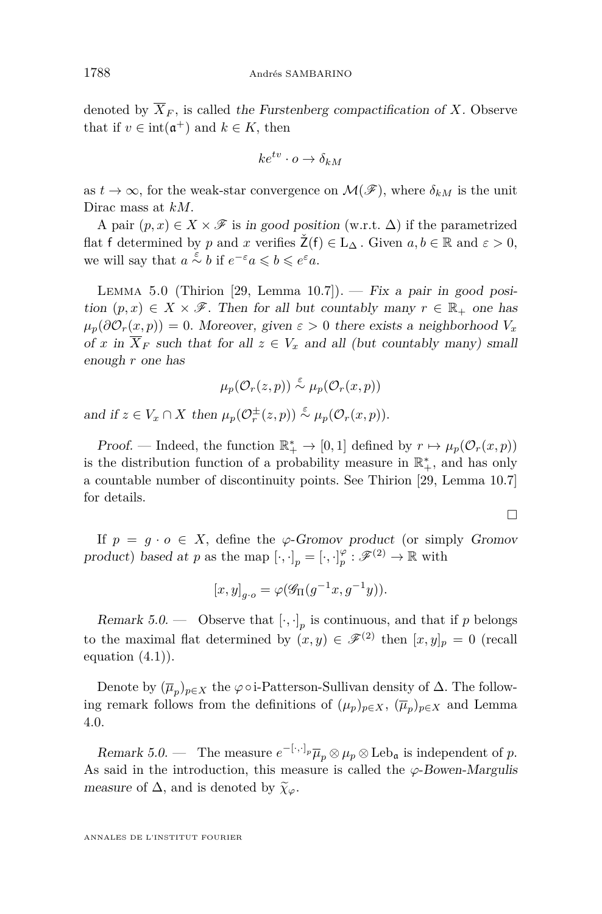denoted by $\overline{X}_F$, is called *the Furstenberg compactification of X*. Observe that if $v \in \operatorname{int}(\mathfrak{a}^+)$ and $k \in K$, then

$$ke^{tv} \cdot o \to \delta_{kM}$$

as $t \to \infty$, for the weak-star convergence on $\mathcal{M}(\mathscr{F})$, where $\delta_{kM}$ is the unit Dirac mass at $kM$.

A pair $(p, x) \in X \times \mathscr{F}$ is *in good position* (w.r.t. $\Delta$) if the parametrized flat $\mathsf{f}$ determined by $p$ and $x$ verifies $\check{\mathsf{Z}}(\mathsf{f}) \in \mathsf{L}_\Delta$. Given $a, b \in \mathbb{R}$ and $\varepsilon > 0$, we will say that $a \overset{\varepsilon}{\sim} b$ if $e^{-\varepsilon} a \leqslant b \leqslant e^{\varepsilon} a$.

Lemma 5.0 (Thirion [29, Lemma 10.7]). — *Fix a pair in good position $(p, x) \in X \times \mathscr{F}$. Then for all but countably many $r \in \mathbb{R}_+$ one has $\mu_p(\partial \mathcal{O}_r(x, p)) = 0$. Moreover, given $\varepsilon > 0$ there exists a neighborhood $V_x$ of $x$ in $\overline{X}_F$ such that for all $z \in V_x$ and all (but countably many) small enough $r$ one has*

$$\mu_p(\mathcal{O}_r(z, p)) \overset{\varepsilon}{\sim} \mu_p(\mathcal{O}_r(x, p))$$

*and if $z \in V_x \cap X$ then $\mu_p(\mathcal{O}_r^{\pm}(z, p)) \overset{\varepsilon}{\sim} \mu_p(\mathcal{O}_r(x, p))$.*

*Proof.* — Indeed, the function $\mathbb{R}_+^* \to [0, 1]$ defined by $r \mapsto \mu_p(\mathcal{O}_r(x, p))$ is the distribution function of a probability measure in $\mathbb{R}_+^*$, and has only a countable number of discontinuity points. See Thirion [29, Lemma 10.7] for details. □

If $p = g \cdot o \in X$, define the *$\varphi$-Gromov product* (or simply *Gromov product*) *based at p* as the map $[\cdot, \cdot]_p = [\cdot, \cdot]_p^{\varphi} : \mathscr{F}^{(2)} \to \mathbb{R}$ with

$$[x, y]_{g \cdot o} = \varphi(\mathscr{G}_\Pi(g^{-1} x, g^{-1} y)).$$

*Remark 5.0.* — Observe that $[\cdot, \cdot]_p$ is continuous, and that if $p$ belongs to the maximal flat determined by $(x, y) \in \mathscr{F}^{(2)}$ then $[x, y]_p = 0$ (recall equation (4.1)).

Denote by $(\overline{\mu}_p)_{p \in X}$ the $\varphi \circ \mathrm{i}$-Patterson-Sullivan density of $\Delta$. The following remark follows from the definitions of $(\mu_p)_{p \in X}$, $(\overline{\mu}_p)_{p \in X}$ and Lemma 4.0.

*Remark 5.0.* — The measure $e^{-[\cdot, \cdot]_p} \overline{\mu}_p \otimes \mu_p \otimes \mathrm{Leb}_{\mathfrak{a}}$ is independent of $p$. As said in the introduction, this measure is called the *$\varphi$-Bowen-Margulis measure* of $\Delta$, and is denoted by $\widetilde{\chi}_\varphi$.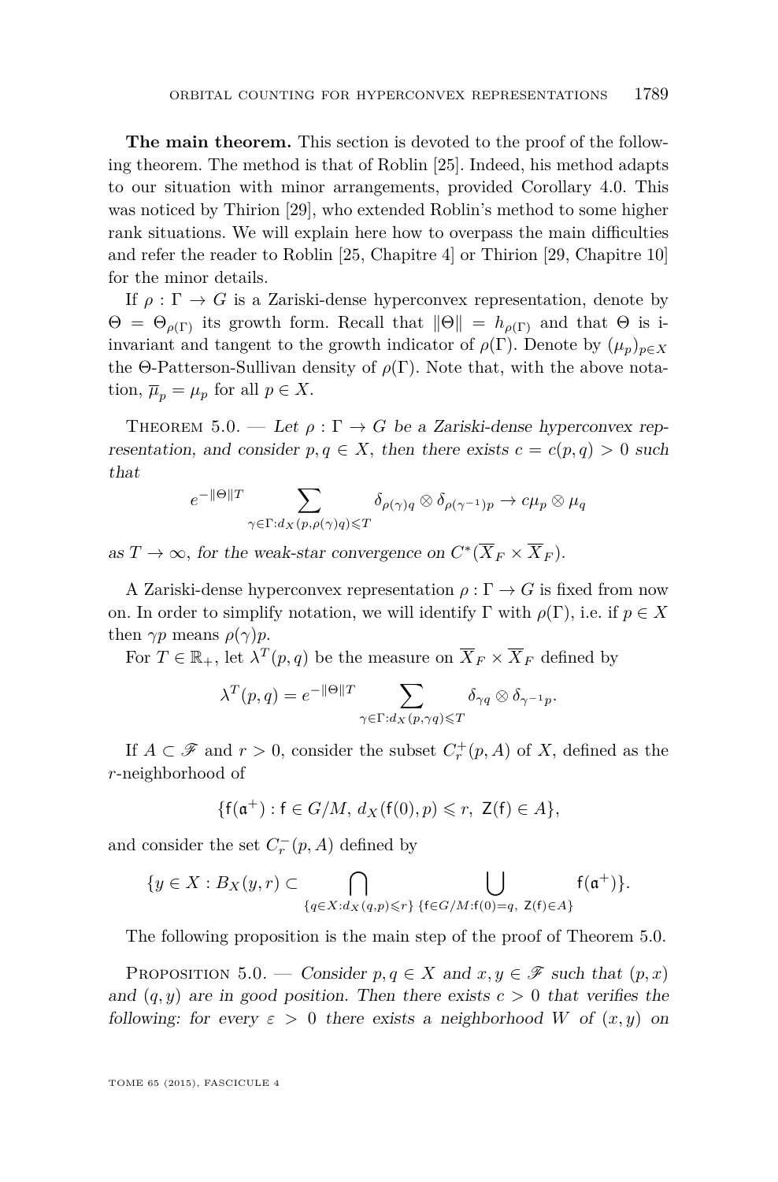**The main theorem.** This section is devoted to the proof of the following theorem. The method is that of Roblin [25]. Indeed, his method adapts to our situation with minor arrangements, provided Corollary 4.0. This was noticed by Thirion [29], who extended Roblin's method to some higher rank situations. We will explain here how to overpass the main difficulties and refer the reader to Roblin [25, Chapitre 4] or Thirion [29, Chapitre 10] for the minor details.

If $\rho : \Gamma \to G$ is a Zariski-dense hyperconvex representation, denote by $\Theta = \Theta_{\rho(\Gamma)}$ its growth form. Recall that $\|\Theta\| = h_{\rho(\Gamma)}$ and that $\Theta$ is i-invariant and tangent to the growth indicator of $\rho(\Gamma)$. Denote by $(\mu_p)_{p\in X}$ the $\Theta$-Patterson-Sullivan density of $\rho(\Gamma)$. Note that, with the above notation, $\overline{\mu}_p = \mu_p$ for all $p \in X$.

Theorem 5.0. — *Let $\rho : \Gamma \to G$ be a Zariski-dense hyperconvex representation, and consider $p, q \in X$, then there exists $c = c(p,q) > 0$ such that*

$$e^{-\|\Theta\| T} \sum_{\gamma\in\Gamma : d_X(p,\rho(\gamma)q)\leqslant T} \delta_{\rho(\gamma)q} \otimes \delta_{\rho(\gamma^{-1})p} \to c\mu_p \otimes \mu_q$$

*as $T \to \infty$, for the weak-star convergence on $C^*(\overline{X}_F \times \overline{X}_F)$.*

A Zariski-dense hyperconvex representation $\rho : \Gamma \to G$ is fixed from now on. In order to simplify notation, we will identify $\Gamma$ with $\rho(\Gamma)$, i.e. if $p \in X$ then $\gamma p$ means $\rho(\gamma)p$.

For $T \in \mathbb{R}_+$, let $\lambda^T(p,q)$ be the measure on $\overline{X}_F \times \overline{X}_F$ defined by

$$\lambda^T(p,q) = e^{-\|\Theta\| T} \sum_{\gamma\in\Gamma : d_X(p,\gamma q)\leqslant T} \delta_{\gamma q} \otimes \delta_{\gamma^{-1}p}.$$

If $A \subset \mathscr{F}$ and $r > 0$, consider the subset $C_r^+(p,A)$ of $X$, defined as the $r$-neighborhood of

$$\{\mathsf{f}(\mathfrak{a}^+) : \mathsf{f} \in G/M,\ d_X(\mathsf{f}(0),p) \leqslant r,\ \mathsf{Z}(\mathsf{f}) \in A\},$$

and consider the set $C_r^-(p,A)$ defined by

$$\{y \in X : B_X(y,r) \subset \bigcap_{\{q\in X : d_X(q,p)\leqslant r\}} \bigcup_{\{\mathsf{f}\in G/M : \mathsf{f}(0)=q,\ \mathsf{Z}(\mathsf{f})\in A\}} \mathsf{f}(\mathfrak{a}^+)\}.$$

The following proposition is the main step of the proof of Theorem 5.0.

Proposition 5.0. — *Consider $p, q \in X$ and $x, y \in \mathscr{F}$ such that $(p,x)$ and $(q,y)$ are in good position. Then there exists $c > 0$ that verifies the following: for every $\varepsilon > 0$ there exists a neighborhood $W$ of $(x,y)$ on*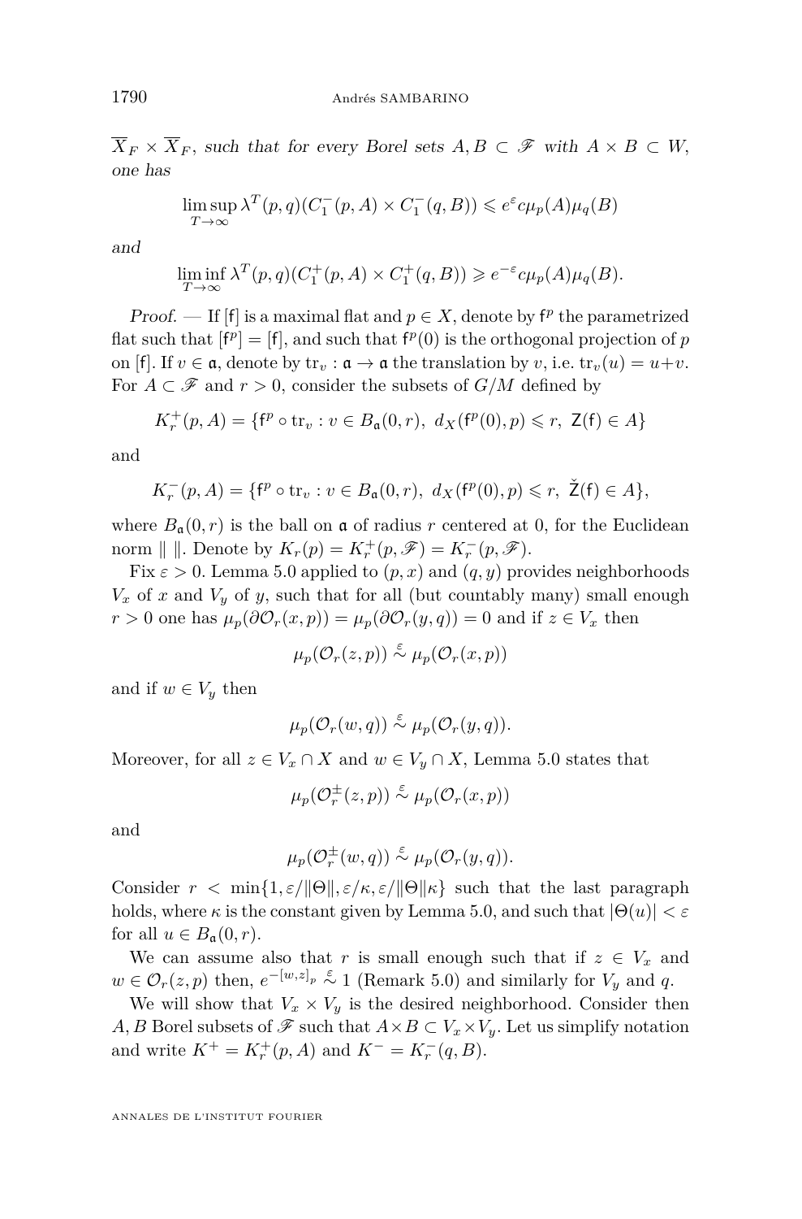$\overline{X}_F \times \overline{X}_F$, *such that for every Borel sets $A, B \subset \mathscr{F}$ with $A \times B \subset W$, one has*

$$\limsup_{T\to\infty} \lambda^T(p,q)(C_1^-(p,A)\times C_1^-(q,B)) \leqslant e^{\varepsilon} c\mu_p(A)\mu_q(B)$$

*and*

$$\liminf_{T\to\infty} \lambda^T(p,q)(C_1^+(p,A)\times C_1^+(q,B)) \geqslant e^{-\varepsilon} c\mu_p(A)\mu_q(B).$$

*Proof.* — If $[\mathsf{f}]$ is a maximal flat and $p \in X$, denote by $\mathsf{f}^p$ the parametrized flat such that $[\mathsf{f}^p] = [\mathsf{f}]$, and such that $\mathsf{f}^p(0)$ is the orthogonal projection of $p$ on $[\mathsf{f}]$. If $v \in \mathfrak{a}$, denote by $\operatorname{tr}_v : \mathfrak{a} \to \mathfrak{a}$ the translation by $v$, i.e. $\operatorname{tr}_v(u) = u+v$. For $A \subset \mathscr{F}$ and $r > 0$, consider the subsets of $G/M$ defined by

$$K_r^+(p,A) = \{\mathsf{f}^p \circ \operatorname{tr}_v : v \in B_{\mathfrak{a}}(0,r),\ d_X(\mathsf{f}^p(0),p) \leqslant r,\ \mathsf{Z}(\mathsf{f}) \in A\}$$

and

$$K_r^-(p,A) = \{\mathsf{f}^p \circ \operatorname{tr}_v : v \in B_{\mathfrak{a}}(0,r),\ d_X(\mathsf{f}^p(0),p) \leqslant r,\ \check{\mathsf{Z}}(\mathsf{f}) \in A\},$$

where $B_{\mathfrak{a}}(0,r)$ is the ball on $\mathfrak{a}$ of radius $r$ centered at 0, for the Euclidean norm $\|\ \|$. Denote by $K_r(p) = K_r^+(p,\mathscr{F}) = K_r^-(p,\mathscr{F})$.

Fix $\varepsilon > 0$. Lemma 5.0 applied to $(p,x)$ and $(q,y)$ provides neighborhoods $V_x$ of $x$ and $V_y$ of $y$, such that for all (but countably many) small enough $r > 0$ one has $\mu_p(\partial\mathcal{O}_r(x,p)) = \mu_p(\partial\mathcal{O}_r(y,q)) = 0$ and if $z \in V_x$ then

$$\mu_p(\mathcal{O}_r(z,p)) \overset{\varepsilon}{\sim} \mu_p(\mathcal{O}_r(x,p))$$

and if $w \in V_y$ then

$$\mu_p(\mathcal{O}_r(w,q)) \overset{\varepsilon}{\sim} \mu_p(\mathcal{O}_r(y,q)).$$

Moreover, for all $z \in V_x \cap X$ and $w \in V_y \cap X$, Lemma 5.0 states that

$$\mu_p(\mathcal{O}_r^{\pm}(z,p)) \overset{\varepsilon}{\sim} \mu_p(\mathcal{O}_r(x,p))$$

and

$$\mu_p(\mathcal{O}_r^{\pm}(w,q)) \overset{\varepsilon}{\sim} \mu_p(\mathcal{O}_r(y,q)).$$

Consider $r < \min\{1, \varepsilon/\|\Theta\|, \varepsilon/\kappa, \varepsilon/\|\Theta\|\kappa\}$ such that the last paragraph holds, where $\kappa$ is the constant given by Lemma 5.0, and such that $|\Theta(u)| < \varepsilon$ for all $u \in B_{\mathfrak{a}}(0,r)$.

We can assume also that $r$ is small enough such that if $z \in V_x$ and $w \in \mathcal{O}_r(z,p)$ then, $e^{-[w,z]_p} \overset{\varepsilon}{\sim} 1$ (Remark 5.0) and similarly for $V_y$ and $q$.

We will show that $V_x \times V_y$ is the desired neighborhood. Consider then $A, B$ Borel subsets of $\mathscr{F}$ such that $A \times B \subset V_x \times V_y$. Let us simplify notation and write $K^+ = K_r^+(p,A)$ and $K^- = K_r^-(q,B)$.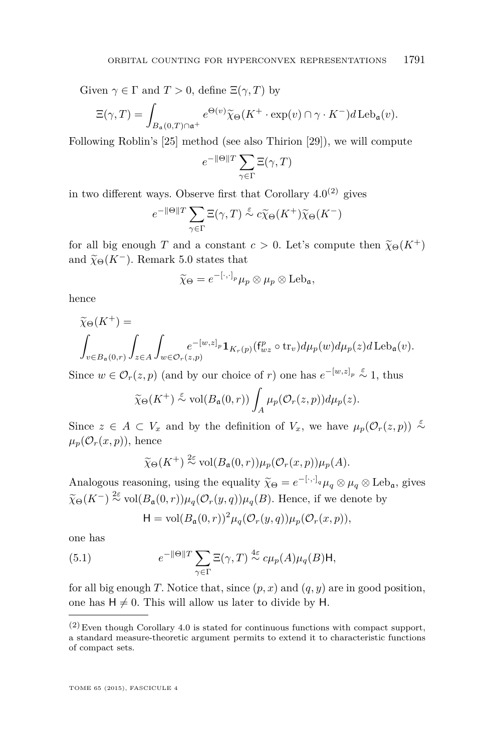Given $\gamma \in \Gamma$ and $T > 0$, define $\Xi(\gamma, T)$ by

$$\Xi(\gamma, T) = \int_{B_{\mathfrak{a}}(0,T)\cap\mathfrak{a}^+} e^{\Theta(v)} \widetilde{\chi}_\Theta(K^+ \cdot \exp(v) \cap \gamma \cdot K^-) d\,\mathrm{Leb}_{\mathfrak{a}}(v).$$

Following Roblin's [25] method (see also Thirion [29]), we will compute

$$e^{-\|\Theta\| T} \sum_{\gamma\in\Gamma} \Xi(\gamma, T)$$

in two different ways. Observe first that Corollary 4.0[(2)] gives

$$e^{-\|\Theta\| T} \sum_{\gamma\in\Gamma} \Xi(\gamma, T) \overset{\varepsilon}{\sim} c\widetilde{\chi}_\Theta(K^+)\widetilde{\chi}_\Theta(K^-)$$

for all big enough $T$ and a constant $c > 0$. Let's compute then $\widetilde{\chi}_\Theta(K^+)$ and $\widetilde{\chi}_\Theta(K^-)$. Remark 5.0 states that

$$\widetilde{\chi}_\Theta = e^{-[\cdot,\cdot]_p} \mu_p \otimes \mu_p \otimes \mathrm{Leb}_{\mathfrak{a}},$$

hence

$$\widetilde{\chi}_\Theta(K^+) =$$
$$\int_{v\in B_{\mathfrak{a}}(0,r)} \int_{z\in A} \int_{w\in\mathcal{O}_r(z,p)} e^{-[w,z]_p} \mathbf{1}_{K_r(p)}(\mathsf{f}^p_{wz} \circ \mathrm{tr}_v) d\mu_p(w) d\mu_p(z) d\,\mathrm{Leb}_{\mathfrak{a}}(v).$$

Since $w \in \mathcal{O}_r(z,p)$ (and by our choice of $r$) one has $e^{-[w,z]_p} \overset{\varepsilon}{\sim} 1$, thus

$$\widetilde{\chi}_\Theta(K^+) \overset{\varepsilon}{\sim} \mathrm{vol}(B_{\mathfrak{a}}(0,r)) \int_A \mu_p(\mathcal{O}_r(z,p)) d\mu_p(z).$$

Since $z \in A \subset V_x$ and by the definition of $V_x$, we have $\mu_p(\mathcal{O}_r(z,p)) \overset{\varepsilon}{\sim} \mu_p(\mathcal{O}_r(x,p))$, hence

$$\widetilde{\chi}_\Theta(K^+) \overset{2\varepsilon}{\sim} \mathrm{vol}(B_{\mathfrak{a}}(0,r)) \mu_p(\mathcal{O}_r(x,p)) \mu_p(A).$$

Analogous reasoning, using the equality $\widetilde{\chi}_\Theta = e^{-[\cdot,\cdot]_q} \mu_q \otimes \mu_q \otimes \mathrm{Leb}_{\mathfrak{a}}$, gives $\widetilde{\chi}_\Theta(K^-) \overset{2\varepsilon}{\sim} \mathrm{vol}(B_{\mathfrak{a}}(0,r)) \mu_q(\mathcal{O}_r(y,q)) \mu_q(B)$. Hence, if we denote by

$$\mathsf{H} = \mathrm{vol}(B_{\mathfrak{a}}(0,r))^2 \mu_q(\mathcal{O}_r(y,q)) \mu_p(\mathcal{O}_r(x,p)),$$

one has

$$e^{-\|\Theta\| T} \sum_{\gamma\in\Gamma} \Xi(\gamma, T) \overset{4\varepsilon}{\sim} c\mu_p(A)\mu_q(B)\mathsf{H}, \tag{5.1}$$

for all big enough $T$. Notice that, since $(p,x)$ and $(q,y)$ are in good position, one has $\mathsf{H} \neq 0$. This will allow us later to divide by $\mathsf{H}$.

---

(2) Even though Corollary 4.0 is stated for continuous functions with compact support, a standard measure-theoretic argument permits to extend it to characteristic functions of compact sets.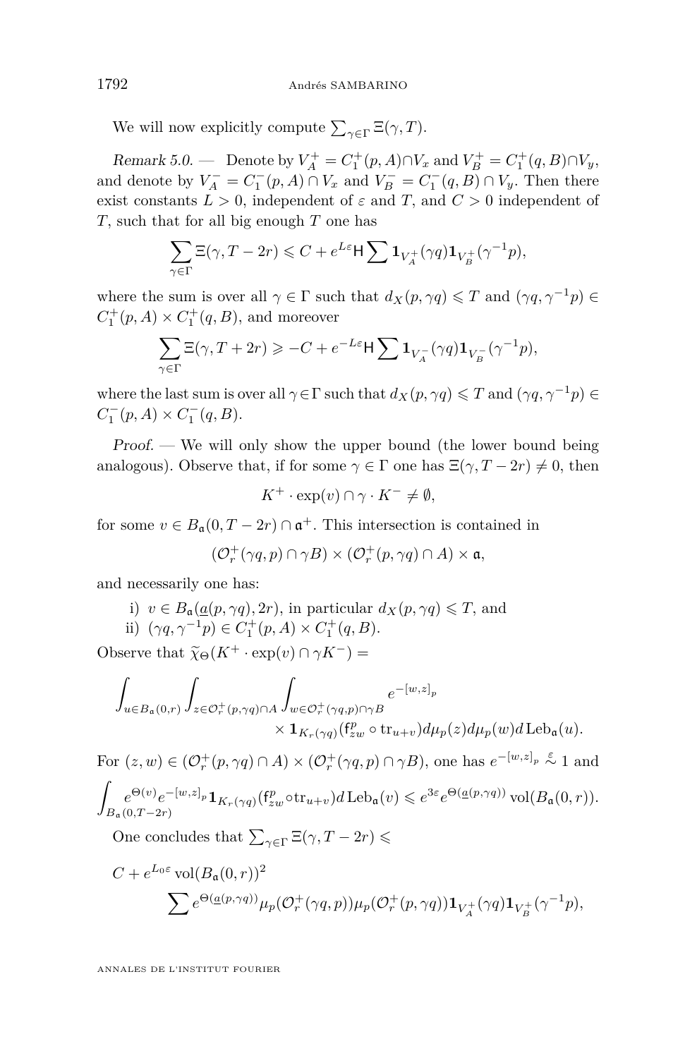We will now explicitly compute $\sum_{\gamma\in\Gamma}\Xi(\gamma,T)$.

*Remark 5.0.* — Denote by $V_A^+ = C_1^+(p,A)\cap V_x$ and $V_B^+ = C_1^+(q,B)\cap V_y$, and denote by $V_A^- = C_1^-(p,A)\cap V_x$ and $V_B^- = C_1^-(q,B)\cap V_y$. Then there exist constants $L>0$, independent of $\varepsilon$ and $T$, and $C>0$ independent of $T$, such that for all big enough $T$ one has

$$\sum_{\gamma\in\Gamma}\Xi(\gamma,T-2r)\leqslant C+e^{L\varepsilon}\mathsf{H}\sum \mathbf{1}_{V_A^+}(\gamma q)\mathbf{1}_{V_B^+}(\gamma^{-1}p),$$

where the sum is over all $\gamma\in\Gamma$ such that $d_X(p,\gamma q)\leqslant T$ and $(\gamma q,\gamma^{-1}p)\in C_1^+(p,A)\times C_1^+(q,B)$, and moreover

$$\sum_{\gamma\in\Gamma}\Xi(\gamma,T+2r)\geqslant -C+e^{-L\varepsilon}\mathsf{H}\sum \mathbf{1}_{V_A^-}(\gamma q)\mathbf{1}_{V_B^-}(\gamma^{-1}p),$$

where the last sum is over all $\gamma\in\Gamma$ such that $d_X(p,\gamma q)\leqslant T$ and $(\gamma q,\gamma^{-1}p)\in C_1^-(p,A)\times C_1^-(q,B)$.

*Proof.* — We will only show the upper bound (the lower bound being analogous). Observe that, if for some $\gamma\in\Gamma$ one has $\Xi(\gamma,T-2r)\neq 0$, then

$$K^+\cdot\exp(v)\cap\gamma\cdot K^-\neq\emptyset,$$

for some $v\in B_{\mathfrak{a}}(0,T-2r)\cap\mathfrak{a}^+$. This intersection is contained in

$$(\mathcal{O}_r^+(\gamma q,p)\cap\gamma B)\times(\mathcal{O}_r^+(p,\gamma q)\cap A)\times\mathfrak{a},$$

and necessarily one has:

i) $v\in B_{\mathfrak{a}}(\underline{a}(p,\gamma q),2r)$, in particular $d_X(p,\gamma q)\leqslant T$, and
ii) $(\gamma q,\gamma^{-1}p)\in C_1^+(p,A)\times C_1^+(q,B)$.

Observe that $\widetilde{\chi}_\Theta(K^+\cdot\exp(v)\cap\gamma K^-)=$

$$\int_{u\in B_{\mathfrak{a}}(0,r)}\int_{z\in\mathcal{O}_r^+(p,\gamma q)\cap A}\int_{w\in\mathcal{O}_r^+(\gamma q,p)\cap\gamma B}e^{-[w,z]_p}\times\mathbf{1}_{K_r(\gamma q)}(\mathsf{f}_{zw}^p\circ\operatorname{tr}_{u+v})d\mu_p(z)d\mu_p(w)d\operatorname{Leb}_{\mathfrak{a}}(u).$$

For $(z,w)\in(\mathcal{O}_r^+(p,\gamma q)\cap A)\times(\mathcal{O}_r^+(\gamma q,p)\cap\gamma B)$, one has $e^{-[w,z]_p}\overset{\varepsilon}{\sim}1$ and

$$\int_{B_{\mathfrak{a}}(0,T-2r)}e^{\Theta(v)}e^{-[w,z]_p}\mathbf{1}_{K_r(\gamma q)}(\mathsf{f}_{zw}^p\circ\operatorname{tr}_{u+v})d\operatorname{Leb}_{\mathfrak{a}}(v)\leqslant e^{3\varepsilon}e^{\Theta(\underline{a}(p,\gamma q))}\operatorname{vol}(B_{\mathfrak{a}}(0,r)).$$

One concludes that $\sum_{\gamma\in\Gamma}\Xi(\gamma,T-2r)\leqslant$

$$C+e^{L_0\varepsilon}\operatorname{vol}(B_{\mathfrak{a}}(0,r))^2\sum e^{\Theta(\underline{a}(p,\gamma q))}\mu_p(\mathcal{O}_r^+(\gamma q,p))\mu_p(\mathcal{O}_r^+(p,\gamma q))\mathbf{1}_{V_A^+}(\gamma q)\mathbf{1}_{V_B^+}(\gamma^{-1}p),$$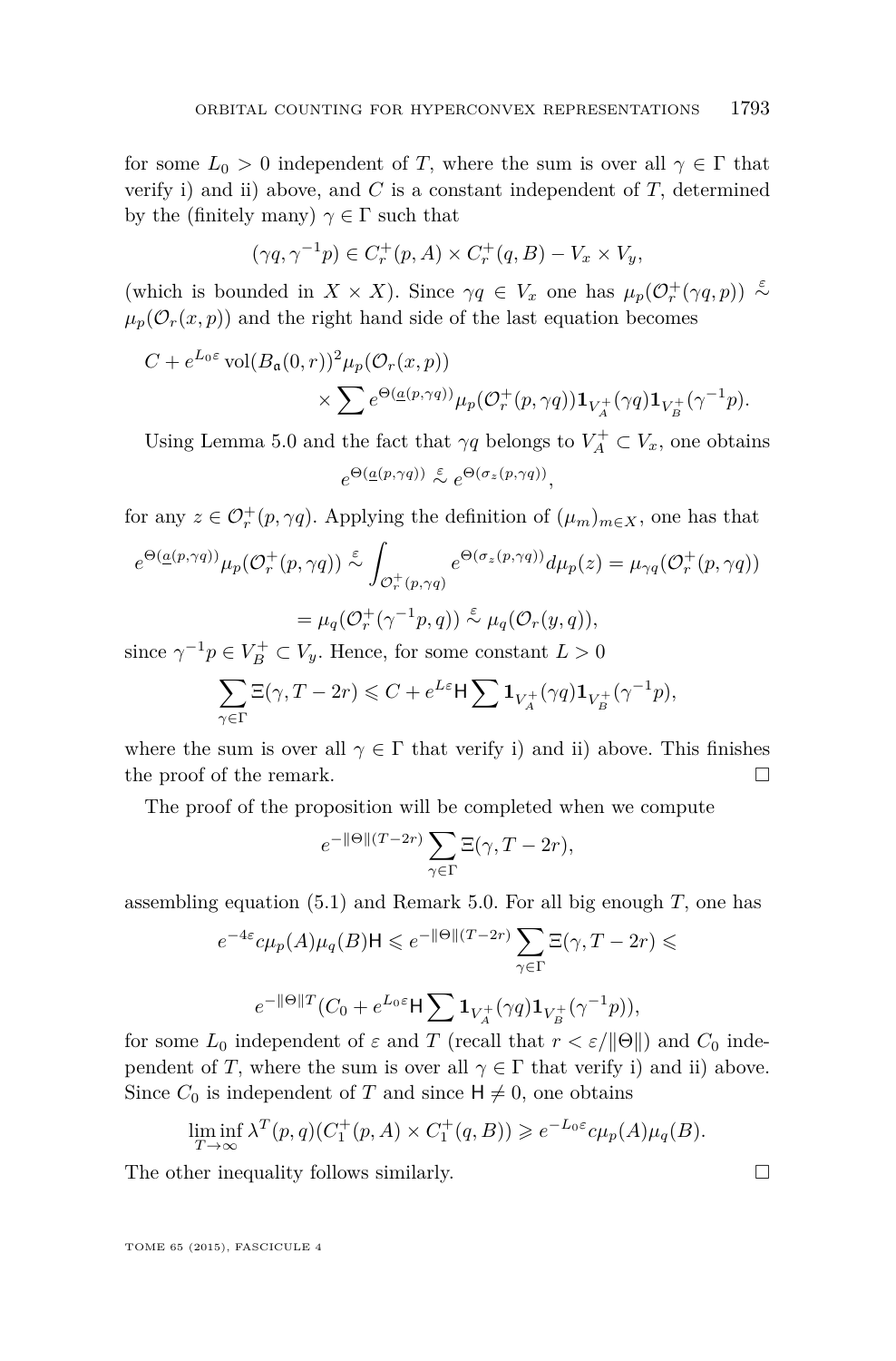for some $L_0 > 0$ independent of $T$, where the sum is over all $\gamma \in \Gamma$ that verify i) and ii) above, and $C$ is a constant independent of $T$, determined by the (finitely many) $\gamma \in \Gamma$ such that

$$(\gamma q, \gamma^{-1} p) \in C_r^+(p, A) \times C_r^+(q, B) - V_x \times V_y,$$

(which is bounded in $X \times X$). Since $\gamma q \in V_x$ one has $\mu_p(\mathcal{O}_r^+(\gamma q, p)) \overset{\varepsilon}{\sim} \mu_p(\mathcal{O}_r(x, p))$ and the right hand side of the last equation becomes

$$C + e^{L_0 \varepsilon} \operatorname{vol}(B_{\mathfrak{a}}(0, r))^2 \mu_p(\mathcal{O}_r(x, p)) \\ \times \sum e^{\Theta(\underline{a}(p, \gamma q))} \mu_p(\mathcal{O}_r^+(p, \gamma q)) \mathbf{1}_{V_A^+}(\gamma q) \mathbf{1}_{V_B^+}(\gamma^{-1} p).$$

Using Lemma 5.0 and the fact that $\gamma q$ belongs to $V_A^+ \subset V_x$, one obtains

$$e^{\Theta(\underline{a}(p, \gamma q))} \overset{\varepsilon}{\sim} e^{\Theta(\sigma_z(p, \gamma q))},$$

for any $z \in \mathcal{O}_r^+(p, \gamma q)$. Applying the definition of $(\mu_m)_{m \in X}$, one has that

$$e^{\Theta(\underline{a}(p, \gamma q))} \mu_p(\mathcal{O}_r^+(p, \gamma q)) \overset{\varepsilon}{\sim} \int_{\mathcal{O}_r^+(p, \gamma q)} e^{\Theta(\sigma_z(p, \gamma q))} d\mu_p(z) = \mu_{\gamma q}(\mathcal{O}_r^+(p, \gamma q))$$

$$= \mu_q(\mathcal{O}_r^+(\gamma^{-1} p, q)) \overset{\varepsilon}{\sim} \mu_q(\mathcal{O}_r(y, q)),$$

since $\gamma^{-1} p \in V_B^+ \subset V_y$. Hence, for some constant $L > 0$

$$\sum_{\gamma \in \Gamma} \Xi(\gamma, T - 2r) \leqslant C + e^{L \varepsilon} \mathsf{H} \sum \mathbf{1}_{V_A^+}(\gamma q) \mathbf{1}_{V_B^+}(\gamma^{-1} p),$$

where the sum is over all $\gamma \in \Gamma$ that verify i) and ii) above. This finishes the proof of the remark. $\square$

The proof of the proposition will be completed when we compute

$$e^{-\|\Theta\|(T - 2r)} \sum_{\gamma \in \Gamma} \Xi(\gamma, T - 2r),$$

assembling equation (5.1) and Remark 5.0. For all big enough $T$, one has

$$e^{-4\varepsilon} c \mu_p(A) \mu_q(B) \mathsf{H} \leqslant e^{-\|\Theta\|(T - 2r)} \sum_{\gamma \in \Gamma} \Xi(\gamma, T - 2r) \leqslant$$

$$e^{-\|\Theta\| T}(C_0 + e^{L_0 \varepsilon} \mathsf{H} \sum \mathbf{1}_{V_A^+}(\gamma q) \mathbf{1}_{V_B^+}(\gamma^{-1} p)),$$

for some $L_0$ independent of $\varepsilon$ and $T$ (recall that $r < \varepsilon / \|\Theta\|$) and $C_0$ independent of $T$, where the sum is over all $\gamma \in \Gamma$ that verify i) and ii) above. Since $C_0$ is independent of $T$ and since $\mathsf{H} \neq 0$, one obtains

$$\liminf_{T \to \infty} \lambda^T(p, q)(C_1^+(p, A) \times C_1^+(q, B)) \geqslant e^{-L_0 \varepsilon} c \mu_p(A) \mu_q(B).$$

The other inequality follows similarly. $\square$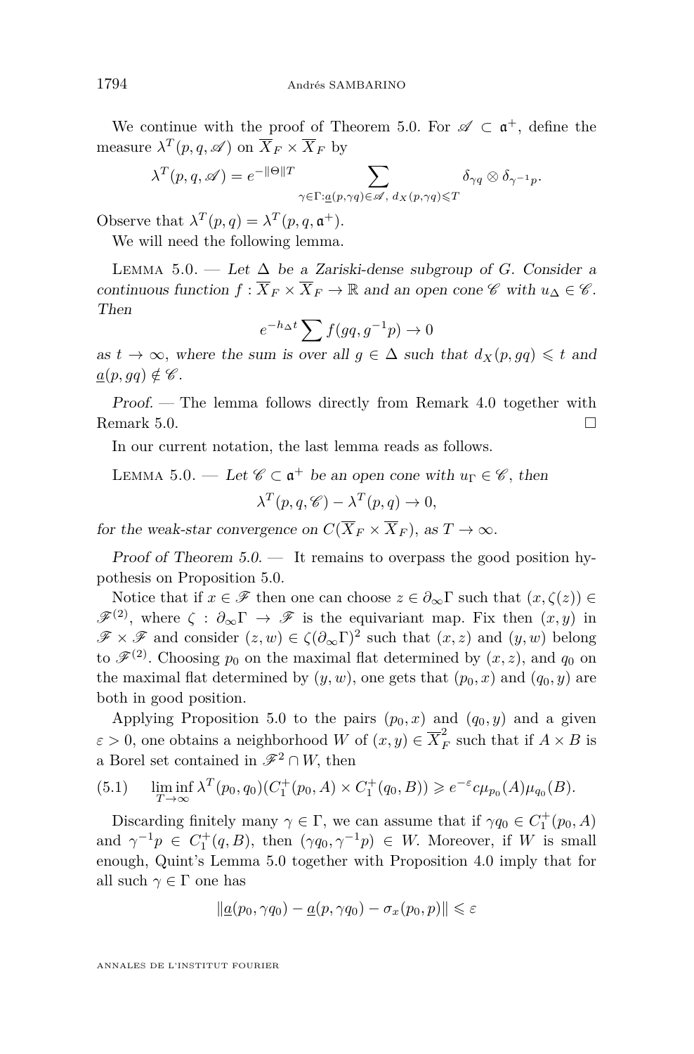We continue with the proof of Theorem 5.0. For $\mathscr{A} \subset \mathfrak{a}^+$, define the measure $\lambda^T(p,q,\mathscr{A})$ on $\overline{X}_F \times \overline{X}_F$ by

$$\lambda^T(p,q,\mathscr{A}) = e^{-\|\Theta\|T} \sum_{\gamma\in\Gamma:\underline{a}(p,\gamma q)\in\mathscr{A},\ d_X(p,\gamma q)\leqslant T} \delta_{\gamma q}\otimes\delta_{\gamma^{-1}p}.$$

Observe that $\lambda^T(p,q) = \lambda^T(p,q,\mathfrak{a}^+)$.

We will need the following lemma.

Lemma 5.0. — *Let $\Delta$ be a Zariski-dense subgroup of $G$. Consider a continuous function $f : \overline{X}_F \times \overline{X}_F \to \mathbb{R}$ and an open cone $\mathscr{C}$ with $u_\Delta \in \mathscr{C}$. Then*

$$e^{-h_\Delta t}\sum f(gq, g^{-1}p) \to 0$$

*as $t\to\infty$, where the sum is over all $g\in\Delta$ such that $d_X(p,gq)\leqslant t$ and $\underline{a}(p,gq)\notin\mathscr{C}$.*

*Proof.* — The lemma follows directly from Remark 4.0 together with Remark 5.0. □

In our current notation, the last lemma reads as follows.

Lemma 5.0. — *Let $\mathscr{C}\subset\mathfrak{a}^+$ be an open cone with $u_\Gamma\in\mathscr{C}$, then*

$$\lambda^T(p,q,\mathscr{C}) - \lambda^T(p,q)\to 0,$$

*for the weak-star convergence on $C(\overline{X}_F\times\overline{X}_F)$, as $T\to\infty$.*

*Proof of Theorem 5.0.* — It remains to overpass the good position hypothesis on Proposition 5.0.

Notice that if $x\in\mathscr{F}$ then one can choose $z\in\partial_\infty\Gamma$ such that $(x,\zeta(z))\in\mathscr{F}^{(2)}$, where $\zeta:\partial_\infty\Gamma\to\mathscr{F}$ is the equivariant map. Fix then $(x,y)$ in $\mathscr{F}\times\mathscr{F}$ and consider $(z,w)\in\zeta(\partial_\infty\Gamma)^2$ such that $(x,z)$ and $(y,w)$ belong to $\mathscr{F}^{(2)}$. Choosing $p_0$ on the maximal flat determined by $(x,z)$, and $q_0$ on the maximal flat determined by $(y,w)$, one gets that $(p_0,x)$ and $(q_0,y)$ are both in good position.

Applying Proposition 5.0 to the pairs $(p_0,x)$ and $(q_0,y)$ and a given $\varepsilon>0$, one obtains a neighborhood $W$ of $(x,y)\in\overline{X}_F^2$ such that if $A\times B$ is a Borel set contained in $\mathscr{F}^2\cap W$, then

$$\liminf_{T\to\infty}\lambda^T(p_0,q_0)(C_1^+(p_0,A)\times C_1^+(q_0,B))\geqslant e^{-\varepsilon}c\mu_{p_0}(A)\mu_{q_0}(B). \tag{5.1}$$

Discarding finitely many $\gamma\in\Gamma$, we can assume that if $\gamma q_0\in C_1^+(p_0,A)$ and $\gamma^{-1}p\in C_1^+(q,B)$, then $(\gamma q_0,\gamma^{-1}p)\in W$. Moreover, if $W$ is small enough, Quint's Lemma 5.0 together with Proposition 4.0 imply that for all such $\gamma\in\Gamma$ one has

$$\|\underline{a}(p_0,\gamma q_0)-\underline{a}(p,\gamma q_0)-\sigma_x(p_0,p)\|\leqslant\varepsilon$$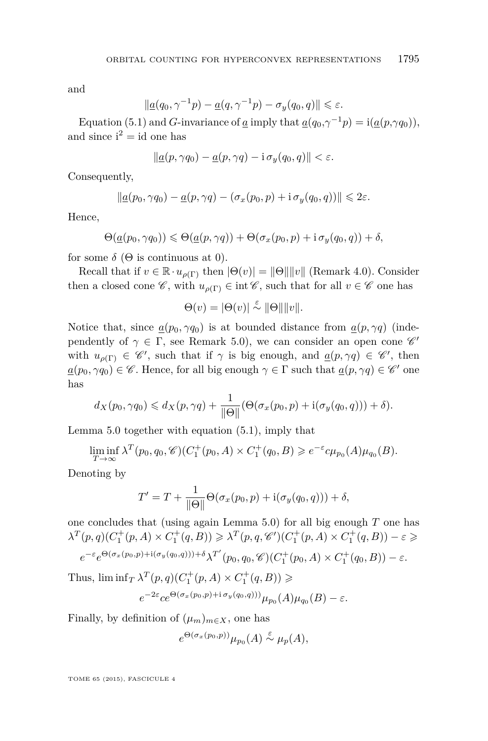and

$$\|\underline{a}(q_0, \gamma^{-1}p) - \underline{a}(q, \gamma^{-1}p) - \sigma_y(q_0, q)\| \leqslant \varepsilon.$$

Equation (5.1) and $G$-invariance of $\underline{a}$ imply that $\underline{a}(q_0,\gamma^{-1}p) = \mathrm{i}(\underline{a}(p,\gamma q_0))$, and since $\mathrm{i}^2 = \mathrm{id}$ one has

$$\|\underline{a}(p, \gamma q_0) - \underline{a}(p, \gamma q) - \mathrm{i}\,\sigma_y(q_0, q)\| < \varepsilon.$$

Consequently,

$$\|\underline{a}(p_0, \gamma q_0) - \underline{a}(p, \gamma q) - (\sigma_x(p_0, p) + \mathrm{i}\,\sigma_y(q_0, q))\| \leqslant 2\varepsilon.$$

Hence,

$$\Theta(\underline{a}(p_0, \gamma q_0)) \leqslant \Theta(\underline{a}(p, \gamma q)) + \Theta(\sigma_x(p_0, p) + \mathrm{i}\,\sigma_y(q_0, q)) + \delta,$$

for some $\delta$ ($\Theta$ is continuous at 0).

Recall that if $v \in \mathbb{R} \cdot u_{\rho(\Gamma)}$ then $|\Theta(v)| = \|\Theta\|\|v\|$ (Remark 4.0). Consider then a closed cone $\mathscr{C}$, with $u_{\rho(\Gamma)} \in \operatorname{int}\mathscr{C}$, such that for all $v \in \mathscr{C}$ one has

$$\Theta(v) = |\Theta(v)| \overset{\varepsilon}{\sim} \|\Theta\|\|v\|.$$

Notice that, since $\underline{a}(p_0, \gamma q_0)$ is at bounded distance from $\underline{a}(p, \gamma q)$ (independently of $\gamma \in \Gamma$, see Remark 5.0), we can consider an open cone $\mathscr{C}'$ with $u_{\rho(\Gamma)} \in \mathscr{C}'$, such that if $\gamma$ is big enough, and $\underline{a}(p, \gamma q) \in \mathscr{C}'$, then $\underline{a}(p_0, \gamma q_0) \in \mathscr{C}$. Hence, for all big enough $\gamma \in \Gamma$ such that $\underline{a}(p, \gamma q) \in \mathscr{C}'$ one has

$$d_X(p_0, \gamma q_0) \leqslant d_X(p, \gamma q) + \frac{1}{\|\Theta\|}(\Theta(\sigma_x(p_0, p) + \mathrm{i}(\sigma_y(q_0, q))) + \delta).$$

Lemma 5.0 together with equation (5.1), imply that

$$\liminf_{T\to\infty} \lambda^T(p_0, q_0, \mathscr{C})(C_1^+(p_0, A) \times C_1^+(q_0, B) \geqslant e^{-\varepsilon} c \mu_{p_0}(A)\mu_{q_0}(B).$$

Denoting by

$$T' = T + \frac{1}{\|\Theta\|}\Theta(\sigma_x(p_0, p) + \mathrm{i}(\sigma_y(q_0, q))) + \delta,$$

one concludes that (using again Lemma 5.0) for all big enough $T$ one has $\lambda^T(p, q)(C_1^+(p, A) \times C_1^+(q, B)) \geqslant \lambda^T(p, q, \mathscr{C}')(C_1^+(p, A) \times C_1^+(q, B)) - \varepsilon \geqslant$

$$e^{-\varepsilon} e^{\Theta(\sigma_x(p_0,p)+\mathrm{i}(\sigma_y(q_0,q)))+\delta} \lambda^{T'}(p_0, q_0, \mathscr{C})(C_1^+(p_0, A) \times C_1^+(q_0, B)) - \varepsilon.$$

Thus, $\liminf_T \lambda^T(p, q)(C_1^+(p, A) \times C_1^+(q, B)) \geqslant$

$$e^{-2\varepsilon} c e^{\Theta(\sigma_x(p_0,p)+\mathrm{i}\,\sigma_y(q_0,q)))} \mu_{p_0}(A)\mu_{q_0}(B) - \varepsilon.$$

Finally, by definition of $(\mu_m)_{m\in X}$, one has

$$e^{\Theta(\sigma_x(p_0,p))}\mu_{p_0}(A) \overset{\varepsilon}{\sim} \mu_p(A),$$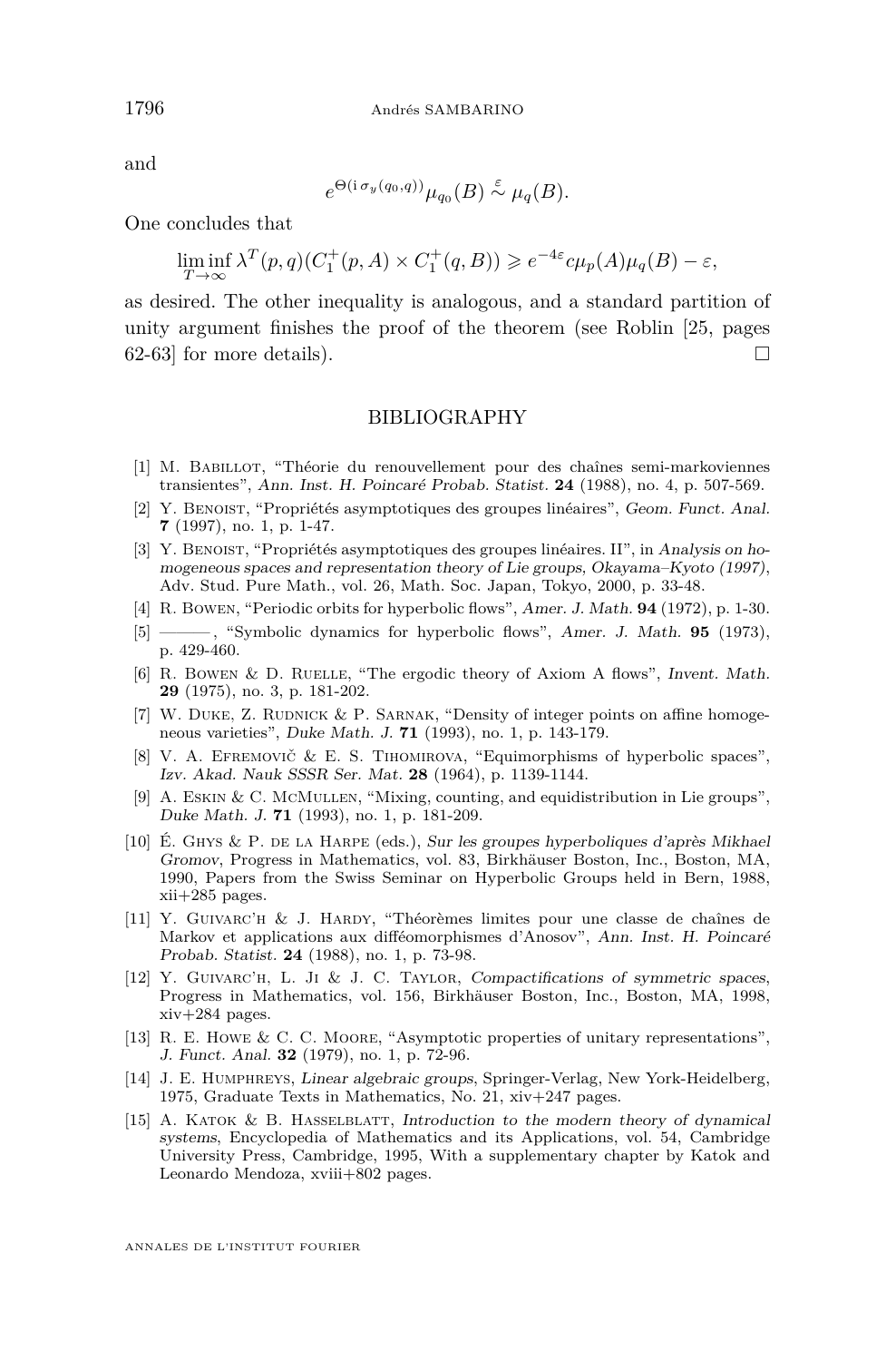and

$$e^{\Theta(\mathrm{i}\,\sigma_y(q_0,q))}\mu_{q_0}(B) \overset{\varepsilon}{\sim} \mu_q(B).$$

One concludes that

$$\liminf_{T\to\infty} \lambda^T(p,q)(C_1^+(p,A)\times C_1^+(q,B)) \geqslant e^{-4\varepsilon}c\mu_p(A)\mu_q(B)-\varepsilon,$$

as desired. The other inequality is analogous, and a standard partition of unity argument finishes the proof of the theorem (see Roblin [25, pages 62-63] for more details). □

## BIBLIOGRAPHY

[1] M. Babillot, "Théorie du renouvellement pour des chaînes semi-markoviennes transientes", *Ann. Inst. H. Poincaré Probab. Statist.* **24** (1988), no. 4, p. 507-569.

[2] Y. Benoist, "Propriétés asymptotiques des groupes linéaires", *Geom. Funct. Anal.* **7** (1997), no. 1, p. 1-47.

[3] Y. Benoist, "Propriétés asymptotiques des groupes linéaires. II", in *Analysis on homogeneous spaces and representation theory of Lie groups, Okayama–Kyoto (1997)*, Adv. Stud. Pure Math., vol. 26, Math. Soc. Japan, Tokyo, 2000, p. 33-48.

[4] R. Bowen, "Periodic orbits for hyperbolic flows", *Amer. J. Math.* **94** (1972), p. 1-30.

[5] ———, "Symbolic dynamics for hyperbolic flows", *Amer. J. Math.* **95** (1973), p. 429-460.

[6] R. Bowen & D. Ruelle, "The ergodic theory of Axiom A flows", *Invent. Math.* **29** (1975), no. 3, p. 181-202.

[7] W. Duke, Z. Rudnick & P. Sarnak, "Density of integer points on affine homogeneous varieties", *Duke Math. J.* **71** (1993), no. 1, p. 143-179.

[8] V. A. Efremovič & E. S. Tihomirova, "Equimorphisms of hyperbolic spaces", *Izv. Akad. Nauk SSSR Ser. Mat.* **28** (1964), p. 1139-1144.

[9] A. Eskin & C. McMullen, "Mixing, counting, and equidistribution in Lie groups", *Duke Math. J.* **71** (1993), no. 1, p. 181-209.

[10] É. Ghys & P. de la Harpe (eds.), *Sur les groupes hyperboliques d'après Mikhael Gromov*, Progress in Mathematics, vol. 83, Birkhäuser Boston, Inc., Boston, MA, 1990, Papers from the Swiss Seminar on Hyperbolic Groups held in Bern, 1988, xii+285 pages.

[11] Y. Guivarc'h & J. Hardy, "Théorèmes limites pour une classe de chaînes de Markov et applications aux difféomorphismes d'Anosov", *Ann. Inst. H. Poincaré Probab. Statist.* **24** (1988), no. 1, p. 73-98.

[12] Y. Guivarc'h, L. Ji & J. C. Taylor, *Compactifications of symmetric spaces*, Progress in Mathematics, vol. 156, Birkhäuser Boston, Inc., Boston, MA, 1998, xiv+284 pages.

[13] R. E. Howe & C. C. Moore, "Asymptotic properties of unitary representations", *J. Funct. Anal.* **32** (1979), no. 1, p. 72-96.

[14] J. E. Humphreys, *Linear algebraic groups*, Springer-Verlag, New York-Heidelberg, 1975, Graduate Texts in Mathematics, No. 21, xiv+247 pages.

[15] A. Katok & B. Hasselblatt, *Introduction to the modern theory of dynamical systems*, Encyclopedia of Mathematics and its Applications, vol. 54, Cambridge University Press, Cambridge, 1995, With a supplementary chapter by Katok and Leonardo Mendoza, xviii+802 pages.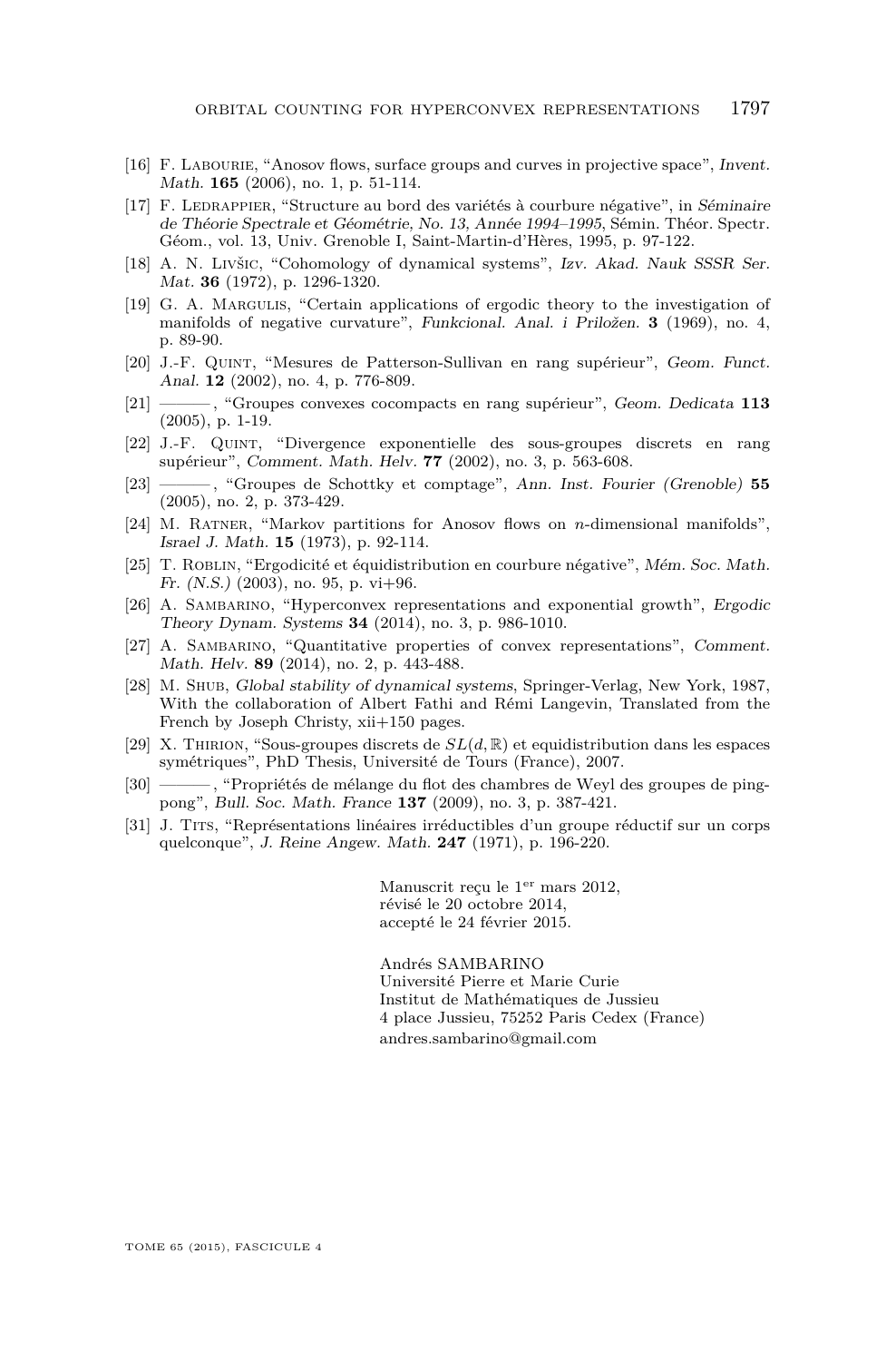[16] F. Labourie, "Anosov flows, surface groups and curves in projective space", *Invent. Math.* **165** (2006), no. 1, p. 51-114.

[17] F. Ledrappier, "Structure au bord des variétés à courbure négative", in *Séminaire de Théorie Spectrale et Géométrie, No. 13, Année 1994–1995*, Sémin. Théor. Spectr. Géom., vol. 13, Univ. Grenoble I, Saint-Martin-d'Hères, 1995, p. 97-122.

[18] A. N. Livšic, "Cohomology of dynamical systems", *Izv. Akad. Nauk SSSR Ser. Mat.* **36** (1972), p. 1296-1320.

[19] G. A. Margulis, "Certain applications of ergodic theory to the investigation of manifolds of negative curvature", *Funkcional. Anal. i Priložen.* **3** (1969), no. 4, p. 89-90.

[20] J.-F. Quint, "Mesures de Patterson-Sullivan en rang supérieur", *Geom. Funct. Anal.* **12** (2002), no. 4, p. 776-809.

[21] ———, "Groupes convexes cocompacts en rang supérieur", *Geom. Dedicata* **113** (2005), p. 1-19.

[22] J.-F. Quint, "Divergence exponentielle des sous-groupes discrets en rang supérieur", *Comment. Math. Helv.* **77** (2002), no. 3, p. 563-608.

[23] ———, "Groupes de Schottky et comptage", *Ann. Inst. Fourier (Grenoble)* **55** (2005), no. 2, p. 373-429.

[24] M. Ratner, "Markov partitions for Anosov flows on $n$-dimensional manifolds", *Israel J. Math.* **15** (1973), p. 92-114.

[25] T. Roblin, "Ergodicité et équidistribution en courbure négative", *Mém. Soc. Math. Fr. (N.S.)* (2003), no. 95, p. vi+96.

[26] A. Sambarino, "Hyperconvex representations and exponential growth", *Ergodic Theory Dynam. Systems* **34** (2014), no. 3, p. 986-1010.

[27] A. Sambarino, "Quantitative properties of convex representations", *Comment. Math. Helv.* **89** (2014), no. 2, p. 443-488.

[28] M. Shub, *Global stability of dynamical systems*, Springer-Verlag, New York, 1987, With the collaboration of Albert Fathi and Rémi Langevin, Translated from the French by Joseph Christy, xii+150 pages.

[29] X. Thirion, "Sous-groupes discrets de $SL(d, \mathbb{R})$ et equidistribution dans les espaces symétriques", PhD Thesis, Université de Tours (France), 2007.

[30] ———, "Propriétés de mélange du flot des chambres de Weyl des groupes de ping-pong", *Bull. Soc. Math. France* **137** (2009), no. 3, p. 387-421.

[31] J. Tits, "Représentations linéaires irréductibles d'un groupe réductif sur un corps quelconque", *J. Reine Angew. Math.* **247** (1971), p. 196-220.

Manuscrit reçu le 1er mars 2012,
révisé le 20 octobre 2014,
accepté le 24 février 2015.

Andrés SAMBARINO
Université Pierre et Marie Curie
Institut de Mathématiques de Jussieu
4 place Jussieu, 75252 Paris Cedex (France)
andres.sambarino@gmail.com